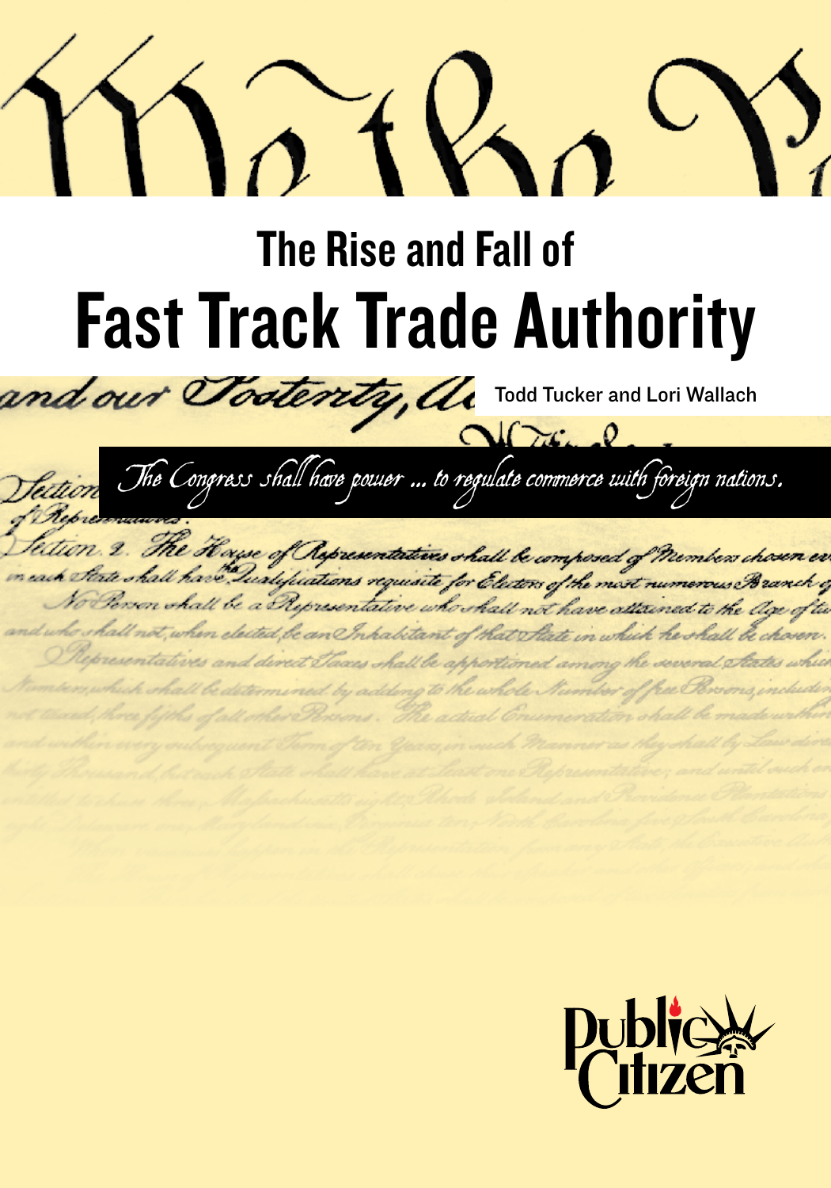# The Rise and Fall of Fast Track Trade Authority

Todd Tucker and Lori Wallach

*The Congress shall have power ... to regulate commerce with foreign nations.*

Public Citizen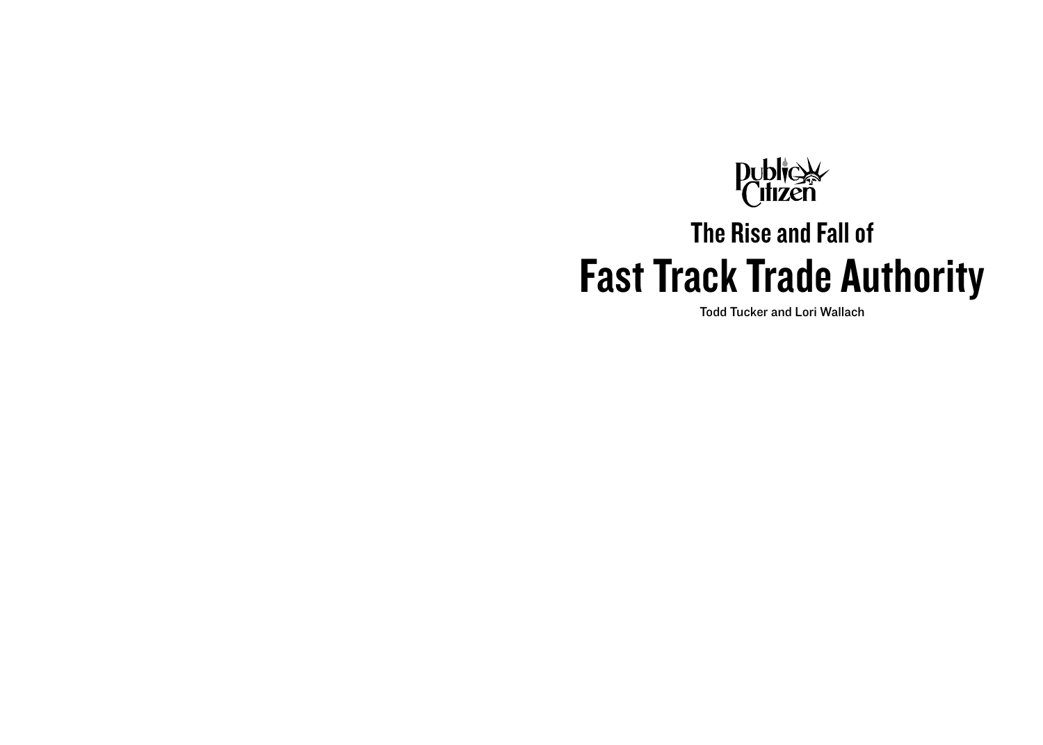Public Citizen

## The Rise and Fall of

# Fast Track Trade Authority

Todd Tucker and Lori Wallach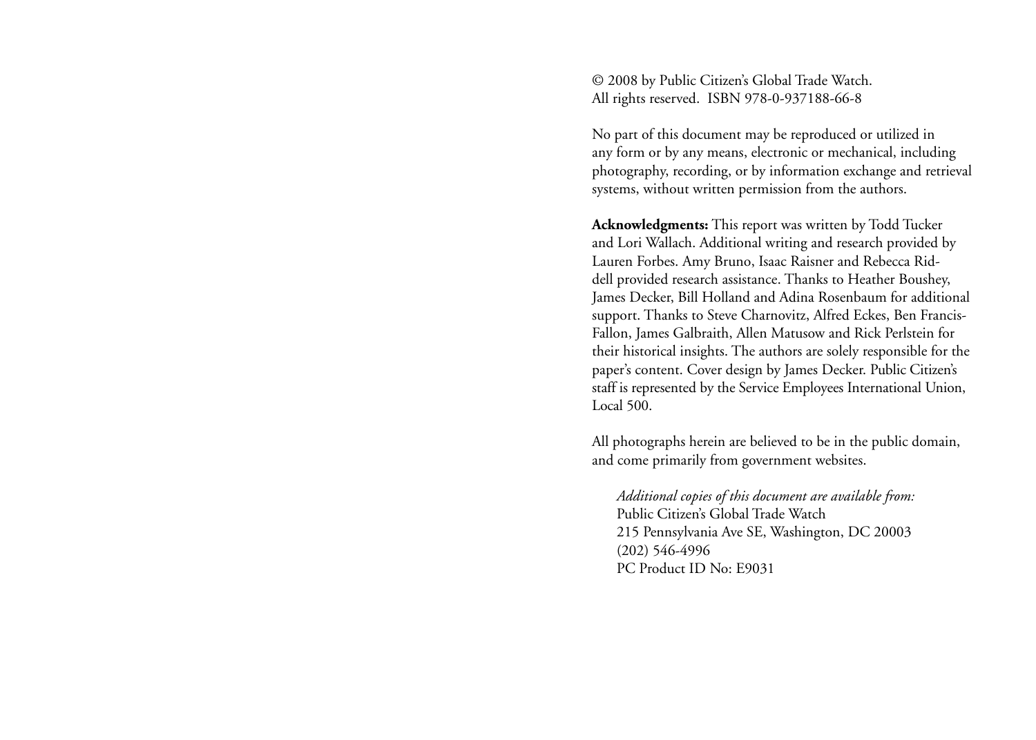© 2008 by Public Citizen's Global Trade Watch.
All rights reserved. ISBN 978-0-937188-66-8

No part of this document may be reproduced or utilized in any form or by any means, electronic or mechanical, including photography, recording, or by information exchange and retrieval systems, without written permission from the authors.

**Acknowledgments:** This report was written by Todd Tucker and Lori Wallach. Additional writing and research provided by Lauren Forbes. Amy Bruno, Isaac Raisner and Rebecca Riddell provided research assistance. Thanks to Heather Boushey, James Decker, Bill Holland and Adina Rosenbaum for additional support. Thanks to Steve Charnovitz, Alfred Eckes, Ben Francis-Fallon, James Galbraith, Allen Matusow and Rick Perlstein for their historical insights. The authors are solely responsible for the paper's content. Cover design by James Decker. Public Citizen's staff is represented by the Service Employees International Union, Local 500.

All photographs herein are believed to be in the public domain, and come primarily from government websites.

*Additional copies of this document are available from:*
Public Citizen's Global Trade Watch
215 Pennsylvania Ave SE, Washington, DC 20003
(202) 546-4996
PC Product ID No: E9031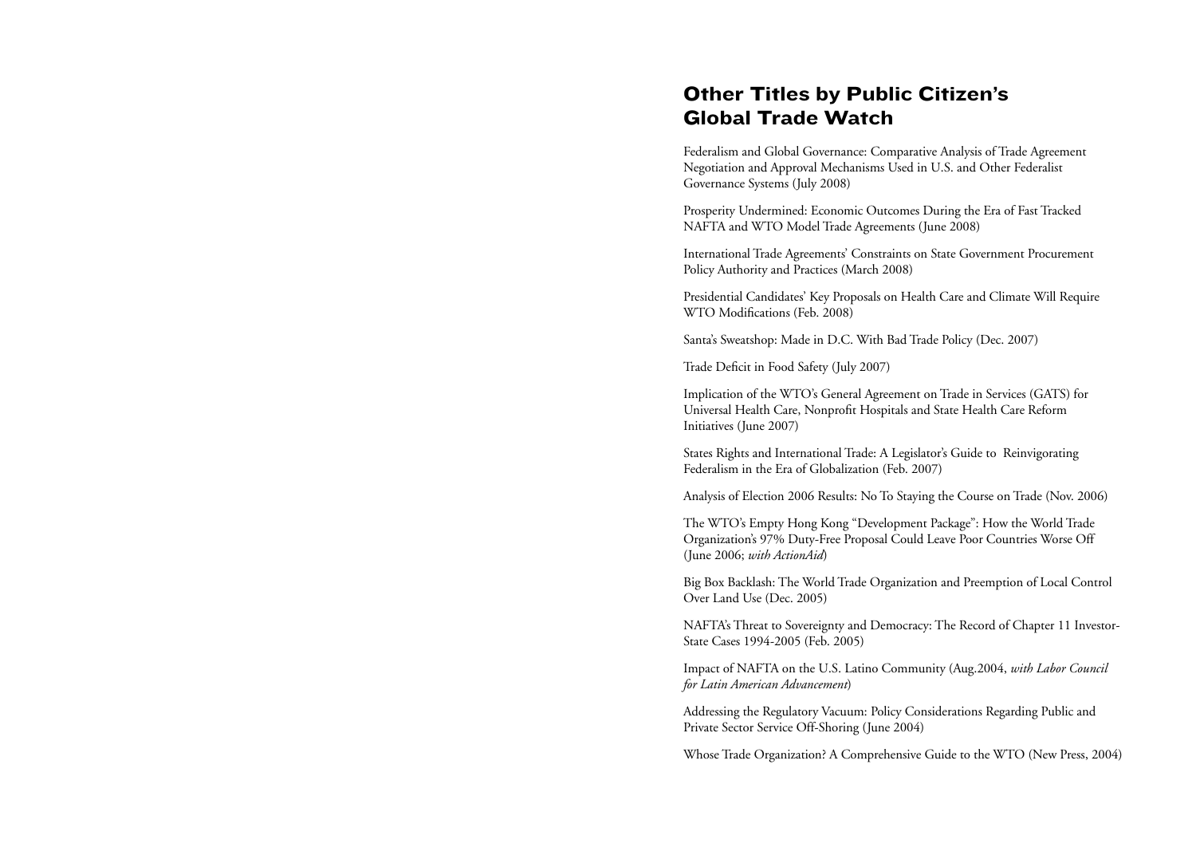## Other Titles by Public Citizen's Global Trade Watch

Federalism and Global Governance: Comparative Analysis of Trade Agreement Negotiation and Approval Mechanisms Used in U.S. and Other Federalist Governance Systems (July 2008)

Prosperity Undermined: Economic Outcomes During the Era of Fast Tracked NAFTA and WTO Model Trade Agreements (June 2008)

International Trade Agreements' Constraints on State Government Procurement Policy Authority and Practices (March 2008)

Presidential Candidates' Key Proposals on Health Care and Climate Will Require WTO Modifications (Feb. 2008)

Santa's Sweatshop: Made in D.C. With Bad Trade Policy (Dec. 2007)

Trade Deficit in Food Safety (July 2007)

Implication of the WTO's General Agreement on Trade in Services (GATS) for Universal Health Care, Nonprofit Hospitals and State Health Care Reform Initiatives (June 2007)

States Rights and International Trade: A Legislator's Guide to Reinvigorating Federalism in the Era of Globalization (Feb. 2007)

Analysis of Election 2006 Results: No To Staying the Course on Trade (Nov. 2006)

The WTO's Empty Hong Kong "Development Package": How the World Trade Organization's 97% Duty-Free Proposal Could Leave Poor Countries Worse Off (June 2006; *with ActionAid*)

Big Box Backlash: The World Trade Organization and Preemption of Local Control Over Land Use (Dec. 2005)

NAFTA's Threat to Sovereignty and Democracy: The Record of Chapter 11 Investor-State Cases 1994-2005 (Feb. 2005)

Impact of NAFTA on the U.S. Latino Community (Aug.2004, *with Labor Council for Latin American Advancement*)

Addressing the Regulatory Vacuum: Policy Considerations Regarding Public and Private Sector Service Off-Shoring (June 2004)

Whose Trade Organization? A Comprehensive Guide to the WTO (New Press, 2004)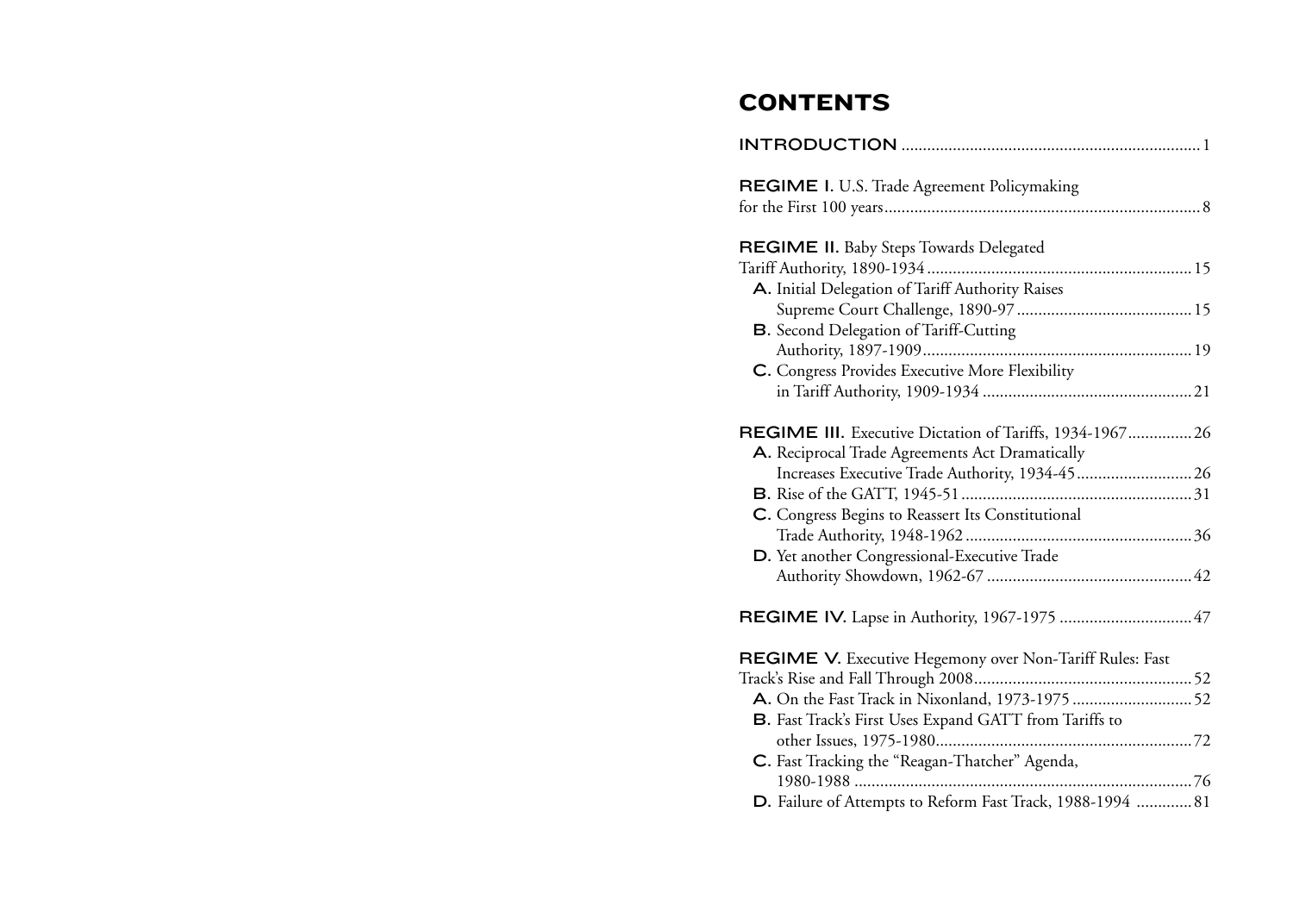# CONTENTS

**INTRODUCTION** .......................................................................1

**REGIME I.** U.S. Trade Agreement Policymaking for the First 100 years.........................................................................8

**REGIME II.** Baby Steps Towards Delegated Tariff Authority, 1890-1934.............................................................15

- **A.** Initial Delegation of Tariff Authority Raises Supreme Court Challenge, 1890-97.........................................15
- **B.** Second Delegation of Tariff-Cutting Authority, 1897-1909..............................................................19
- **C.** Congress Provides Executive More Flexibility in Tariff Authority, 1909-1934 ................................................21

**REGIME III.** Executive Dictation of Tariffs, 1934-1967...............26

- **A.** Reciprocal Trade Agreements Act Dramatically Increases Executive Trade Authority, 1934-45...........................26
- **B.** Rise of the GATT, 1945-51.....................................................31
- **C.** Congress Begins to Reassert Its Constitutional Trade Authority, 1948-1962....................................................36
- **D.** Yet another Congressional-Executive Trade Authority Showdown, 1962-67 ...............................................42

**REGIME IV.** Lapse in Authority, 1967-1975 ..............................47

**REGIME V.** Executive Hegemony over Non-Tariff Rules: Fast Track's Rise and Fall Through 2008..................................................52

- **A.** On the Fast Track in Nixonland, 1973-1975...........................52
- **B.** Fast Track's First Uses Expand GATT from Tariffs to other Issues, 1975-1980...........................................................72
- **C.** Fast Tracking the "Reagan-Thatcher" Agenda, 1980-1988 ..............................................................................76
- **D.** Failure of Attempts to Reform Fast Track, 1988-1994 .............81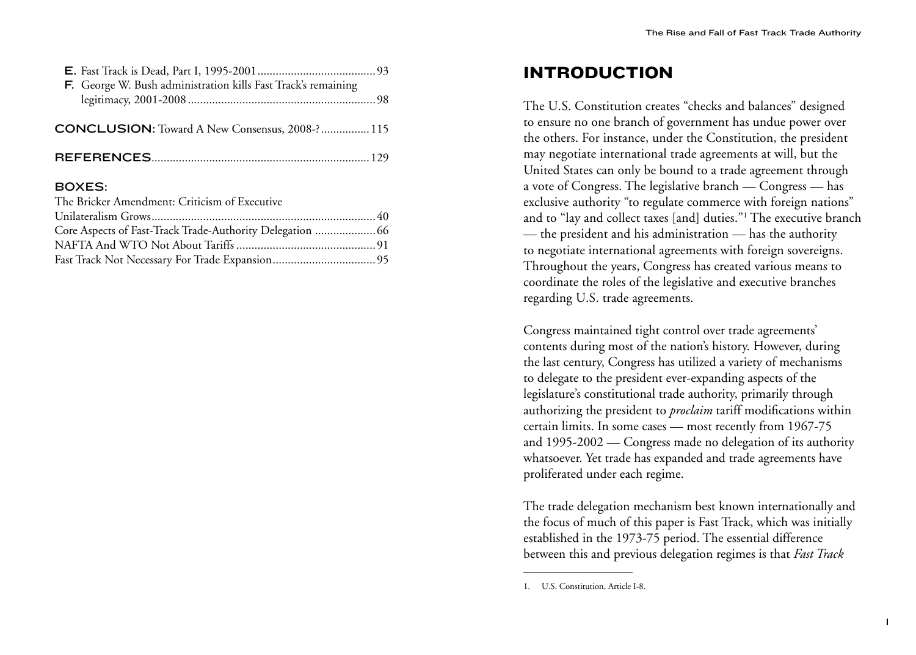**E.** Fast Track is Dead, Part I, 1995-2001 .......................................93

**F.** George W. Bush administration kills Fast Track's remaining legitimacy, 2001-2008 .............................................................98

**CONCLUSION:** Toward A New Consensus, 2008-? ................115

**REFERENCES** .......................................................................129

**BOXES:**

The Bricker Amendment: Criticism of Executive Unilateralism Grows..........................................................................40

Core Aspects of Fast-Track Trade-Authority Delegation ....................66

NAFTA And WTO Not About Tariffs ..............................................91

Fast Track Not Necessary For Trade Expansion..................................95

# INTRODUCTION

The U.S. Constitution creates "checks and balances" designed to ensure no one branch of government has undue power over the others. For instance, under the Constitution, the president may negotiate international trade agreements at will, but the United States can only be bound to a trade agreement through a vote of Congress. The legislative branch — Congress — has exclusive authority "to regulate commerce with foreign nations" and to "lay and collect taxes [and] duties."[1] The executive branch — the president and his administration — has the authority to negotiate international agreements with foreign sovereigns. Throughout the years, Congress has created various means to coordinate the roles of the legislative and executive branches regarding U.S. trade agreements.

Congress maintained tight control over trade agreements' contents during most of the nation's history. However, during the last century, Congress has utilized a variety of mechanisms to delegate to the president ever-expanding aspects of the legislature's constitutional trade authority, primarily through authorizing the president to *proclaim* tariff modifications within certain limits. In some cases — most recently from 1967-75 and 1995-2002 — Congress made no delegation of its authority whatsoever. Yet trade has expanded and trade agreements have proliferated under each regime.

The trade delegation mechanism best known internationally and the focus of much of this paper is Fast Track, which was initially established in the 1973-75 period. The essential difference between this and previous delegation regimes is that *Fast Track*

1. U.S. Constitution, Article I-8.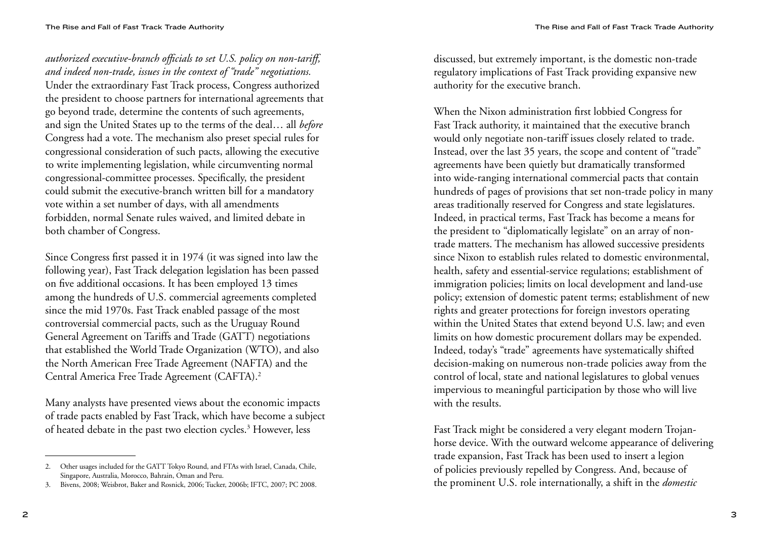*authorized executive-branch officials to set U.S. policy on non-tariff, and indeed non-trade, issues in the context of "trade" negotiations.* Under the extraordinary Fast Track process, Congress authorized the president to choose partners for international agreements that go beyond trade, determine the contents of such agreements, and sign the United States up to the terms of the deal… all *before* Congress had a vote. The mechanism also preset special rules for congressional consideration of such pacts, allowing the executive to write implementing legislation, while circumventing normal congressional-committee processes. Specifically, the president could submit the executive-branch written bill for a mandatory vote within a set number of days, with all amendments forbidden, normal Senate rules waived, and limited debate in both chamber of Congress.

Since Congress first passed it in 1974 (it was signed into law the following year), Fast Track delegation legislation has been passed on five additional occasions. It has been employed 13 times among the hundreds of U.S. commercial agreements completed since the mid 1970s. Fast Track enabled passage of the most controversial commercial pacts, such as the Uruguay Round General Agreement on Tariffs and Trade (GATT) negotiations that established the World Trade Organization (WTO), and also the North American Free Trade Agreement (NAFTA) and the Central America Free Trade Agreement (CAFTA).[2]

Many analysts have presented views about the economic impacts of trade pacts enabled by Fast Track, which have become a subject of heated debate in the past two election cycles.[3] However, less discussed, but extremely important, is the domestic non-trade regulatory implications of Fast Track providing expansive new authority for the executive branch.

When the Nixon administration first lobbied Congress for Fast Track authority, it maintained that the executive branch would only negotiate non-tariff issues closely related to trade. Instead, over the last 35 years, the scope and content of "trade" agreements have been quietly but dramatically transformed into wide-ranging international commercial pacts that contain hundreds of pages of provisions that set non-trade policy in many areas traditionally reserved for Congress and state legislatures. Indeed, in practical terms, Fast Track has become a means for the president to "diplomatically legislate" on an array of non-trade matters. The mechanism has allowed successive presidents since Nixon to establish rules related to domestic environmental, health, safety and essential-service regulations; establishment of immigration policies; limits on local development and land-use policy; extension of domestic patent terms; establishment of new rights and greater protections for foreign investors operating within the United States that extend beyond U.S. law; and even limits on how domestic procurement dollars may be expended. Indeed, today's "trade" agreements have systematically shifted decision-making on numerous non-trade policies away from the control of local, state and national legislatures to global venues impervious to meaningful participation by those who will live with the results.

Fast Track might be considered a very elegant modern Trojan-horse device. With the outward welcome appearance of delivering trade expansion, Fast Track has been used to insert a legion of policies previously repelled by Congress. And, because of the prominent U.S. role internationally, a shift in the *domestic*

---

2. Other usages included for the GATT Tokyo Round, and FTAs with Israel, Canada, Chile, Singapore, Australia, Morocco, Bahrain, Oman and Peru.
3. Bivens, 2008; Weisbrot, Baker and Rosnick, 2006; Tucker, 2006b; IFTC, 2007; PC 2008.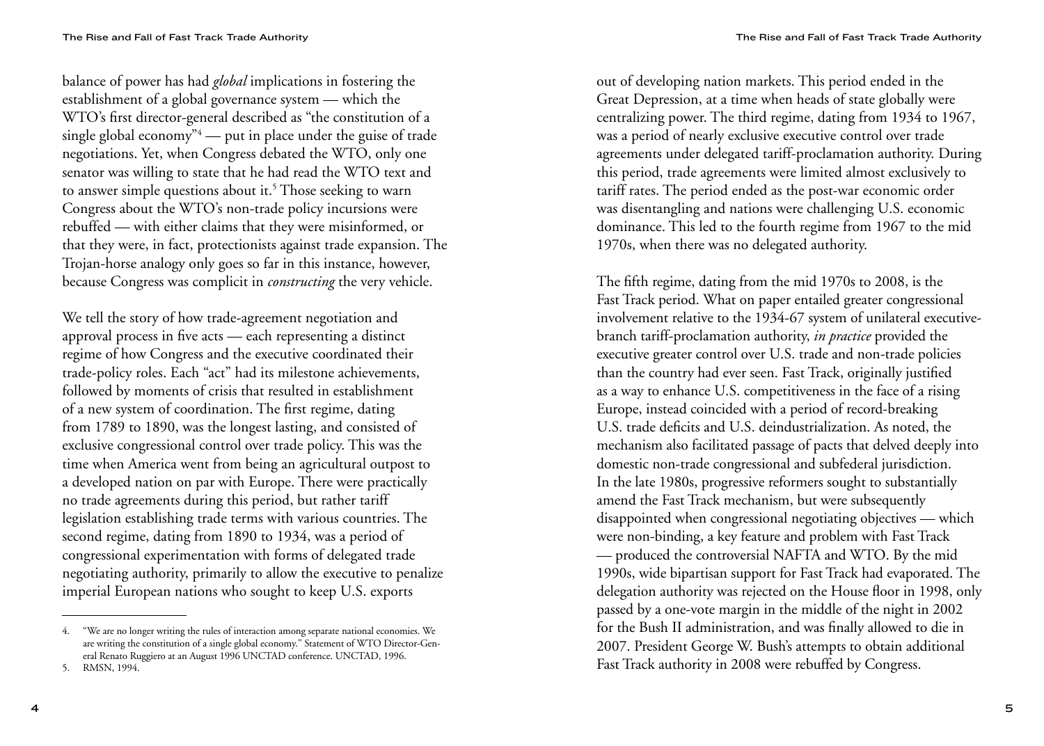balance of power has had *global* implications in fostering the establishment of a global governance system — which the WTO's first director-general described as "the constitution of a single global economy"[4] — put in place under the guise of trade negotiations. Yet, when Congress debated the WTO, only one senator was willing to state that he had read the WTO text and to answer simple questions about it.[5] Those seeking to warn Congress about the WTO's non-trade policy incursions were rebuffed — with either claims that they were misinformed, or that they were, in fact, protectionists against trade expansion. The Trojan-horse analogy only goes so far in this instance, however, because Congress was complicit in *constructing* the very vehicle.

We tell the story of how trade-agreement negotiation and approval process in five acts — each representing a distinct regime of how Congress and the executive coordinated their trade-policy roles. Each "act" had its milestone achievements, followed by moments of crisis that resulted in establishment of a new system of coordination. The first regime, dating from 1789 to 1890, was the longest lasting, and consisted of exclusive congressional control over trade policy. This was the time when America went from being an agricultural outpost to a developed nation on par with Europe. There were practically no trade agreements during this period, but rather tariff legislation establishing trade terms with various countries. The second regime, dating from 1890 to 1934, was a period of congressional experimentation with forms of delegated trade negotiating authority, primarily to allow the executive to penalize imperial European nations who sought to keep U.S. exports out of developing nation markets. This period ended in the Great Depression, at a time when heads of state globally were centralizing power. The third regime, dating from 1934 to 1967, was a period of nearly exclusive executive control over trade agreements under delegated tariff-proclamation authority. During this period, trade agreements were limited almost exclusively to tariff rates. The period ended as the post-war economic order was disentangling and nations were challenging U.S. economic dominance. This led to the fourth regime from 1967 to the mid 1970s, when there was no delegated authority.

The fifth regime, dating from the mid 1970s to 2008, is the Fast Track period. What on paper entailed greater congressional involvement relative to the 1934-67 system of unilateral executive-branch tariff-proclamation authority, *in practice* provided the executive greater control over U.S. trade and non-trade policies than the country had ever seen. Fast Track, originally justified as a way to enhance U.S. competitiveness in the face of a rising Europe, instead coincided with a period of record-breaking U.S. trade deficits and U.S. deindustrialization. As noted, the mechanism also facilitated passage of pacts that delved deeply into domestic non-trade congressional and subfederal jurisdiction. In the late 1980s, progressive reformers sought to substantially amend the Fast Track mechanism, but were subsequently disappointed when congressional negotiating objectives — which were non-binding, a key feature and problem with Fast Track — produced the controversial NAFTA and WTO. By the mid 1990s, wide bipartisan support for Fast Track had evaporated. The delegation authority was rejected on the House floor in 1998, only passed by a one-vote margin in the middle of the night in 2002 for the Bush II administration, and was finally allowed to die in 2007. President George W. Bush's attempts to obtain additional Fast Track authority in 2008 were rebuffed by Congress.

---

4. "We are no longer writing the rules of interaction among separate national economies. We are writing the constitution of a single global economy." Statement of WTO Director-General Renato Ruggiero at an August 1996 UNCTAD conference. UNCTAD, 1996.
5. RMSN, 1994.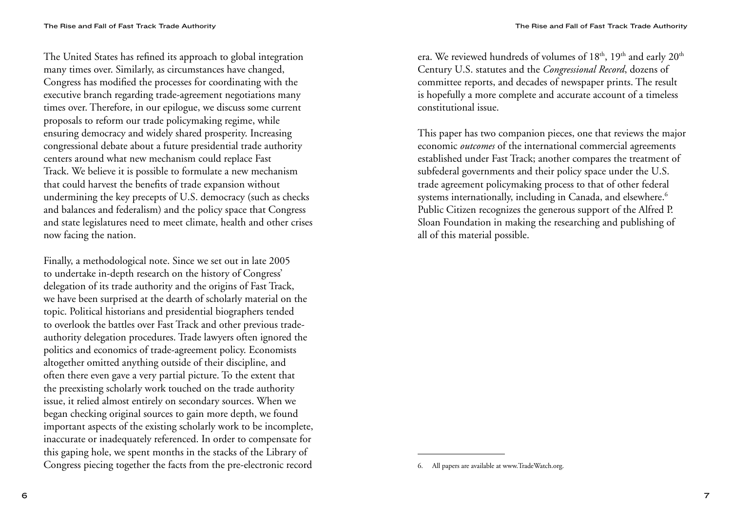The United States has refined its approach to global integration many times over. Similarly, as circumstances have changed, Congress has modified the processes for coordinating with the executive branch regarding trade-agreement negotiations many times over. Therefore, in our epilogue, we discuss some current proposals to reform our trade policymaking regime, while ensuring democracy and widely shared prosperity. Increasing congressional debate about a future presidential trade authority centers around what new mechanism could replace Fast Track. We believe it is possible to formulate a new mechanism that could harvest the benefits of trade expansion without undermining the key precepts of U.S. democracy (such as checks and balances and federalism) and the policy space that Congress and state legislatures need to meet climate, health and other crises now facing the nation.

Finally, a methodological note. Since we set out in late 2005 to undertake in-depth research on the history of Congress' delegation of its trade authority and the origins of Fast Track, we have been surprised at the dearth of scholarly material on the topic. Political historians and presidential biographers tended to overlook the battles over Fast Track and other previous trade-authority delegation procedures. Trade lawyers often ignored the politics and economics of trade-agreement policy. Economists altogether omitted anything outside of their discipline, and often there even gave a very partial picture. To the extent that the preexisting scholarly work touched on the trade authority issue, it relied almost entirely on secondary sources. When we began checking original sources to gain more depth, we found important aspects of the existing scholarly work to be incomplete, inaccurate or inadequately referenced. In order to compensate for this gaping hole, we spent months in the stacks of the Library of Congress piecing together the facts from the pre-electronic record era. We reviewed hundreds of volumes of 18th, 19th and early 20th Century U.S. statutes and the *Congressional Record*, dozens of committee reports, and decades of newspaper prints. The result is hopefully a more complete and accurate account of a timeless constitutional issue.

This paper has two companion pieces, one that reviews the major economic *outcomes* of the international commercial agreements established under Fast Track; another compares the treatment of subfederal governments and their policy space under the U.S. trade agreement policymaking process to that of other federal systems internationally, including in Canada, and elsewhere.[6] Public Citizen recognizes the generous support of the Alfred P. Sloan Foundation in making the researching and publishing of all of this material possible.

6. All papers are available at www.TradeWatch.org.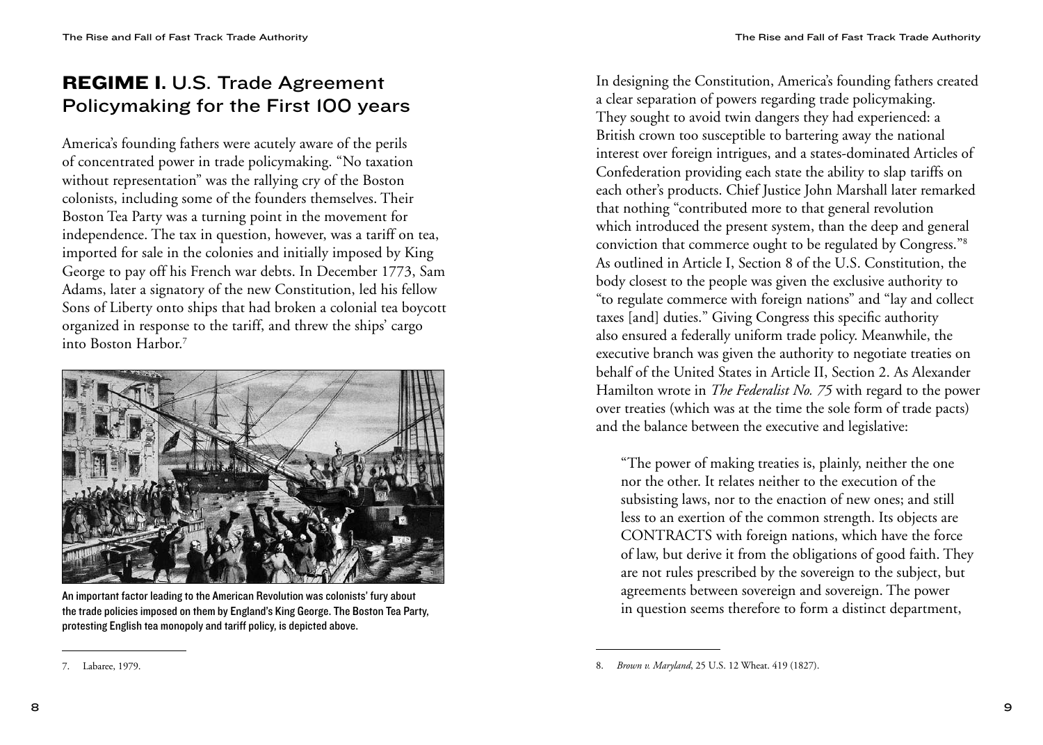## REGIME I. U.S. Trade Agreement Policymaking for the First 100 years

America's founding fathers were acutely aware of the perils of concentrated power in trade policymaking. "No taxation without representation" was the rallying cry of the Boston colonists, including some of the founders themselves. Their Boston Tea Party was a turning point in the movement for independence. The tax in question, however, was a tariff on tea, imported for sale in the colonies and initially imposed by King George to pay off his French war debts. In December 1773, Sam Adams, later a signatory of the new Constitution, led his fellow Sons of Liberty onto ships that had broken a colonial tea boycott organized in response to the tariff, and threw the ships' cargo into Boston Harbor.[7]

An important factor leading to the American Revolution was colonists' fury about the trade policies imposed on them by England's King George. The Boston Tea Party, protesting English tea monopoly and tariff policy, is depicted above.

7. Labaree, 1979.

In designing the Constitution, America's founding fathers created a clear separation of powers regarding trade policymaking. They sought to avoid twin dangers they had experienced: a British crown too susceptible to bartering away the national interest over foreign intrigues, and a states-dominated Articles of Confederation providing each state the ability to slap tariffs on each other's products. Chief Justice John Marshall later remarked that nothing "contributed more to that general revolution which introduced the present system, than the deep and general conviction that commerce ought to be regulated by Congress."[8] As outlined in Article I, Section 8 of the U.S. Constitution, the body closest to the people was given the exclusive authority to "to regulate commerce with foreign nations" and "lay and collect taxes [and] duties." Giving Congress this specific authority also ensured a federally uniform trade policy. Meanwhile, the executive branch was given the authority to negotiate treaties on behalf of the United States in Article II, Section 2. As Alexander Hamilton wrote in *The Federalist No. 75* with regard to the power over treaties (which was at the time the sole form of trade pacts) and the balance between the executive and legislative:

> "The power of making treaties is, plainly, neither the one nor the other. It relates neither to the execution of the subsisting laws, nor to the enaction of new ones; and still less to an exertion of the common strength. Its objects are CONTRACTS with foreign nations, which have the force of law, but derive it from the obligations of good faith. They are not rules prescribed by the sovereign to the subject, but agreements between sovereign and sovereign. The power in question seems therefore to form a distinct department,

8. *Brown v. Maryland*, 25 U.S. 12 Wheat. 419 (1827).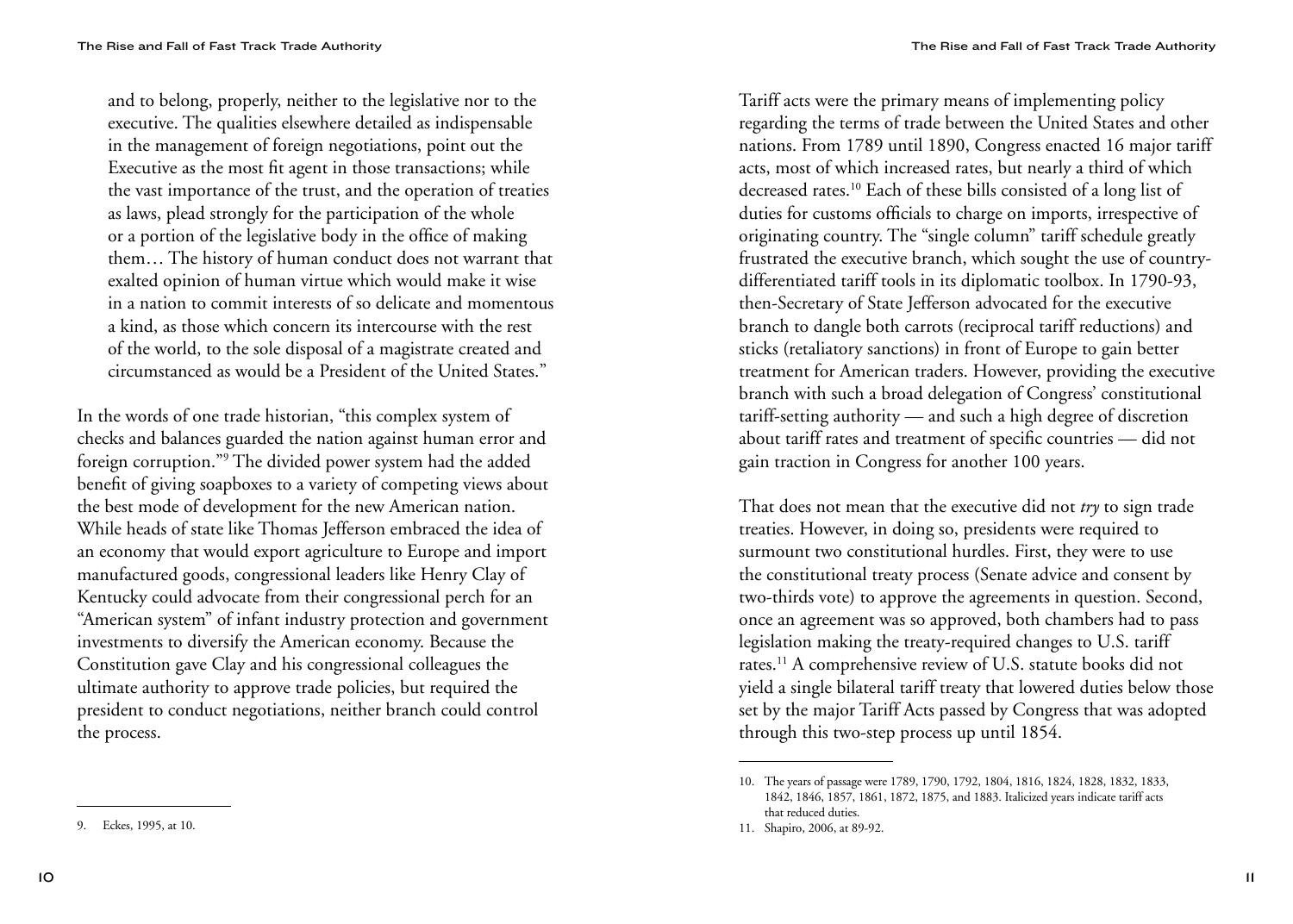and to belong, properly, neither to the legislative nor to the executive. The qualities elsewhere detailed as indispensable in the management of foreign negotiations, point out the Executive as the most fit agent in those transactions; while the vast importance of the trust, and the operation of treaties as laws, plead strongly for the participation of the whole or a portion of the legislative body in the office of making them… The history of human conduct does not warrant that exalted opinion of human virtue which would make it wise in a nation to commit interests of so delicate and momentous a kind, as those which concern its intercourse with the rest of the world, to the sole disposal of a magistrate created and circumstanced as would be a President of the United States."

In the words of one trade historian, "this complex system of checks and balances guarded the nation against human error and foreign corruption."[9] The divided power system had the added benefit of giving soapboxes to a variety of competing views about the best mode of development for the new American nation. While heads of state like Thomas Jefferson embraced the idea of an economy that would export agriculture to Europe and import manufactured goods, congressional leaders like Henry Clay of Kentucky could advocate from their congressional perch for an "American system" of infant industry protection and government investments to diversify the American economy. Because the Constitution gave Clay and his congressional colleagues the ultimate authority to approve trade policies, but required the president to conduct negotiations, neither branch could control the process.

Tariff acts were the primary means of implementing policy regarding the terms of trade between the United States and other nations. From 1789 until 1890, Congress enacted 16 major tariff acts, most of which increased rates, but nearly a third of which decreased rates.[10] Each of these bills consisted of a long list of duties for customs officials to charge on imports, irrespective of originating country. The "single column" tariff schedule greatly frustrated the executive branch, which sought the use of country-differentiated tariff tools in its diplomatic toolbox. In 1790-93, then-Secretary of State Jefferson advocated for the executive branch to dangle both carrots (reciprocal tariff reductions) and sticks (retaliatory sanctions) in front of Europe to gain better treatment for American traders. However, providing the executive branch with such a broad delegation of Congress' constitutional tariff-setting authority — and such a high degree of discretion about tariff rates and treatment of specific countries — did not gain traction in Congress for another 100 years.

That does not mean that the executive did not *try* to sign trade treaties. However, in doing so, presidents were required to surmount two constitutional hurdles. First, they were to use the constitutional treaty process (Senate advice and consent by two-thirds vote) to approve the agreements in question. Second, once an agreement was so approved, both chambers had to pass legislation making the treaty-required changes to U.S. tariff rates.[11] A comprehensive review of U.S. statute books did not yield a single bilateral tariff treaty that lowered duties below those set by the major Tariff Acts passed by Congress that was adopted through this two-step process up until 1854.

---

9. Eckes, 1995, at 10.

10. The years of passage were 1789, 1790, 1792, 1804, 1816, 1824, 1828, 1832, 1833, 1842, 1846, 1857, 1861, 1872, 1875, and 1883. Italicized years indicate tariff acts that reduced duties.

11. Shapiro, 2006, at 89-92.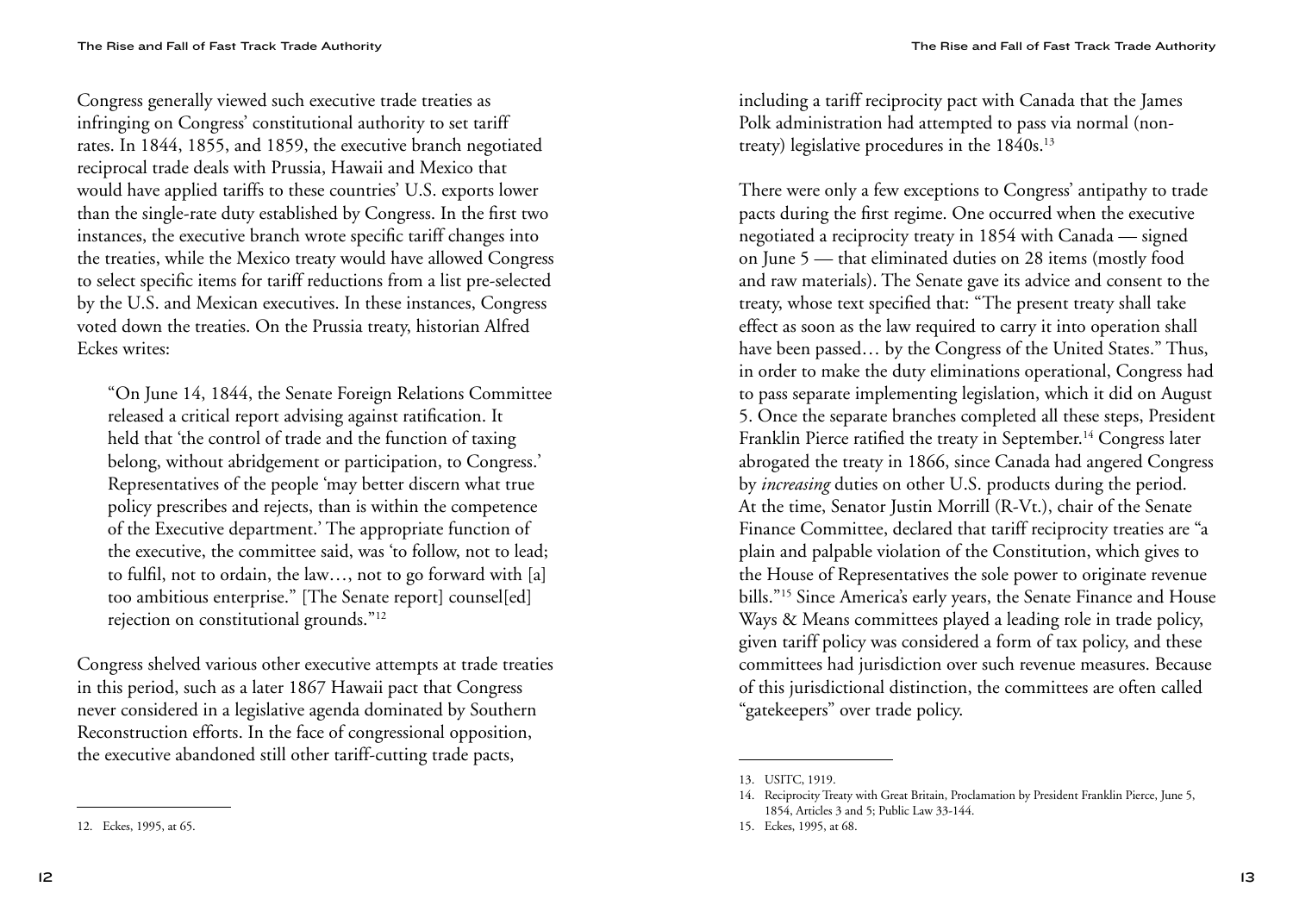Congress generally viewed such executive trade treaties as infringing on Congress' constitutional authority to set tariff rates. In 1844, 1855, and 1859, the executive branch negotiated reciprocal trade deals with Prussia, Hawaii and Mexico that would have applied tariffs to these countries' U.S. exports lower than the single-rate duty established by Congress. In the first two instances, the executive branch wrote specific tariff changes into the treaties, while the Mexico treaty would have allowed Congress to select specific items for tariff reductions from a list pre-selected by the U.S. and Mexican executives. In these instances, Congress voted down the treaties. On the Prussia treaty, historian Alfred Eckes writes:

> "On June 14, 1844, the Senate Foreign Relations Committee released a critical report advising against ratification. It held that 'the control of trade and the function of taxing belong, without abridgement or participation, to Congress.' Representatives of the people 'may better discern what true policy prescribes and rejects, than is within the competence of the Executive department.' The appropriate function of the executive, the committee said, was 'to follow, not to lead; to fulfil, not to ordain, the law…, not to go forward with [a] too ambitious enterprise." [The Senate report] counsel[ed] rejection on constitutional grounds."[12]

Congress shelved various other executive attempts at trade treaties in this period, such as a later 1867 Hawaii pact that Congress never considered in a legislative agenda dominated by Southern Reconstruction efforts. In the face of congressional opposition, the executive abandoned still other tariff-cutting trade pacts, including a tariff reciprocity pact with Canada that the James Polk administration had attempted to pass via normal (non-treaty) legislative procedures in the 1840s.[13]

There were only a few exceptions to Congress' antipathy to trade pacts during the first regime. One occurred when the executive negotiated a reciprocity treaty in 1854 with Canada — signed on June 5 — that eliminated duties on 28 items (mostly food and raw materials). The Senate gave its advice and consent to the treaty, whose text specified that: "The present treaty shall take effect as soon as the law required to carry it into operation shall have been passed… by the Congress of the United States." Thus, in order to make the duty eliminations operational, Congress had to pass separate implementing legislation, which it did on August 5. Once the separate branches completed all these steps, President Franklin Pierce ratified the treaty in September.[14] Congress later abrogated the treaty in 1866, since Canada had angered Congress by *increasing* duties on other U.S. products during the period. At the time, Senator Justin Morrill (R-Vt.), chair of the Senate Finance Committee, declared that tariff reciprocity treaties are "a plain and palpable violation of the Constitution, which gives to the House of Representatives the sole power to originate revenue bills."[15] Since America's early years, the Senate Finance and House Ways & Means committees played a leading role in trade policy, given tariff policy was considered a form of tax policy, and these committees had jurisdiction over such revenue measures. Because of this jurisdictional distinction, the committees are often called "gatekeepers" over trade policy.

---

12. Eckes, 1995, at 65.

13. USITC, 1919.

14. Reciprocity Treaty with Great Britain, Proclamation by President Franklin Pierce, June 5, 1854, Articles 3 and 5; Public Law 33-144.

15. Eckes, 1995, at 68.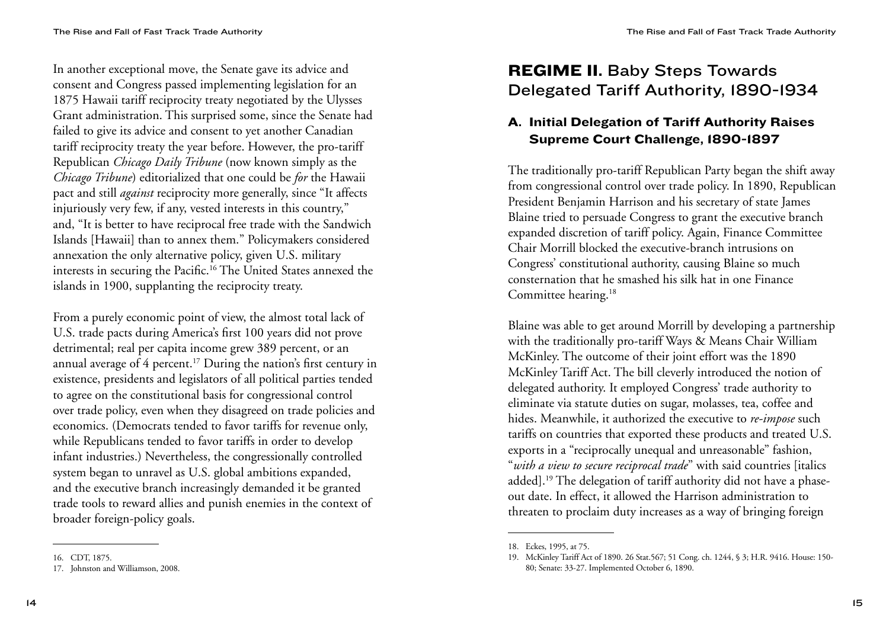In another exceptional move, the Senate gave its advice and consent and Congress passed implementing legislation for an 1875 Hawaii tariff reciprocity treaty negotiated by the Ulysses Grant administration. This surprised some, since the Senate had failed to give its advice and consent to yet another Canadian tariff reciprocity treaty the year before. However, the pro-tariff Republican *Chicago Daily Tribune* (now known simply as the *Chicago Tribune*) editorialized that one could be *for* the Hawaii pact and still *against* reciprocity more generally, since "It affects injuriously very few, if any, vested interests in this country," and, "It is better to have reciprocal free trade with the Sandwich Islands [Hawaii] than to annex them." Policymakers considered annexation the only alternative policy, given U.S. military interests in securing the Pacific.[16] The United States annexed the islands in 1900, supplanting the reciprocity treaty.

From a purely economic point of view, the almost total lack of U.S. trade pacts during America's first 100 years did not prove detrimental; real per capita income grew 389 percent, or an annual average of 4 percent.[17] During the nation's first century in existence, presidents and legislators of all political parties tended to agree on the constitutional basis for congressional control over trade policy, even when they disagreed on trade policies and economics. (Democrats tended to favor tariffs for revenue only, while Republicans tended to favor tariffs in order to develop infant industries.) Nevertheless, the congressionally controlled system began to unravel as U.S. global ambitions expanded, and the executive branch increasingly demanded it be granted trade tools to reward allies and punish enemies in the context of broader foreign-policy goals.

16. CDT, 1875.

17. Johnston and Williamson, 2008.

## REGIME II. Baby Steps Towards Delegated Tariff Authority, 1890-1934

### A. Initial Delegation of Tariff Authority Raises Supreme Court Challenge, 1890-1897

The traditionally pro-tariff Republican Party began the shift away from congressional control over trade policy. In 1890, Republican President Benjamin Harrison and his secretary of state James Blaine tried to persuade Congress to grant the executive branch expanded discretion of tariff policy. Again, Finance Committee Chair Morrill blocked the executive-branch intrusions on Congress' constitutional authority, causing Blaine so much consternation that he smashed his silk hat in one Finance Committee hearing.[18]

Blaine was able to get around Morrill by developing a partnership with the traditionally pro-tariff Ways & Means Chair William McKinley. The outcome of their joint effort was the 1890 McKinley Tariff Act. The bill cleverly introduced the notion of delegated authority. It employed Congress' trade authority to eliminate via statute duties on sugar, molasses, tea, coffee and hides. Meanwhile, it authorized the executive to *re-impose* such tariffs on countries that exported these products and treated U.S. exports in a "reciprocally unequal and unreasonable" fashion, "*with a view to secure reciprocal trade*" with said countries [italics added].[19] The delegation of tariff authority did not have a phase-out date. In effect, it allowed the Harrison administration to threaten to proclaim duty increases as a way of bringing foreign

18. Eckes, 1995, at 75.

19. McKinley Tariff Act of 1890. 26 Stat.567; 51 Cong. ch. 1244, § 3; H.R. 9416. House: 150-80; Senate: 33-27. Implemented October 6, 1890.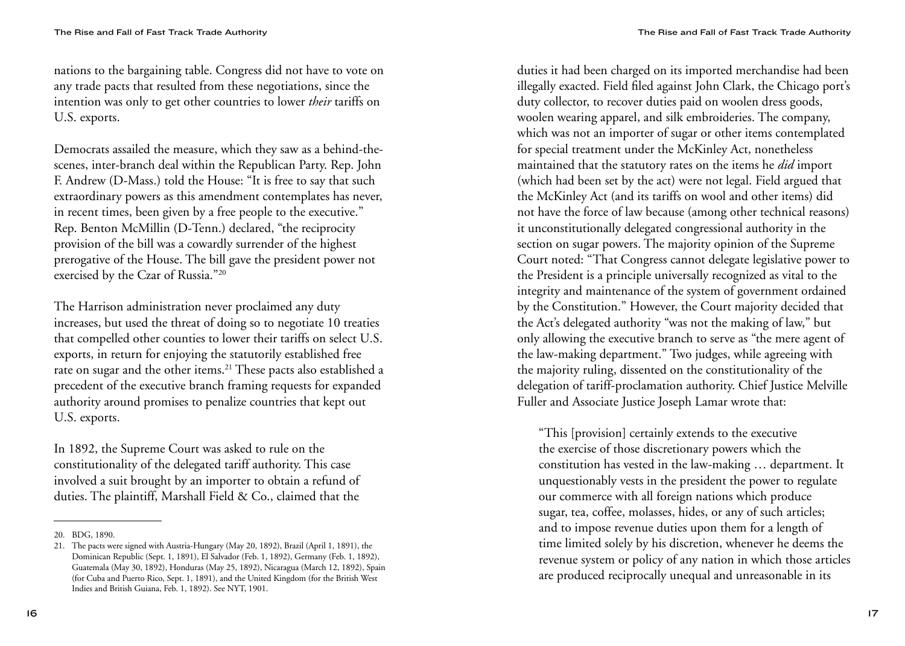nations to the bargaining table. Congress did not have to vote on any trade pacts that resulted from these negotiations, since the intention was only to get other countries to lower *their* tariffs on U.S. exports.

Democrats assailed the measure, which they saw as a behind-the-scenes, inter-branch deal within the Republican Party. Rep. John F. Andrew (D-Mass.) told the House: "It is free to say that such extraordinary powers as this amendment contemplates has never, in recent times, been given by a free people to the executive." Rep. Benton McMillin (D-Tenn.) declared, "the reciprocity provision of the bill was a cowardly surrender of the highest prerogative of the House. The bill gave the president power not exercised by the Czar of Russia."[20]

The Harrison administration never proclaimed any duty increases, but used the threat of doing so to negotiate 10 treaties that compelled other counties to lower their tariffs on select U.S. exports, in return for enjoying the statutorily established free rate on sugar and the other items.[21] These pacts also established a precedent of the executive branch framing requests for expanded authority around promises to penalize countries that kept out U.S. exports.

In 1892, the Supreme Court was asked to rule on the constitutionality of the delegated tariff authority. This case involved a suit brought by an importer to obtain a refund of duties. The plaintiff, Marshall Field & Co., claimed that the duties it had been charged on its imported merchandise had been illegally exacted. Field filed against John Clark, the Chicago port's duty collector, to recover duties paid on woolen dress goods, woolen wearing apparel, and silk embroideries. The company, which was not an importer of sugar or other items contemplated for special treatment under the McKinley Act, nonetheless maintained that the statutory rates on the items he *did* import (which had been set by the act) were not legal. Field argued that the McKinley Act (and its tariffs on wool and other items) did not have the force of law because (among other technical reasons) it unconstitutionally delegated congressional authority in the section on sugar powers. The majority opinion of the Supreme Court noted: "That Congress cannot delegate legislative power to the President is a principle universally recognized as vital to the integrity and maintenance of the system of government ordained by the Constitution." However, the Court majority decided that the Act's delegated authority "was not the making of law," but only allowing the executive branch to serve as "the mere agent of the law-making department." Two judges, while agreeing with the majority ruling, dissented on the constitutionality of the delegation of tariff-proclamation authority. Chief Justice Melville Fuller and Associate Justice Joseph Lamar wrote that:

> "This [provision] certainly extends to the executive the exercise of those discretionary powers which the constitution has vested in the law-making … department. It unquestionably vests in the president the power to regulate our commerce with all foreign nations which produce sugar, tea, coffee, molasses, hides, or any of such articles; and to impose revenue duties upon them for a length of time limited solely by his discretion, whenever he deems the revenue system or policy of any nation in which those articles are produced reciprocally unequal and unreasonable in its

---

20. BDG, 1890.

21. The pacts were signed with Austria-Hungary (May 20, 1892), Brazil (April 1, 1891), the Dominican Republic (Sept. 1, 1891), El Salvador (Feb. 1, 1892), Germany (Feb. 1, 1892), Guatemala (May 30, 1892), Honduras (May 25, 1892), Nicaragua (March 12, 1892), Spain (for Cuba and Puerto Rico, Sept. 1, 1891), and the United Kingdom (for the British West Indies and British Guiana, Feb. 1, 1892). See NYT, 1901.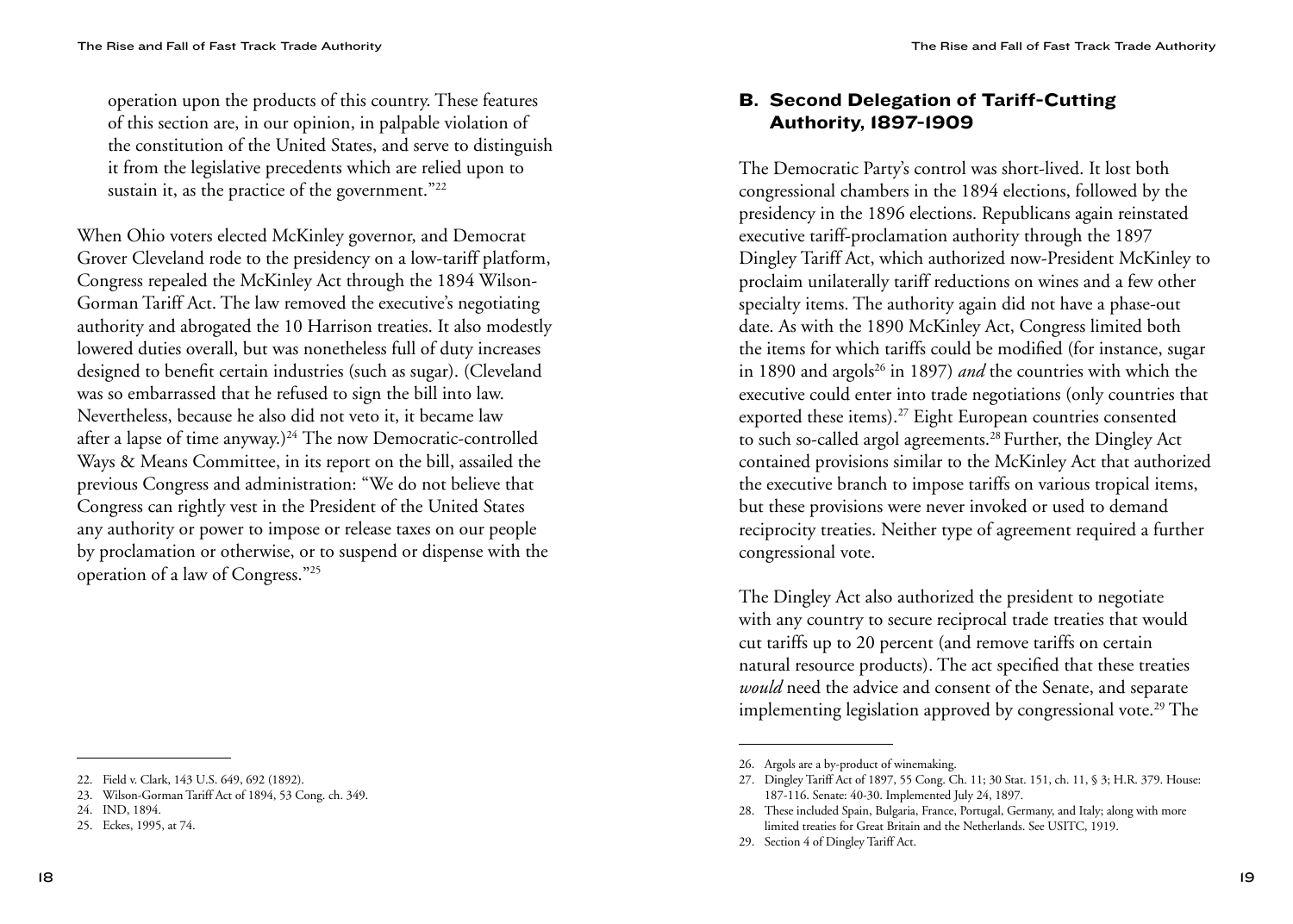operation upon the products of this country. These features of this section are, in our opinion, in palpable violation of the constitution of the United States, and serve to distinguish it from the legislative precedents which are relied upon to sustain it, as the practice of the government."[22]

When Ohio voters elected McKinley governor, and Democrat Grover Cleveland rode to the presidency on a low-tariff platform, Congress repealed the McKinley Act through the 1894 Wilson-Gorman Tariff Act. The law removed the executive's negotiating authority and abrogated the 10 Harrison treaties. It also modestly lowered duties overall, but was nonetheless full of duty increases designed to benefit certain industries (such as sugar). (Cleveland was so embarrassed that he refused to sign the bill into law. Nevertheless, because he also did not veto it, it became law after a lapse of time anyway.)[24] The now Democratic-controlled Ways & Means Committee, in its report on the bill, assailed the previous Congress and administration: "We do not believe that Congress can rightly vest in the President of the United States any authority or power to impose or release taxes on our people by proclamation or otherwise, or to suspend or dispense with the operation of a law of Congress."[25]

22. Field v. Clark, 143 U.S. 649, 692 (1892).
23. Wilson-Gorman Tariff Act of 1894, 53 Cong. ch. 349.
24. IND, 1894.
25. Eckes, 1995, at 74.

## B. Second Delegation of Tariff-Cutting Authority, 1897-1909

The Democratic Party's control was short-lived. It lost both congressional chambers in the 1894 elections, followed by the presidency in the 1896 elections. Republicans again reinstated executive tariff-proclamation authority through the 1897 Dingley Tariff Act, which authorized now-President McKinley to proclaim unilaterally tariff reductions on wines and a few other specialty items. The authority again did not have a phase-out date. As with the 1890 McKinley Act, Congress limited both the items for which tariffs could be modified (for instance, sugar in 1890 and argols[26] in 1897) *and* the countries with which the executive could enter into trade negotiations (only countries that exported these items).[27] Eight European countries consented to such so-called argol agreements.[28] Further, the Dingley Act contained provisions similar to the McKinley Act that authorized the executive branch to impose tariffs on various tropical items, but these provisions were never invoked or used to demand reciprocity treaties. Neither type of agreement required a further congressional vote.

The Dingley Act also authorized the president to negotiate with any country to secure reciprocal trade treaties that would cut tariffs up to 20 percent (and remove tariffs on certain natural resource products). The act specified that these treaties *would* need the advice and consent of the Senate, and separate implementing legislation approved by congressional vote.[29] The

26. Argols are a by-product of winemaking.
27. Dingley Tariff Act of 1897, 55 Cong. Ch. 11; 30 Stat. 151, ch. 11, § 3; H.R. 379. House: 187-116. Senate: 40-30. Implemented July 24, 1897.
28. These included Spain, Bulgaria, France, Portugal, Germany, and Italy; along with more limited treaties for Great Britain and the Netherlands. See USITC, 1919.
29. Section 4 of Dingley Tariff Act.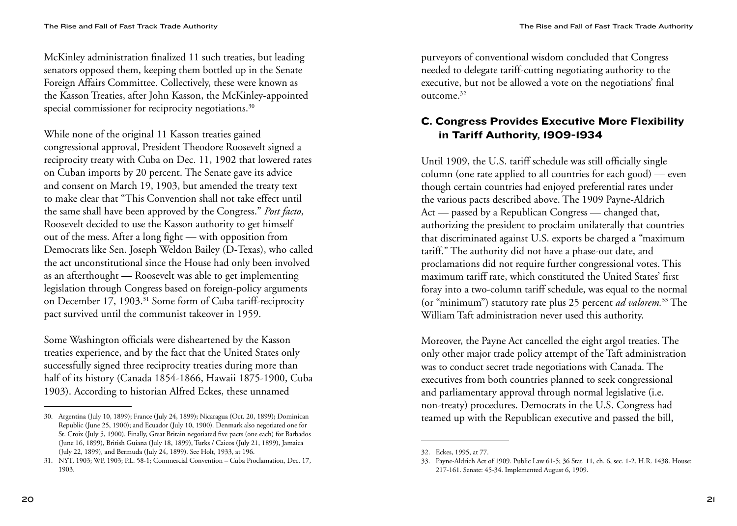McKinley administration finalized 11 such treaties, but leading senators opposed them, keeping them bottled up in the Senate Foreign Affairs Committee. Collectively, these were known as the Kasson Treaties, after John Kasson, the McKinley-appointed special commissioner for reciprocity negotiations.[30]

While none of the original 11 Kasson treaties gained congressional approval, President Theodore Roosevelt signed a reciprocity treaty with Cuba on Dec. 11, 1902 that lowered rates on Cuban imports by 20 percent. The Senate gave its advice and consent on March 19, 1903, but amended the treaty text to make clear that "This Convention shall not take effect until the same shall have been approved by the Congress." *Post facto*, Roosevelt decided to use the Kasson authority to get himself out of the mess. After a long fight — with opposition from Democrats like Sen. Joseph Weldon Bailey (D-Texas), who called the act unconstitutional since the House had only been involved as an afterthought — Roosevelt was able to get implementing legislation through Congress based on foreign-policy arguments on December 17, 1903.[31] Some form of Cuba tariff-reciprocity pact survived until the communist takeover in 1959.

Some Washington officials were disheartened by the Kasson treaties experience, and by the fact that the United States only successfully signed three reciprocity treaties during more than half of its history (Canada 1854-1866, Hawaii 1875-1900, Cuba 1903). According to historian Alfred Eckes, these unnamed purveyors of conventional wisdom concluded that Congress needed to delegate tariff-cutting negotiating authority to the executive, but not be allowed a vote on the negotiations' final outcome.[32]

### C. Congress Provides Executive More Flexibility in Tariff Authority, 1909-1934

Until 1909, the U.S. tariff schedule was still officially single column (one rate applied to all countries for each good) — even though certain countries had enjoyed preferential rates under the various pacts described above. The 1909 Payne-Aldrich Act — passed by a Republican Congress — changed that, authorizing the president to proclaim unilaterally that countries that discriminated against U.S. exports be charged a "maximum tariff." The authority did not have a phase-out date, and proclamations did not require further congressional votes. This maximum tariff rate, which constituted the United States' first foray into a two-column tariff schedule, was equal to the normal (or "minimum") statutory rate plus 25 percent *ad valorem.*[33] The William Taft administration never used this authority.

Moreover, the Payne Act cancelled the eight argol treaties. The only other major trade policy attempt of the Taft administration was to conduct secret trade negotiations with Canada. The executives from both countries planned to seek congressional and parliamentary approval through normal legislative (i.e. non-treaty) procedures. Democrats in the U.S. Congress had teamed up with the Republican executive and passed the bill,

---

30. Argentina (July 10, 1899); France (July 24, 1899); Nicaragua (Oct. 20, 1899); Dominican Republic (June 25, 1900); and Ecuador (July 10, 1900). Denmark also negotiated one for St. Croix (July 5, 1900). Finally, Great Britain negotiated five pacts (one each) for Barbados (June 16, 1899), British Guiana (July 18, 1899), Turks / Caicos (July 21, 1899), Jamaica (July 22, 1899), and Bermuda (July 24, 1899). See Holt, 1933, at 196.
31. NYT, 1903; WP, 1903; P.L. 58-1; Commercial Convention – Cuba Proclamation, Dec. 17, 1903.
32. Eckes, 1995, at 77.
33. Payne-Aldrich Act of 1909. Public Law 61-5; 36 Stat. 11, ch. 6, sec. 1-2. H.R. 1438. House: 217-161. Senate: 45-34. Implemented August 6, 1909.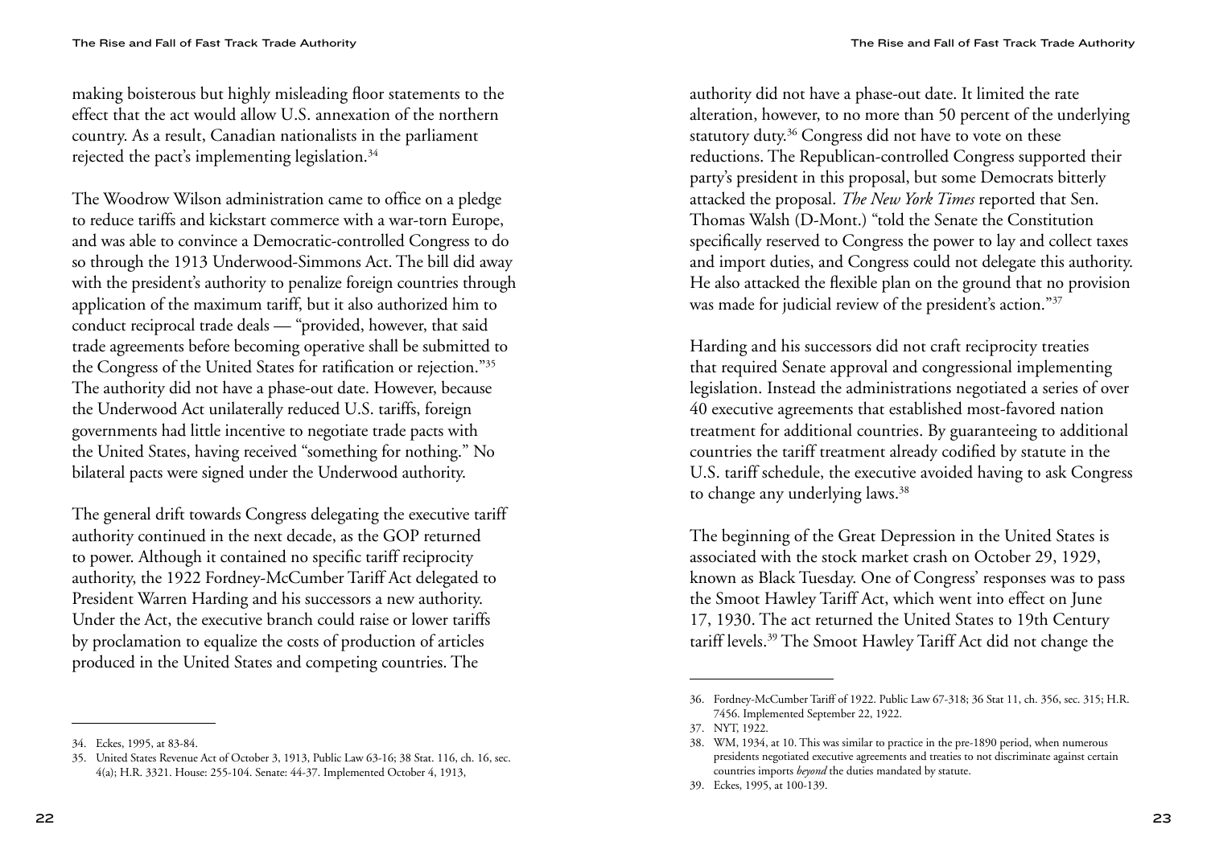making boisterous but highly misleading floor statements to the effect that the act would allow U.S. annexation of the northern country. As a result, Canadian nationalists in the parliament rejected the pact's implementing legislation.[34]

The Woodrow Wilson administration came to office on a pledge to reduce tariffs and kickstart commerce with a war-torn Europe, and was able to convince a Democratic-controlled Congress to do so through the 1913 Underwood-Simmons Act. The bill did away with the president's authority to penalize foreign countries through application of the maximum tariff, but it also authorized him to conduct reciprocal trade deals — "provided, however, that said trade agreements before becoming operative shall be submitted to the Congress of the United States for ratification or rejection."[35] The authority did not have a phase-out date. However, because the Underwood Act unilaterally reduced U.S. tariffs, foreign governments had little incentive to negotiate trade pacts with the United States, having received "something for nothing." No bilateral pacts were signed under the Underwood authority.

The general drift towards Congress delegating the executive tariff authority continued in the next decade, as the GOP returned to power. Although it contained no specific tariff reciprocity authority, the 1922 Fordney-McCumber Tariff Act delegated to President Warren Harding and his successors a new authority. Under the Act, the executive branch could raise or lower tariffs by proclamation to equalize the costs of production of articles produced in the United States and competing countries. The authority did not have a phase-out date. It limited the rate alteration, however, to no more than 50 percent of the underlying statutory duty.[36] Congress did not have to vote on these reductions. The Republican-controlled Congress supported their party's president in this proposal, but some Democrats bitterly attacked the proposal. *The New York Times* reported that Sen. Thomas Walsh (D-Mont.) "told the Senate the Constitution specifically reserved to Congress the power to lay and collect taxes and import duties, and Congress could not delegate this authority. He also attacked the flexible plan on the ground that no provision was made for judicial review of the president's action."[37]

Harding and his successors did not craft reciprocity treaties that required Senate approval and congressional implementing legislation. Instead the administrations negotiated a series of over 40 executive agreements that established most-favored nation treatment for additional countries. By guaranteeing to additional countries the tariff treatment already codified by statute in the U.S. tariff schedule, the executive avoided having to ask Congress to change any underlying laws.[38]

The beginning of the Great Depression in the United States is associated with the stock market crash on October 29, 1929, known as Black Tuesday. One of Congress' responses was to pass the Smoot Hawley Tariff Act, which went into effect on June 17, 1930. The act returned the United States to 19th Century tariff levels.[39] The Smoot Hawley Tariff Act did not change the

---

34. Eckes, 1995, at 83-84.
35. United States Revenue Act of October 3, 1913, Public Law 63-16; 38 Stat. 116, ch. 16, sec. 4(a); H.R. 3321. House: 255-104. Senate: 44-37. Implemented October 4, 1913,
36. Fordney-McCumber Tariff of 1922. Public Law 67-318; 36 Stat 11, ch. 356, sec. 315; H.R. 7456. Implemented September 22, 1922.
37. NYT, 1922.
38. WM, 1934, at 10. This was similar to practice in the pre-1890 period, when numerous presidents negotiated executive agreements and treaties to not discriminate against certain countries imports *beyond* the duties mandated by statute.
39. Eckes, 1995, at 100-139.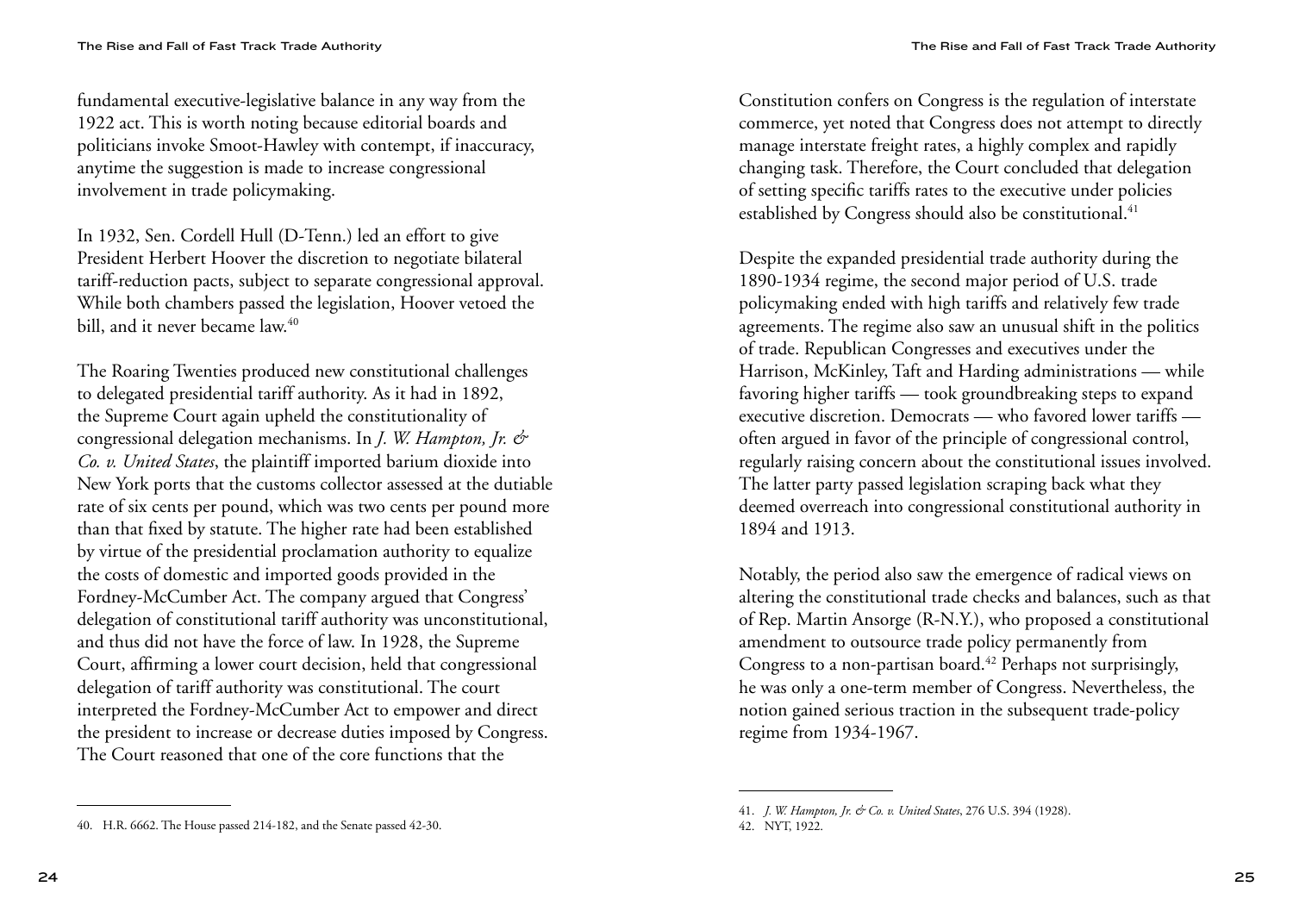fundamental executive-legislative balance in any way from the 1922 act. This is worth noting because editorial boards and politicians invoke Smoot-Hawley with contempt, if inaccuracy, anytime the suggestion is made to increase congressional involvement in trade policymaking.

In 1932, Sen. Cordell Hull (D-Tenn.) led an effort to give President Herbert Hoover the discretion to negotiate bilateral tariff-reduction pacts, subject to separate congressional approval. While both chambers passed the legislation, Hoover vetoed the bill, and it never became law.[40]

The Roaring Twenties produced new constitutional challenges to delegated presidential tariff authority. As it had in 1892, the Supreme Court again upheld the constitutionality of congressional delegation mechanisms. In *J. W. Hampton, Jr. & Co. v. United States*, the plaintiff imported barium dioxide into New York ports that the customs collector assessed at the dutiable rate of six cents per pound, which was two cents per pound more than that fixed by statute. The higher rate had been established by virtue of the presidential proclamation authority to equalize the costs of domestic and imported goods provided in the Fordney-McCumber Act. The company argued that Congress' delegation of constitutional tariff authority was unconstitutional, and thus did not have the force of law. In 1928, the Supreme Court, affirming a lower court decision, held that congressional delegation of tariff authority was constitutional. The court interpreted the Fordney-McCumber Act to empower and direct the president to increase or decrease duties imposed by Congress. The Court reasoned that one of the core functions that the Constitution confers on Congress is the regulation of interstate commerce, yet noted that Congress does not attempt to directly manage interstate freight rates, a highly complex and rapidly changing task. Therefore, the Court concluded that delegation of setting specific tariffs rates to the executive under policies established by Congress should also be constitutional.[41]

Despite the expanded presidential trade authority during the 1890-1934 regime, the second major period of U.S. trade policymaking ended with high tariffs and relatively few trade agreements. The regime also saw an unusual shift in the politics of trade. Republican Congresses and executives under the Harrison, McKinley, Taft and Harding administrations — while favoring higher tariffs — took groundbreaking steps to expand executive discretion. Democrats — who favored lower tariffs — often argued in favor of the principle of congressional control, regularly raising concern about the constitutional issues involved. The latter party passed legislation scraping back what they deemed overreach into congressional constitutional authority in 1894 and 1913.

Notably, the period also saw the emergence of radical views on altering the constitutional trade checks and balances, such as that of Rep. Martin Ansorge (R-N.Y.), who proposed a constitutional amendment to outsource trade policy permanently from Congress to a non-partisan board.[42] Perhaps not surprisingly, he was only a one-term member of Congress. Nevertheless, the notion gained serious traction in the subsequent trade-policy regime from 1934-1967.

---

40. H.R. 6662. The House passed 214-182, and the Senate passed 42-30.

41. *J. W. Hampton, Jr. & Co. v. United States*, 276 U.S. 394 (1928).

42. NYT, 1922.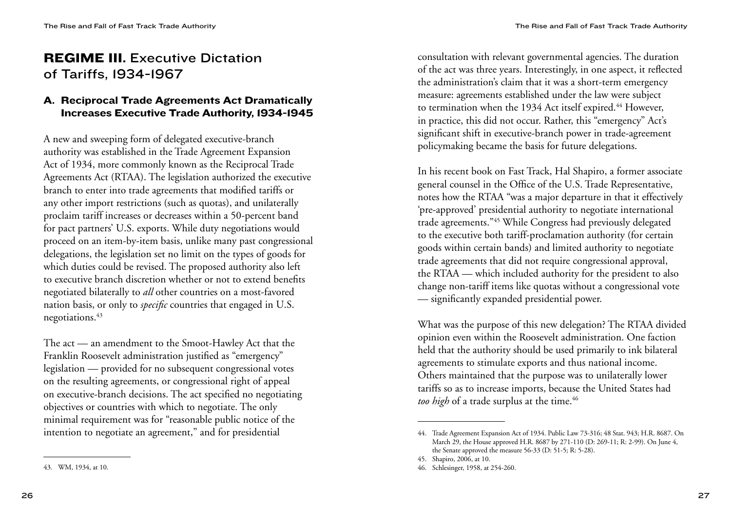## REGIME III. Executive Dictation of Tariffs, 1934-1967

### A. Reciprocal Trade Agreements Act Dramatically Increases Executive Trade Authority, 1934-1945

A new and sweeping form of delegated executive-branch authority was established in the Trade Agreement Expansion Act of 1934, more commonly known as the Reciprocal Trade Agreements Act (RTAA). The legislation authorized the executive branch to enter into trade agreements that modified tariffs or any other import restrictions (such as quotas), and unilaterally proclaim tariff increases or decreases within a 50-percent band for pact partners' U.S. exports. While duty negotiations would proceed on an item-by-item basis, unlike many past congressional delegations, the legislation set no limit on the types of goods for which duties could be revised. The proposed authority also left to executive branch discretion whether or not to extend benefits negotiated bilaterally to *all* other countries on a most-favored nation basis, or only to *specific* countries that engaged in U.S. negotiations.[43]

The act — an amendment to the Smoot-Hawley Act that the Franklin Roosevelt administration justified as "emergency" legislation — provided for no subsequent congressional votes on the resulting agreements, or congressional right of appeal on executive-branch decisions. The act specified no negotiating objectives or countries with which to negotiate. The only minimal requirement was for "reasonable public notice of the intention to negotiate an agreement," and for presidential consultation with relevant governmental agencies. The duration of the act was three years. Interestingly, in one aspect, it reflected the administration's claim that it was a short-term emergency measure: agreements established under the law were subject to termination when the 1934 Act itself expired.[44] However, in practice, this did not occur. Rather, this "emergency" Act's significant shift in executive-branch power in trade-agreement policymaking became the basis for future delegations.

In his recent book on Fast Track, Hal Shapiro, a former associate general counsel in the Office of the U.S. Trade Representative, notes how the RTAA "was a major departure in that it effectively 'pre-approved' presidential authority to negotiate international trade agreements."[45] While Congress had previously delegated to the executive both tariff-proclamation authority (for certain goods within certain bands) and limited authority to negotiate trade agreements that did not require congressional approval, the RTAA — which included authority for the president to also change non-tariff items like quotas without a congressional vote — significantly expanded presidential power.

What was the purpose of this new delegation? The RTAA divided opinion even within the Roosevelt administration. One faction held that the authority should be used primarily to ink bilateral agreements to stimulate exports and thus national income. Others maintained that the purpose was to unilaterally lower tariffs so as to increase imports, because the United States had *too high* of a trade surplus at the time.[46]

---

43. WM, 1934, at 10.

44. Trade Agreement Expansion Act of 1934. Public Law 73-316; 48 Stat. 943; H.R. 8687. On March 29, the House approved H.R. 8687 by 271-110 (D: 269-11; R: 2-99). On June 4, the Senate approved the measure 56-33 (D: 51-5; R: 5-28).

45. Shapiro, 2006, at 10.

46. Schlesinger, 1958, at 254-260.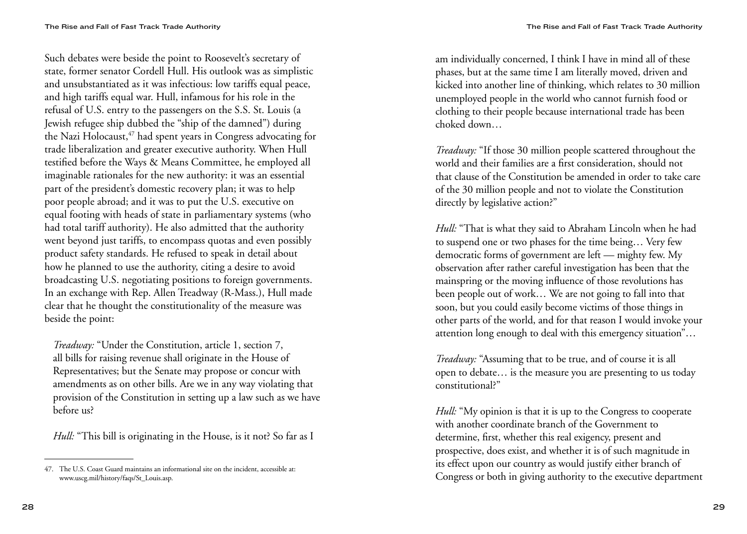Such debates were beside the point to Roosevelt's secretary of state, former senator Cordell Hull. His outlook was as simplistic and unsubstantiated as it was infectious: low tariffs equal peace, and high tariffs equal war. Hull, infamous for his role in the refusal of U.S. entry to the passengers on the S.S. St. Louis (a Jewish refugee ship dubbed the "ship of the damned") during the Nazi Holocaust,[47] had spent years in Congress advocating for trade liberalization and greater executive authority. When Hull testified before the Ways & Means Committee, he employed all imaginable rationales for the new authority: it was an essential part of the president's domestic recovery plan; it was to help poor people abroad; and it was to put the U.S. executive on equal footing with heads of state in parliamentary systems (who had total tariff authority). He also admitted that the authority went beyond just tariffs, to encompass quotas and even possibly product safety standards. He refused to speak in detail about how he planned to use the authority, citing a desire to avoid broadcasting U.S. negotiating positions to foreign governments. In an exchange with Rep. Allen Treadway (R-Mass.), Hull made clear that he thought the constitutionality of the measure was beside the point:

> *Treadway:* "Under the Constitution, article 1, section 7, all bills for raising revenue shall originate in the House of Representatives; but the Senate may propose or concur with amendments as on other bills. Are we in any way violating that provision of the Constitution in setting up a law such as we have before us?
>
> *Hull:* "This bill is originating in the House, is it not? So far as I am individually concerned, I think I have in mind all of these phases, but at the same time I am literally moved, driven and kicked into another line of thinking, which relates to 30 million unemployed people in the world who cannot furnish food or clothing to their people because international trade has been choked down…
>
> *Treadway:* "If those 30 million people scattered throughout the world and their families are a first consideration, should not that clause of the Constitution be amended in order to take care of the 30 million people and not to violate the Constitution directly by legislative action?"
>
> *Hull:* "That is what they said to Abraham Lincoln when he had to suspend one or two phases for the time being… Very few democratic forms of government are left — mighty few. My observation after rather careful investigation has been that the mainspring or the moving influence of those revolutions has been people out of work… We are not going to fall into that soon, but you could easily become victims of those things in other parts of the world, and for that reason I would invoke your attention long enough to deal with this emergency situation"…
>
> *Treadway:* "Assuming that to be true, and of course it is all open to debate… is the measure you are presenting to us today constitutional?"
>
> *Hull:* "My opinion is that it is up to the Congress to cooperate with another coordinate branch of the Government to determine, first, whether this real exigency, present and prospective, does exist, and whether it is of such magnitude in its effect upon our country as would justify either branch of Congress or both in giving authority to the executive department

---

47. The U.S. Coast Guard maintains an informational site on the incident, accessible at: www.uscg.mil/history/faqs/St_Louis.asp.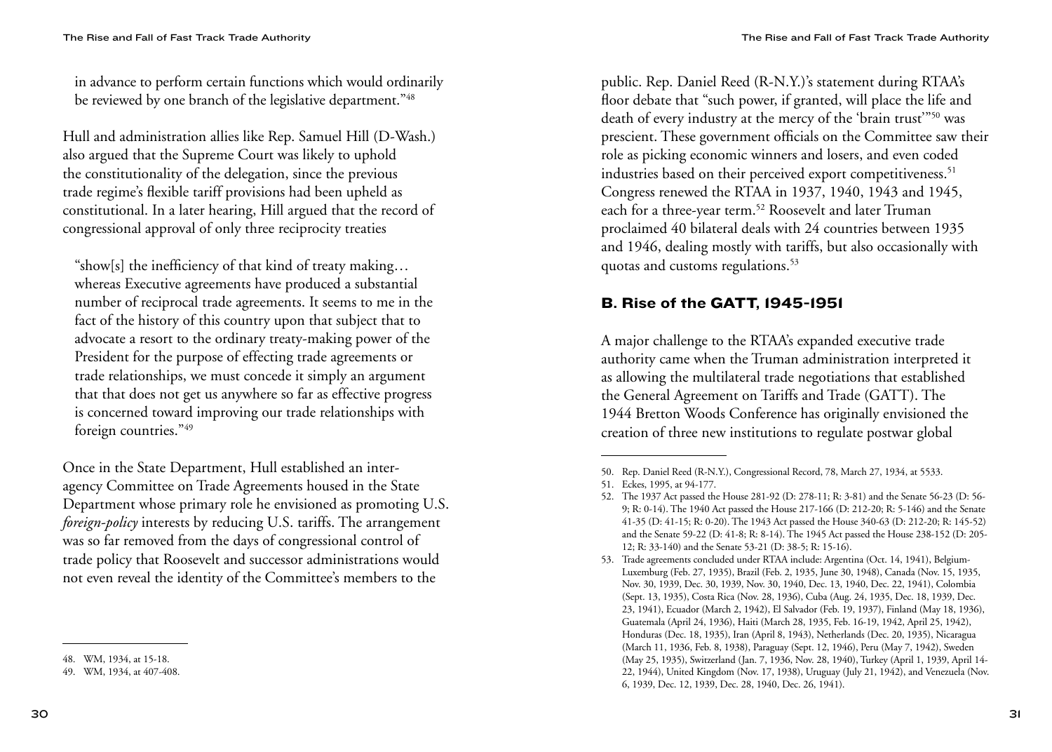in advance to perform certain functions which would ordinarily be reviewed by one branch of the legislative department."[48]

Hull and administration allies like Rep. Samuel Hill (D-Wash.) also argued that the Supreme Court was likely to uphold the constitutionality of the delegation, since the previous trade regime's flexible tariff provisions had been upheld as constitutional. In a later hearing, Hill argued that the record of congressional approval of only three reciprocity treaties

> "show[s] the inefficiency of that kind of treaty making… whereas Executive agreements have produced a substantial number of reciprocal trade agreements. It seems to me in the fact of the history of this country upon that subject that to advocate a resort to the ordinary treaty-making power of the President for the purpose of effecting trade agreements or trade relationships, we must concede it simply an argument that that does not get us anywhere so far as effective progress is concerned toward improving our trade relationships with foreign countries."[49]

Once in the State Department, Hull established an inter-agency Committee on Trade Agreements housed in the State Department whose primary role he envisioned as promoting U.S. *foreign-policy* interests by reducing U.S. tariffs. The arrangement was so far removed from the days of congressional control of trade policy that Roosevelt and successor administrations would not even reveal the identity of the Committee's members to the public. Rep. Daniel Reed (R-N.Y.)'s statement during RTAA's floor debate that "such power, if granted, will place the life and death of every industry at the mercy of the 'brain trust'"[50] was prescient. These government officials on the Committee saw their role as picking economic winners and losers, and even coded industries based on their perceived export competitiveness.[51] Congress renewed the RTAA in 1937, 1940, 1943 and 1945, each for a three-year term.[52] Roosevelt and later Truman proclaimed 40 bilateral deals with 24 countries between 1935 and 1946, dealing mostly with tariffs, but also occasionally with quotas and customs regulations.[53]

## B. Rise of the GATT, 1945-1951

A major challenge to the RTAA's expanded executive trade authority came when the Truman administration interpreted it as allowing the multilateral trade negotiations that established the General Agreement on Tariffs and Trade (GATT). The 1944 Bretton Woods Conference has originally envisioned the creation of three new institutions to regulate postwar global

---

48. WM, 1934, at 15-18.
49. WM, 1934, at 407-408.
50. Rep. Daniel Reed (R-N.Y.), Congressional Record, 78, March 27, 1934, at 5533.
51. Eckes, 1995, at 94-177.
52. The 1937 Act passed the House 281-92 (D: 278-11; R: 3-81) and the Senate 56-23 (D: 56-9; R: 0-14). The 1940 Act passed the House 217-166 (D: 212-20; R: 5-146) and the Senate 41-35 (D: 41-15; R: 0-20). The 1943 Act passed the House 340-63 (D: 212-20; R: 145-52) and the Senate 59-22 (D: 41-8; R: 8-14). The 1945 Act passed the House 238-152 (D: 205-12; R: 33-140) and the Senate 53-21 (D: 38-5; R: 15-16).
53. Trade agreements concluded under RTAA include: Argentina (Oct. 14, 1941), Belgium-Luxemburg (Feb. 27, 1935), Brazil (Feb. 2, 1935, June 30, 1948), Canada (Nov. 15, 1935, Nov. 30, 1939, Dec. 30, 1939, Nov. 30, 1940, Dec. 13, 1940, Dec. 22, 1941), Colombia (Sept. 13, 1935), Costa Rica (Nov. 28, 1936), Cuba (Aug. 24, 1935, Dec. 18, 1939, Dec. 23, 1941), Ecuador (March 2, 1942), El Salvador (Feb. 19, 1937), Finland (May 18, 1936), Guatemala (April 24, 1936), Haiti (March 28, 1935, Feb. 16-19, 1942, April 25, 1942), Honduras (Dec. 18, 1935), Iran (April 8, 1943), Netherlands (Dec. 20, 1935), Nicaragua (March 11, 1936, Feb. 8, 1938), Paraguay (Sept. 12, 1946), Peru (May 7, 1942), Sweden (May 25, 1935), Switzerland (Jan. 7, 1936, Nov. 28, 1940), Turkey (April 1, 1939, April 14-22, 1944), United Kingdom (Nov. 17, 1938), Uruguay (July 21, 1942), and Venezuela (Nov. 6, 1939, Dec. 12, 1939, Dec. 28, 1940, Dec. 26, 1941).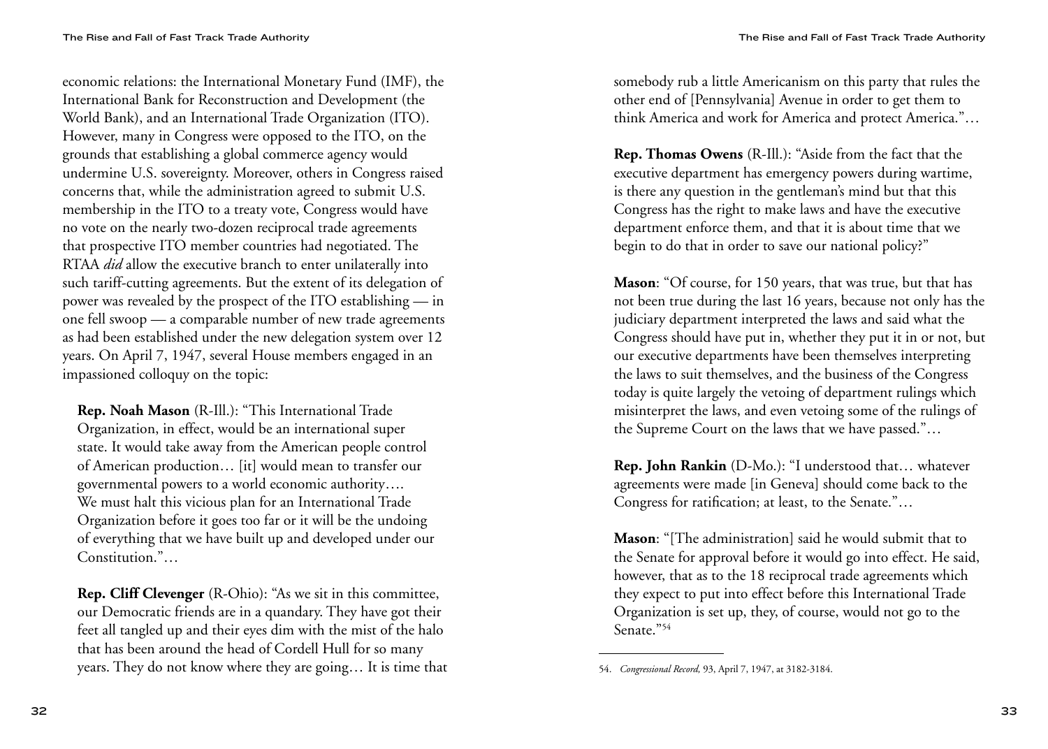economic relations: the International Monetary Fund (IMF), the International Bank for Reconstruction and Development (the World Bank), and an International Trade Organization (ITO). However, many in Congress were opposed to the ITO, on the grounds that establishing a global commerce agency would undermine U.S. sovereignty. Moreover, others in Congress raised concerns that, while the administration agreed to submit U.S. membership in the ITO to a treaty vote, Congress would have no vote on the nearly two-dozen reciprocal trade agreements that prospective ITO member countries had negotiated. The RTAA *did* allow the executive branch to enter unilaterally into such tariff-cutting agreements. But the extent of its delegation of power was revealed by the prospect of the ITO establishing — in one fell swoop — a comparable number of new trade agreements as had been established under the new delegation system over 12 years. On April 7, 1947, several House members engaged in an impassioned colloquy on the topic:

> **Rep. Noah Mason** (R-Ill.): "This International Trade Organization, in effect, would be an international super state. It would take away from the American people control of American production… [it] would mean to transfer our governmental powers to a world economic authority…. We must halt this vicious plan for an International Trade Organization before it goes too far or it will be the undoing of everything that we have built up and developed under our Constitution."…
>
> **Rep. Cliff Clevenger** (R-Ohio): "As we sit in this committee, our Democratic friends are in a quandary. They have got their feet all tangled up and their eyes dim with the mist of the halo that has been around the head of Cordell Hull for so many years. They do not know where they are going… It is time that somebody rub a little Americanism on this party that rules the other end of [Pennsylvania] Avenue in order to get them to think America and work for America and protect America."…
>
> **Rep. Thomas Owens** (R-Ill.): "Aside from the fact that the executive department has emergency powers during wartime, is there any question in the gentleman's mind but that this Congress has the right to make laws and have the executive department enforce them, and that it is about time that we begin to do that in order to save our national policy?"
>
> **Mason**: "Of course, for 150 years, that was true, but that has not been true during the last 16 years, because not only has the judiciary department interpreted the laws and said what the Congress should have put in, whether they put it in or not, but our executive departments have been themselves interpreting the laws to suit themselves, and the business of the Congress today is quite largely the vetoing of department rulings which misinterpret the laws, and even vetoing some of the rulings of the Supreme Court on the laws that we have passed."…
>
> **Rep. John Rankin** (D-Mo.): "I understood that… whatever agreements were made [in Geneva] should come back to the Congress for ratification; at least, to the Senate."…
>
> **Mason**: "[The administration] said he would submit that to the Senate for approval before it would go into effect. He said, however, that as to the 18 reciprocal trade agreements which they expect to put into effect before this International Trade Organization is set up, they, of course, would not go to the Senate."[54]

---

54. *Congressional Record,* 93, April 7, 1947, at 3182-3184.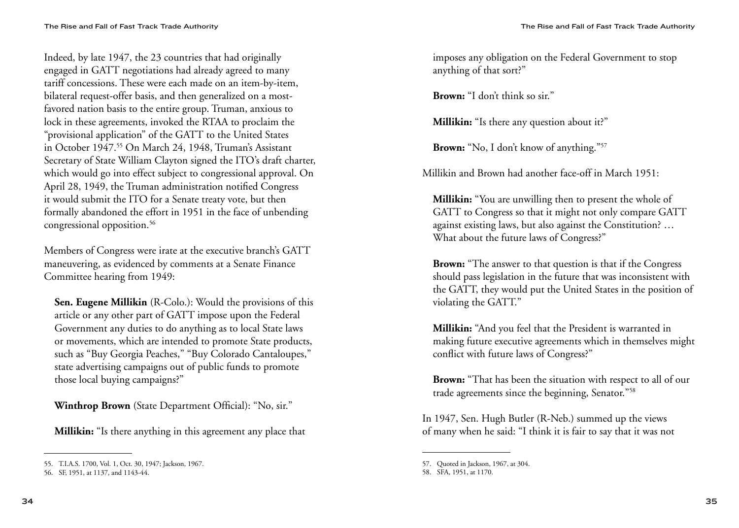Indeed, by late 1947, the 23 countries that had originally engaged in GATT negotiations had already agreed to many tariff concessions. These were each made on an item-by-item, bilateral request-offer basis, and then generalized on a most-favored nation basis to the entire group. Truman, anxious to lock in these agreements, invoked the RTAA to proclaim the "provisional application" of the GATT to the United States in October 1947.[55] On March 24, 1948, Truman's Assistant Secretary of State William Clayton signed the ITO's draft charter, which would go into effect subject to congressional approval. On April 28, 1949, the Truman administration notified Congress it would submit the ITO for a Senate treaty vote, but then formally abandoned the effort in 1951 in the face of unbending congressional opposition.[56]

Members of Congress were irate at the executive branch's GATT maneuvering, as evidenced by comments at a Senate Finance Committee hearing from 1949:

> **Sen. Eugene Millikin** (R-Colo.): Would the provisions of this article or any other part of GATT impose upon the Federal Government any duties to do anything as to local State laws or movements, which are intended to promote State products, such as "Buy Georgia Peaches," "Buy Colorado Cantaloupes," state advertising campaigns out of public funds to promote those local buying campaigns?"
>
> **Winthrop Brown** (State Department Official): "No, sir."
>
> **Millikin:** "Is there anything in this agreement any place that imposes any obligation on the Federal Government to stop anything of that sort?"
>
> **Brown:** "I don't think so sir."
>
> **Millikin:** "Is there any question about it?"
>
> **Brown:** "No, I don't know of anything."[57]

Millikin and Brown had another face-off in March 1951:

> **Millikin:** "You are unwilling then to present the whole of GATT to Congress so that it might not only compare GATT against existing laws, but also against the Constitution? … What about the future laws of Congress?"
>
> **Brown:** "The answer to that question is that if the Congress should pass legislation in the future that was inconsistent with the GATT, they would put the United States in the position of violating the GATT."
>
> **Millikin:** "And you feel that the President is warranted in making future executive agreements which in themselves might conflict with future laws of Congress?"
>
> **Brown:** "That has been the situation with respect to all of our trade agreements since the beginning, Senator."[58]

In 1947, Sen. Hugh Butler (R-Neb.) summed up the views of many when he said: "I think it is fair to say that it was not

---

55. T.I.A.S. 1700, Vol. 1, Oct. 30, 1947; Jackson, 1967.
56. SF, 1951, at 1137, and 1143-44.
57. Quoted in Jackson, 1967, at 304.
58. SFA, 1951, at 1170.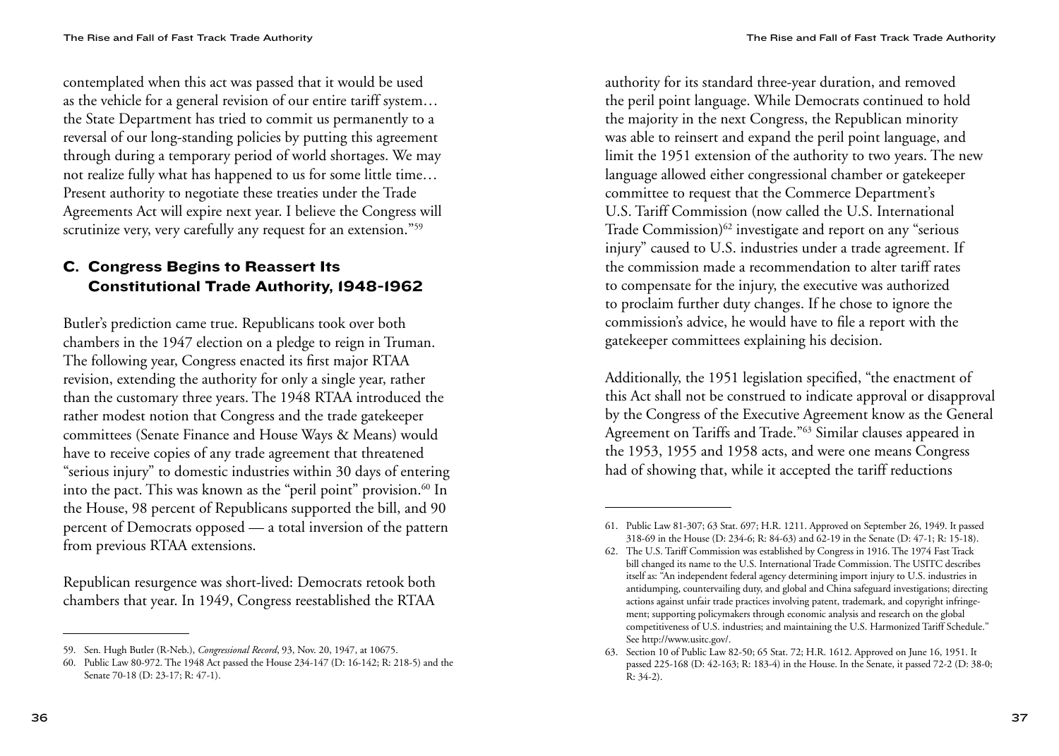contemplated when this act was passed that it would be used as the vehicle for a general revision of our entire tariff system… the State Department has tried to commit us permanently to a reversal of our long-standing policies by putting this agreement through during a temporary period of world shortages. We may not realize fully what has happened to us for some little time… Present authority to negotiate these treaties under the Trade Agreements Act will expire next year. I believe the Congress will scrutinize very, very carefully any request for an extension."[59]

## C. Congress Begins to Reassert Its Constitutional Trade Authority, 1948-1962

Butler's prediction came true. Republicans took over both chambers in the 1947 election on a pledge to reign in Truman. The following year, Congress enacted its first major RTAA revision, extending the authority for only a single year, rather than the customary three years. The 1948 RTAA introduced the rather modest notion that Congress and the trade gatekeeper committees (Senate Finance and House Ways & Means) would have to receive copies of any trade agreement that threatened "serious injury" to domestic industries within 30 days of entering into the pact. This was known as the "peril point" provision.[60] In the House, 98 percent of Republicans supported the bill, and 90 percent of Democrats opposed — a total inversion of the pattern from previous RTAA extensions.

Republican resurgence was short-lived: Democrats retook both chambers that year. In 1949, Congress reestablished the RTAA authority for its standard three-year duration, and removed the peril point language. While Democrats continued to hold the majority in the next Congress, the Republican minority was able to reinsert and expand the peril point language, and limit the 1951 extension of the authority to two years. The new language allowed either congressional chamber or gatekeeper committee to request that the Commerce Department's U.S. Tariff Commission (now called the U.S. International Trade Commission)[62] investigate and report on any "serious injury" caused to U.S. industries under a trade agreement. If the commission made a recommendation to alter tariff rates to compensate for the injury, the executive was authorized to proclaim further duty changes. If he chose to ignore the commission's advice, he would have to file a report with the gatekeeper committees explaining his decision.

Additionally, the 1951 legislation specified, "the enactment of this Act shall not be construed to indicate approval or disapproval by the Congress of the Executive Agreement know as the General Agreement on Tariffs and Trade."[63] Similar clauses appeared in the 1953, 1955 and 1958 acts, and were one means Congress had of showing that, while it accepted the tariff reductions

---

59. Sen. Hugh Butler (R-Neb.), *Congressional Record*, 93, Nov. 20, 1947, at 10675.

60. Public Law 80-972. The 1948 Act passed the House 234-147 (D: 16-142; R: 218-5) and the Senate 70-18 (D: 23-17; R: 47-1).

61. Public Law 81-307; 63 Stat. 697; H.R. 1211. Approved on September 26, 1949. It passed 318-69 in the House (D: 234-6; R: 84-63) and 62-19 in the Senate (D: 47-1; R: 15-18).

62. The U.S. Tariff Commission was established by Congress in 1916. The 1974 Fast Track bill changed its name to the U.S. International Trade Commission. The USITC describes itself as: "An independent federal agency determining import injury to U.S. industries in antidumping, countervailing duty, and global and China safeguard investigations; directing actions against unfair trade practices involving patent, trademark, and copyright infringement; supporting policymakers through economic analysis and research on the global competitiveness of U.S. industries; and maintaining the U.S. Harmonized Tariff Schedule." See http://www.usitc.gov/.

63. Section 10 of Public Law 82-50; 65 Stat. 72; H.R. 1612. Approved on June 16, 1951. It passed 225-168 (D: 42-163; R: 183-4) in the House. In the Senate, it passed 72-2 (D: 38-0; R: 34-2).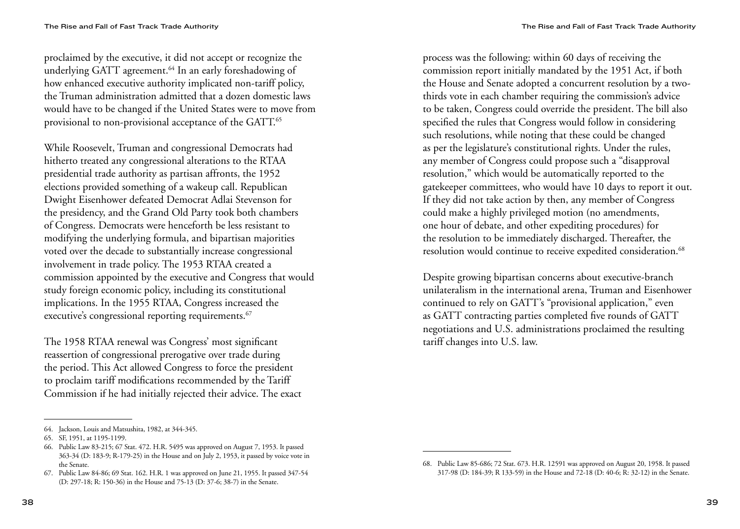proclaimed by the executive, it did not accept or recognize the underlying GATT agreement.[64] In an early foreshadowing of how enhanced executive authority implicated non-tariff policy, the Truman administration admitted that a dozen domestic laws would have to be changed if the United States were to move from provisional to non-provisional acceptance of the GATT.[65]

While Roosevelt, Truman and congressional Democrats had hitherto treated any congressional alterations to the RTAA presidential trade authority as partisan affronts, the 1952 elections provided something of a wakeup call. Republican Dwight Eisenhower defeated Democrat Adlai Stevenson for the presidency, and the Grand Old Party took both chambers of Congress. Democrats were henceforth be less resistant to modifying the underlying formula, and bipartisan majorities voted over the decade to substantially increase congressional involvement in trade policy. The 1953 RTAA created a commission appointed by the executive and Congress that would study foreign economic policy, including its constitutional implications. In the 1955 RTAA, Congress increased the executive's congressional reporting requirements.[67]

The 1958 RTAA renewal was Congress' most significant reassertion of congressional prerogative over trade during the period. This Act allowed Congress to force the president to proclaim tariff modifications recommended by the Tariff Commission if he had initially rejected their advice. The exact process was the following: within 60 days of receiving the commission report initially mandated by the 1951 Act, if both the House and Senate adopted a concurrent resolution by a two-thirds vote in each chamber requiring the commission's advice to be taken, Congress could override the president. The bill also specified the rules that Congress would follow in considering such resolutions, while noting that these could be changed as per the legislature's constitutional rights. Under the rules, any member of Congress could propose such a "disapproval resolution," which would be automatically reported to the gatekeeper committees, who would have 10 days to report it out. If they did not take action by then, any member of Congress could make a highly privileged motion (no amendments, one hour of debate, and other expediting procedures) for the resolution to be immediately discharged. Thereafter, the resolution would continue to receive expedited consideration.[68]

Despite growing bipartisan concerns about executive-branch unilateralism in the international arena, Truman and Eisenhower continued to rely on GATT's "provisional application," even as GATT contracting parties completed five rounds of GATT negotiations and U.S. administrations proclaimed the resulting tariff changes into U.S. law.

---

64. Jackson, Louis and Matsushita, 1982, at 344-345.

65. SF, 1951, at 1195-1199.

66. Public Law 83-215; 67 Stat. 472. H.R. 5495 was approved on August 7, 1953. It passed 363-34 (D: 183-9; R-179-25) in the House and on July 2, 1953, it passed by voice vote in the Senate.

67. Public Law 84-86; 69 Stat. 162. H.R. 1 was approved on June 21, 1955. It passed 347-54 (D: 297-18; R: 150-36) in the House and 75-13 (D: 37-6; 38-7) in the Senate.

68. Public Law 85-686; 72 Stat. 673. H.R. 12591 was approved on August 20, 1958. It passed 317-98 (D: 184-39; R 133-59) in the House and 72-18 (D: 40-6; R: 32-12) in the Senate.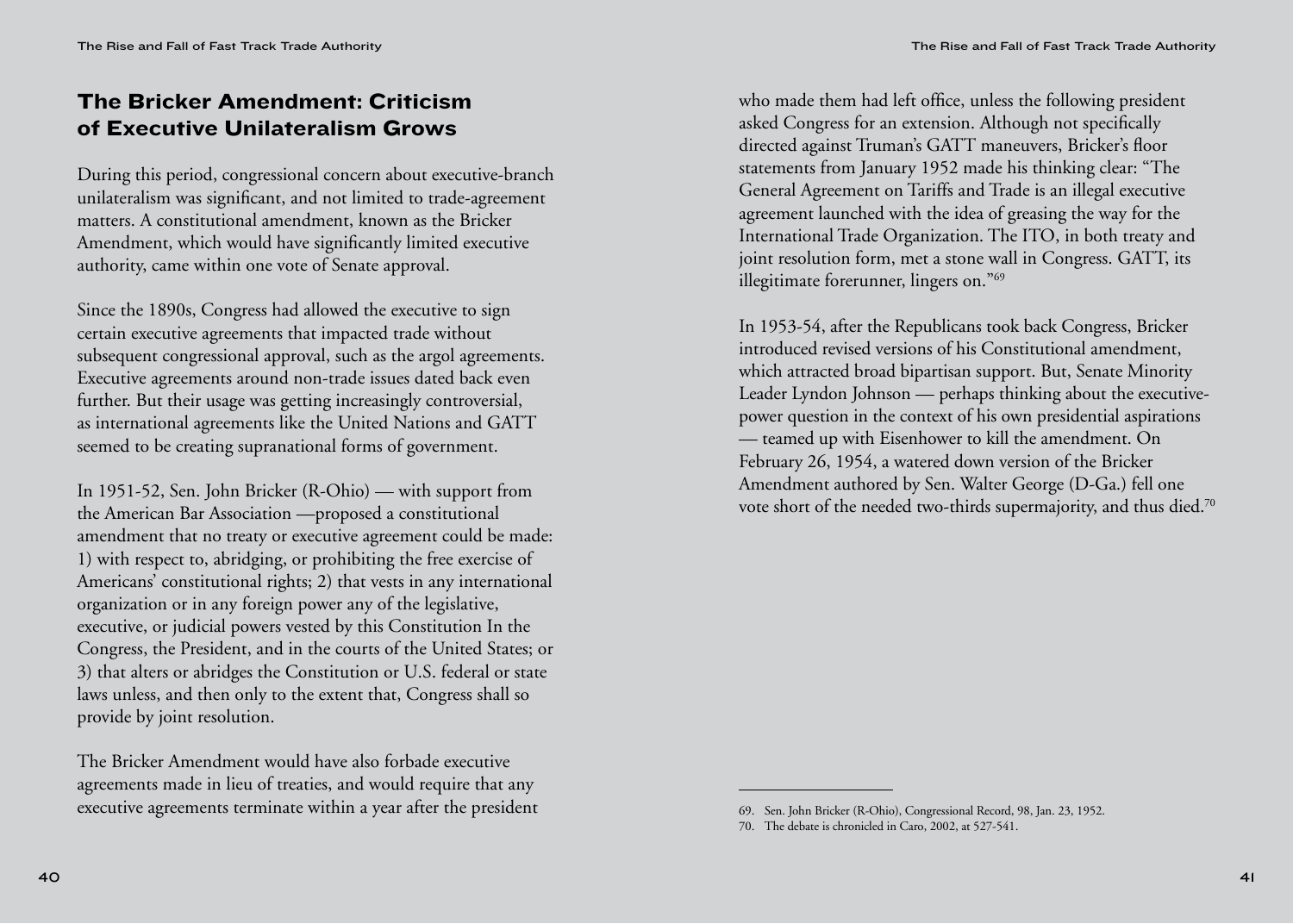## The Bricker Amendment: Criticism of Executive Unilateralism Grows

During this period, congressional concern about executive-branch unilateralism was significant, and not limited to trade-agreement matters. A constitutional amendment, known as the Bricker Amendment, which would have significantly limited executive authority, came within one vote of Senate approval.

Since the 1890s, Congress had allowed the executive to sign certain executive agreements that impacted trade without subsequent congressional approval, such as the argol agreements. Executive agreements around non-trade issues dated back even further. But their usage was getting increasingly controversial, as international agreements like the United Nations and GATT seemed to be creating supranational forms of government.

In 1951-52, Sen. John Bricker (R-Ohio) — with support from the American Bar Association —proposed a constitutional amendment that no treaty or executive agreement could be made: 1) with respect to, abridging, or prohibiting the free exercise of Americans' constitutional rights; 2) that vests in any international organization or in any foreign power any of the legislative, executive, or judicial powers vested by this Constitution In the Congress, the President, and in the courts of the United States; or 3) that alters or abridges the Constitution or U.S. federal or state laws unless, and then only to the extent that, Congress shall so provide by joint resolution.

The Bricker Amendment would have also forbade executive agreements made in lieu of treaties, and would require that any executive agreements terminate within a year after the president who made them had left office, unless the following president asked Congress for an extension. Although not specifically directed against Truman's GATT maneuvers, Bricker's floor statements from January 1952 made his thinking clear: "The General Agreement on Tariffs and Trade is an illegal executive agreement launched with the idea of greasing the way for the International Trade Organization. The ITO, in both treaty and joint resolution form, met a stone wall in Congress. GATT, its illegitimate forerunner, lingers on."[69]

In 1953-54, after the Republicans took back Congress, Bricker introduced revised versions of his Constitutional amendment, which attracted broad bipartisan support. But, Senate Minority Leader Lyndon Johnson — perhaps thinking about the executive-power question in the context of his own presidential aspirations — teamed up with Eisenhower to kill the amendment. On February 26, 1954, a watered down version of the Bricker Amendment authored by Sen. Walter George (D-Ga.) fell one vote short of the needed two-thirds supermajority, and thus died.[70]

69. Sen. John Bricker (R-Ohio), Congressional Record, 98, Jan. 23, 1952.

70. The debate is chronicled in Caro, 2002, at 527-541.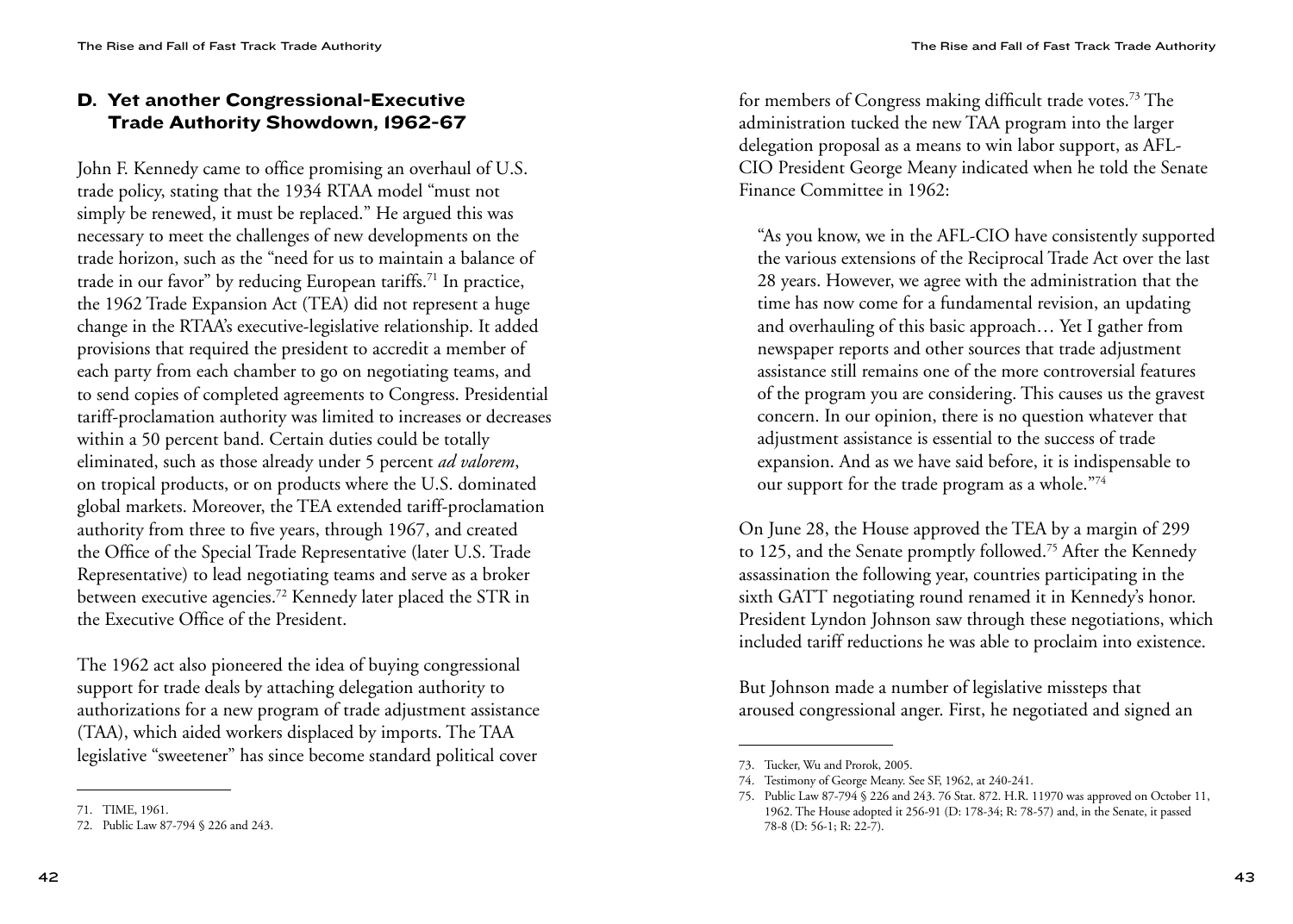## D. Yet another Congressional-Executive Trade Authority Showdown, 1962-67

John F. Kennedy came to office promising an overhaul of U.S. trade policy, stating that the 1934 RTAA model "must not simply be renewed, it must be replaced." He argued this was necessary to meet the challenges of new developments on the trade horizon, such as the "need for us to maintain a balance of trade in our favor" by reducing European tariffs.[71] In practice, the 1962 Trade Expansion Act (TEA) did not represent a huge change in the RTAA's executive-legislative relationship. It added provisions that required the president to accredit a member of each party from each chamber to go on negotiating teams, and to send copies of completed agreements to Congress. Presidential tariff-proclamation authority was limited to increases or decreases within a 50 percent band. Certain duties could be totally eliminated, such as those already under 5 percent *ad valorem*, on tropical products, or on products where the U.S. dominated global markets. Moreover, the TEA extended tariff-proclamation authority from three to five years, through 1967, and created the Office of the Special Trade Representative (later U.S. Trade Representative) to lead negotiating teams and serve as a broker between executive agencies.[72] Kennedy later placed the STR in the Executive Office of the President.

The 1962 act also pioneered the idea of buying congressional support for trade deals by attaching delegation authority to authorizations for a new program of trade adjustment assistance (TAA), which aided workers displaced by imports. The TAA legislative "sweetener" has since become standard political cover for members of Congress making difficult trade votes.[73] The administration tucked the new TAA program into the larger delegation proposal as a means to win labor support, as AFL-CIO President George Meany indicated when he told the Senate Finance Committee in 1962:

> "As you know, we in the AFL-CIO have consistently supported the various extensions of the Reciprocal Trade Act over the last 28 years. However, we agree with the administration that the time has now come for a fundamental revision, an updating and overhauling of this basic approach… Yet I gather from newspaper reports and other sources that trade adjustment assistance still remains one of the more controversial features of the program you are considering. This causes us the gravest concern. In our opinion, there is no question whatever that adjustment assistance is essential to the success of trade expansion. And as we have said before, it is indispensable to our support for the trade program as a whole."[74]

On June 28, the House approved the TEA by a margin of 299 to 125, and the Senate promptly followed.[75] After the Kennedy assassination the following year, countries participating in the sixth GATT negotiating round renamed it in Kennedy's honor. President Lyndon Johnson saw through these negotiations, which included tariff reductions he was able to proclaim into existence.

But Johnson made a number of legislative missteps that aroused congressional anger. First, he negotiated and signed an

---

71. TIME, 1961.
72. Public Law 87-794 § 226 and 243.
73. Tucker, Wu and Prorok, 2005.
74. Testimony of George Meany. See SF, 1962, at 240-241.
75. Public Law 87-794 § 226 and 243. 76 Stat. 872. H.R. 11970 was approved on October 11, 1962. The House adopted it 256-91 (D: 178-34; R: 78-57) and, in the Senate, it passed 78-8 (D: 56-1; R: 22-7).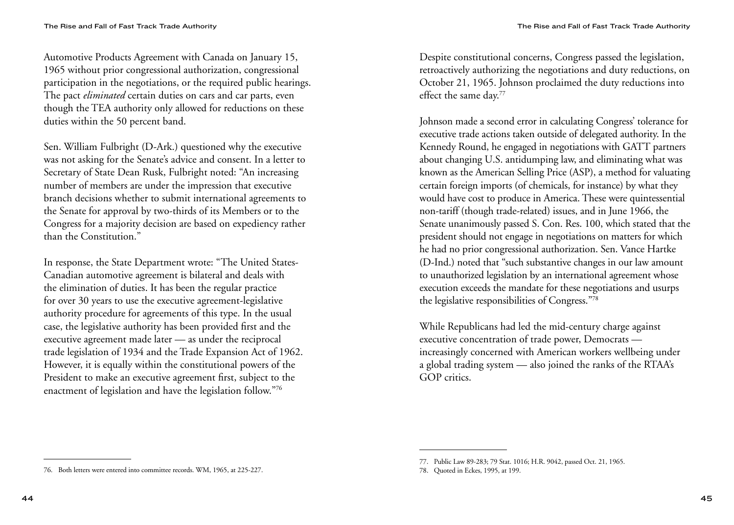Automotive Products Agreement with Canada on January 15, 1965 without prior congressional authorization, congressional participation in the negotiations, or the required public hearings. The pact *eliminated* certain duties on cars and car parts, even though the TEA authority only allowed for reductions on these duties within the 50 percent band.

Sen. William Fulbright (D-Ark.) questioned why the executive was not asking for the Senate's advice and consent. In a letter to Secretary of State Dean Rusk, Fulbright noted: "An increasing number of members are under the impression that executive branch decisions whether to submit international agreements to the Senate for approval by two-thirds of its Members or to the Congress for a majority decision are based on expediency rather than the Constitution."

In response, the State Department wrote: "The United States-Canadian automotive agreement is bilateral and deals with the elimination of duties. It has been the regular practice for over 30 years to use the executive agreement-legislative authority procedure for agreements of this type. In the usual case, the legislative authority has been provided first and the executive agreement made later — as under the reciprocal trade legislation of 1934 and the Trade Expansion Act of 1962. However, it is equally within the constitutional powers of the President to make an executive agreement first, subject to the enactment of legislation and have the legislation follow."[76]

76. Both letters were entered into committee records. WM, 1965, at 225-227.

Despite constitutional concerns, Congress passed the legislation, retroactively authorizing the negotiations and duty reductions, on October 21, 1965. Johnson proclaimed the duty reductions into effect the same day.[77]

Johnson made a second error in calculating Congress' tolerance for executive trade actions taken outside of delegated authority. In the Kennedy Round, he engaged in negotiations with GATT partners about changing U.S. antidumping law, and eliminating what was known as the American Selling Price (ASP), a method for valuating certain foreign imports (of chemicals, for instance) by what they would have cost to produce in America. These were quintessential non-tariff (though trade-related) issues, and in June 1966, the Senate unanimously passed S. Con. Res. 100, which stated that the president should not engage in negotiations on matters for which he had no prior congressional authorization. Sen. Vance Hartke (D-Ind.) noted that "such substantive changes in our law amount to unauthorized legislation by an international agreement whose execution exceeds the mandate for these negotiations and usurps the legislative responsibilities of Congress."[78]

While Republicans had led the mid-century charge against executive concentration of trade power, Democrats — increasingly concerned with American workers wellbeing under a global trading system — also joined the ranks of the RTAA's GOP critics.

77. Public Law 89-283; 79 Stat. 1016; H.R. 9042, passed Oct. 21, 1965.

78. Quoted in Eckes, 1995, at 199.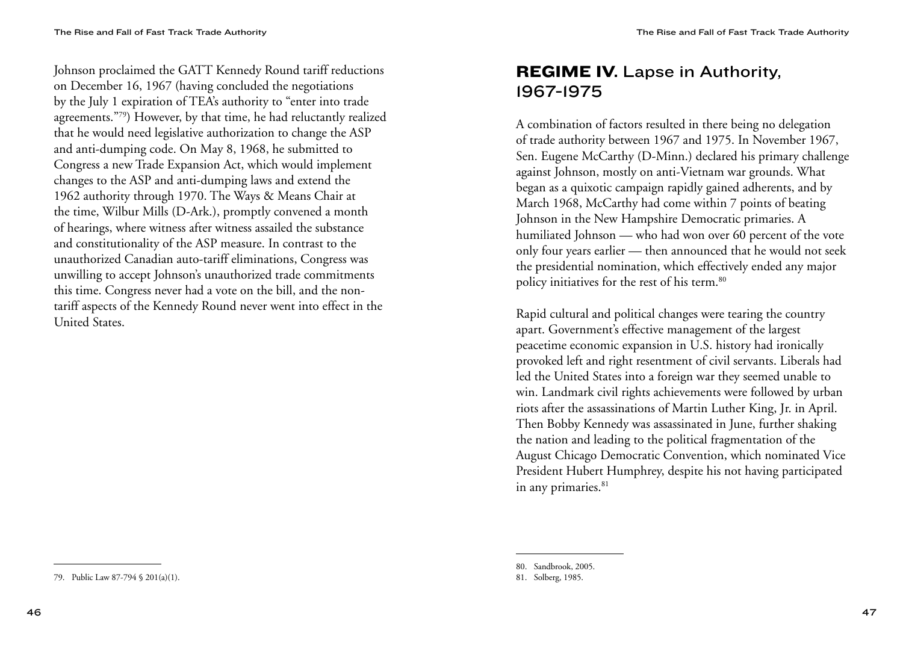Johnson proclaimed the GATT Kennedy Round tariff reductions on December 16, 1967 (having concluded the negotiations by the July 1 expiration of TEA's authority to "enter into trade agreements."[79]) However, by that time, he had reluctantly realized that he would need legislative authorization to change the ASP and anti-dumping code. On May 8, 1968, he submitted to Congress a new Trade Expansion Act, which would implement changes to the ASP and anti-dumping laws and extend the 1962 authority through 1970. The Ways & Means Chair at the time, Wilbur Mills (D-Ark.), promptly convened a month of hearings, where witness after witness assailed the substance and constitutionality of the ASP measure. In contrast to the unauthorized Canadian auto-tariff eliminations, Congress was unwilling to accept Johnson's unauthorized trade commitments this time. Congress never had a vote on the bill, and the non-tariff aspects of the Kennedy Round never went into effect in the United States.

79. Public Law 87-794 § 201(a)(1).

## **REGIME IV.** Lapse in Authority, 1967-1975

A combination of factors resulted in there being no delegation of trade authority between 1967 and 1975. In November 1967, Sen. Eugene McCarthy (D-Minn.) declared his primary challenge against Johnson, mostly on anti-Vietnam war grounds. What began as a quixotic campaign rapidly gained adherents, and by March 1968, McCarthy had come within 7 points of beating Johnson in the New Hampshire Democratic primaries. A humiliated Johnson — who had won over 60 percent of the vote only four years earlier — then announced that he would not seek the presidential nomination, which effectively ended any major policy initiatives for the rest of his term.[80]

Rapid cultural and political changes were tearing the country apart. Government's effective management of the largest peacetime economic expansion in U.S. history had ironically provoked left and right resentment of civil servants. Liberals had led the United States into a foreign war they seemed unable to win. Landmark civil rights achievements were followed by urban riots after the assassinations of Martin Luther King, Jr. in April. Then Bobby Kennedy was assassinated in June, further shaking the nation and leading to the political fragmentation of the August Chicago Democratic Convention, which nominated Vice President Hubert Humphrey, despite his not having participated in any primaries.[81]

80. Sandbrook, 2005.

81. Solberg, 1985.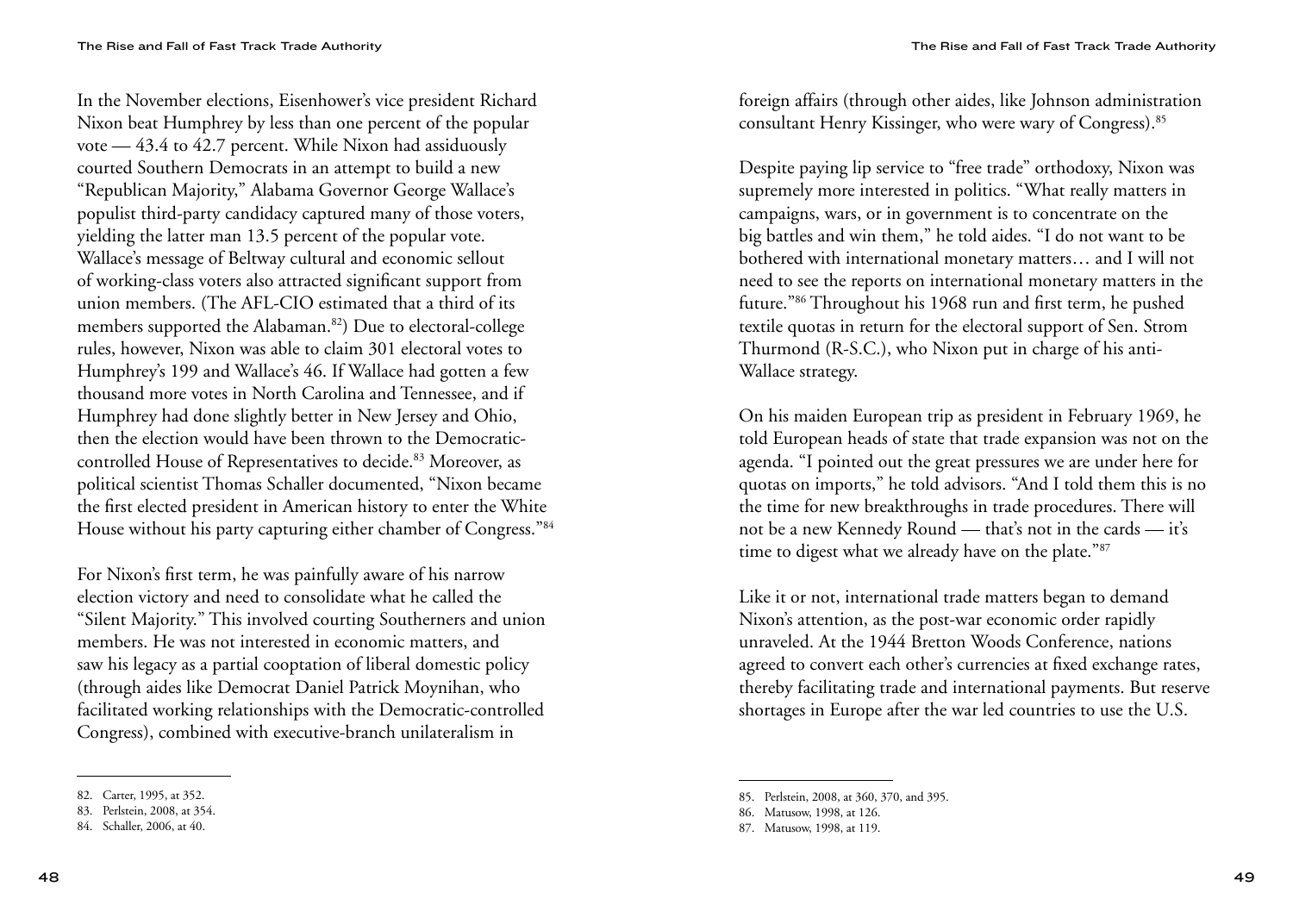In the November elections, Eisenhower's vice president Richard Nixon beat Humphrey by less than one percent of the popular vote — 43.4 to 42.7 percent. While Nixon had assiduously courted Southern Democrats in an attempt to build a new "Republican Majority," Alabama Governor George Wallace's populist third-party candidacy captured many of those voters, yielding the latter man 13.5 percent of the popular vote. Wallace's message of Beltway cultural and economic sellout of working-class voters also attracted significant support from union members. (The AFL-CIO estimated that a third of its members supported the Alabaman.[82]) Due to electoral-college rules, however, Nixon was able to claim 301 electoral votes to Humphrey's 199 and Wallace's 46. If Wallace had gotten a few thousand more votes in North Carolina and Tennessee, and if Humphrey had done slightly better in New Jersey and Ohio, then the election would have been thrown to the Democratic-controlled House of Representatives to decide.[83] Moreover, as political scientist Thomas Schaller documented, "Nixon became the first elected president in American history to enter the White House without his party capturing either chamber of Congress."[84]

For Nixon's first term, he was painfully aware of his narrow election victory and need to consolidate what he called the "Silent Majority." This involved courting Southerners and union members. He was not interested in economic matters, and saw his legacy as a partial cooptation of liberal domestic policy (through aides like Democrat Daniel Patrick Moynihan, who facilitated working relationships with the Democratic-controlled Congress), combined with executive-branch unilateralism in foreign affairs (through other aides, like Johnson administration consultant Henry Kissinger, who were wary of Congress).[85]

Despite paying lip service to "free trade" orthodoxy, Nixon was supremely more interested in politics. "What really matters in campaigns, wars, or in government is to concentrate on the big battles and win them," he told aides. "I do not want to be bothered with international monetary matters… and I will not need to see the reports on international monetary matters in the future."[86] Throughout his 1968 run and first term, he pushed textile quotas in return for the electoral support of Sen. Strom Thurmond (R-S.C.), who Nixon put in charge of his anti-Wallace strategy.

On his maiden European trip as president in February 1969, he told European heads of state that trade expansion was not on the agenda. "I pointed out the great pressures we are under here for quotas on imports," he told advisors. "And I told them this is no the time for new breakthroughs in trade procedures. There will not be a new Kennedy Round — that's not in the cards — it's time to digest what we already have on the plate."[87]

Like it or not, international trade matters began to demand Nixon's attention, as the post-war economic order rapidly unraveled. At the 1944 Bretton Woods Conference, nations agreed to convert each other's currencies at fixed exchange rates, thereby facilitating trade and international payments. But reserve shortages in Europe after the war led countries to use the U.S.

82. Carter, 1995, at 352.
83. Perlstein, 2008, at 354.
84. Schaller, 2006, at 40.
85. Perlstein, 2008, at 360, 370, and 395.
86. Matusow, 1998, at 126.
87. Matusow, 1998, at 119.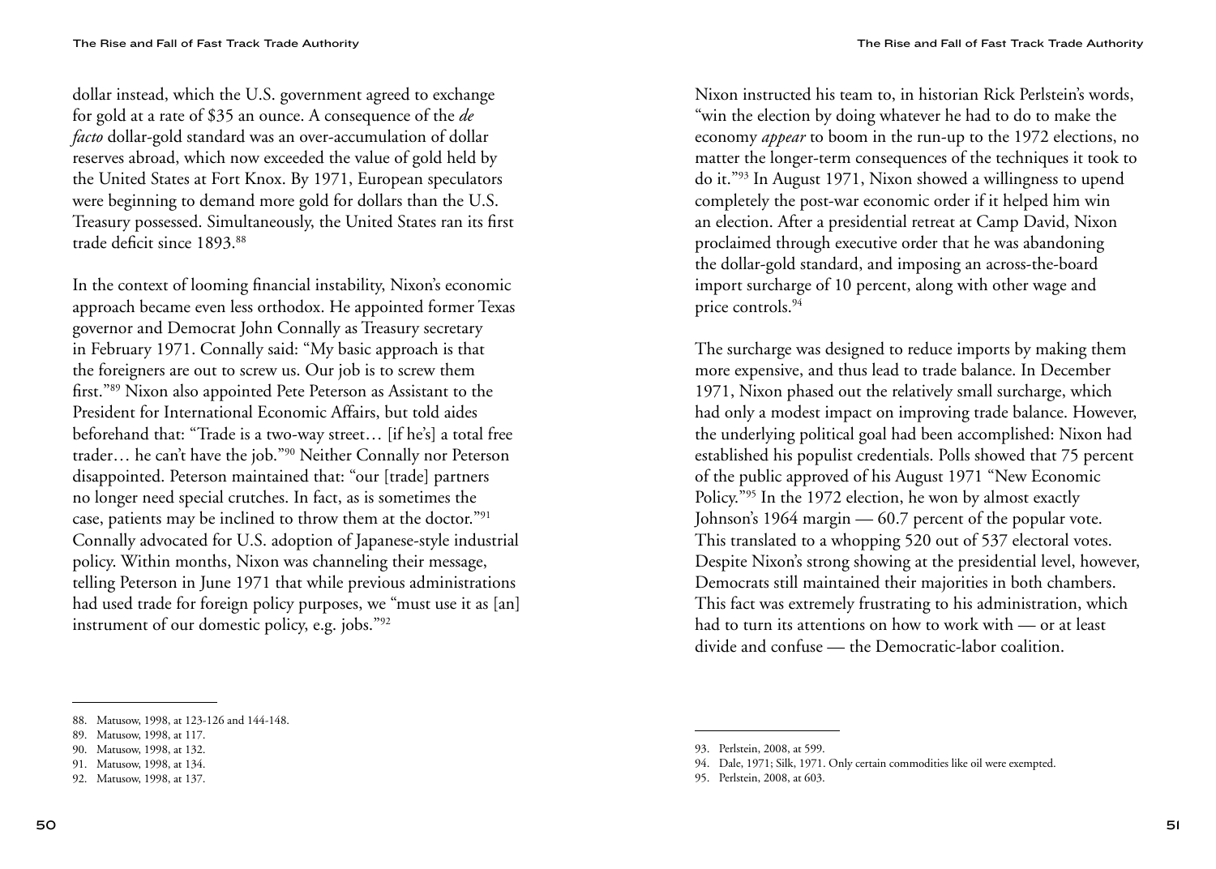dollar instead, which the U.S. government agreed to exchange for gold at a rate of $35 an ounce. A consequence of the *de facto* dollar-gold standard was an over-accumulation of dollar reserves abroad, which now exceeded the value of gold held by the United States at Fort Knox. By 1971, European speculators were beginning to demand more gold for dollars than the U.S. Treasury possessed. Simultaneously, the United States ran its first trade deficit since 1893.[88]

In the context of looming financial instability, Nixon's economic approach became even less orthodox. He appointed former Texas governor and Democrat John Connally as Treasury secretary in February 1971. Connally said: "My basic approach is that the foreigners are out to screw us. Our job is to screw them first."[89] Nixon also appointed Pete Peterson as Assistant to the President for International Economic Affairs, but told aides beforehand that: "Trade is a two-way street… [if he's] a total free trader… he can't have the job."[90] Neither Connally nor Peterson disappointed. Peterson maintained that: "our [trade] partners no longer need special crutches. In fact, as is sometimes the case, patients may be inclined to throw them at the doctor."[91] Connally advocated for U.S. adoption of Japanese-style industrial policy. Within months, Nixon was channeling their message, telling Peterson in June 1971 that while previous administrations had used trade for foreign policy purposes, we "must use it as [an] instrument of our domestic policy, e.g. jobs."[92]

Nixon instructed his team to, in historian Rick Perlstein's words, "win the election by doing whatever he had to do to make the economy *appear* to boom in the run-up to the 1972 elections, no matter the longer-term consequences of the techniques it took to do it."[93] In August 1971, Nixon showed a willingness to upend completely the post-war economic order if it helped him win an election. After a presidential retreat at Camp David, Nixon proclaimed through executive order that he was abandoning the dollar-gold standard, and imposing an across-the-board import surcharge of 10 percent, along with other wage and price controls.[94]

The surcharge was designed to reduce imports by making them more expensive, and thus lead to trade balance. In December 1971, Nixon phased out the relatively small surcharge, which had only a modest impact on improving trade balance. However, the underlying political goal had been accomplished: Nixon had established his populist credentials. Polls showed that 75 percent of the public approved of his August 1971 "New Economic Policy."[95] In the 1972 election, he won by almost exactly Johnson's 1964 margin — 60.7 percent of the popular vote. This translated to a whopping 520 out of 537 electoral votes. Despite Nixon's strong showing at the presidential level, however, Democrats still maintained their majorities in both chambers. This fact was extremely frustrating to his administration, which had to turn its attentions on how to work with — or at least divide and confuse — the Democratic-labor coalition.

---

88. Matusow, 1998, at 123-126 and 144-148.
89. Matusow, 1998, at 117.
90. Matusow, 1998, at 132.
91. Matusow, 1998, at 134.
92. Matusow, 1998, at 137.
93. Perlstein, 2008, at 599.
94. Dale, 1971; Silk, 1971. Only certain commodities like oil were exempted.
95. Perlstein, 2008, at 603.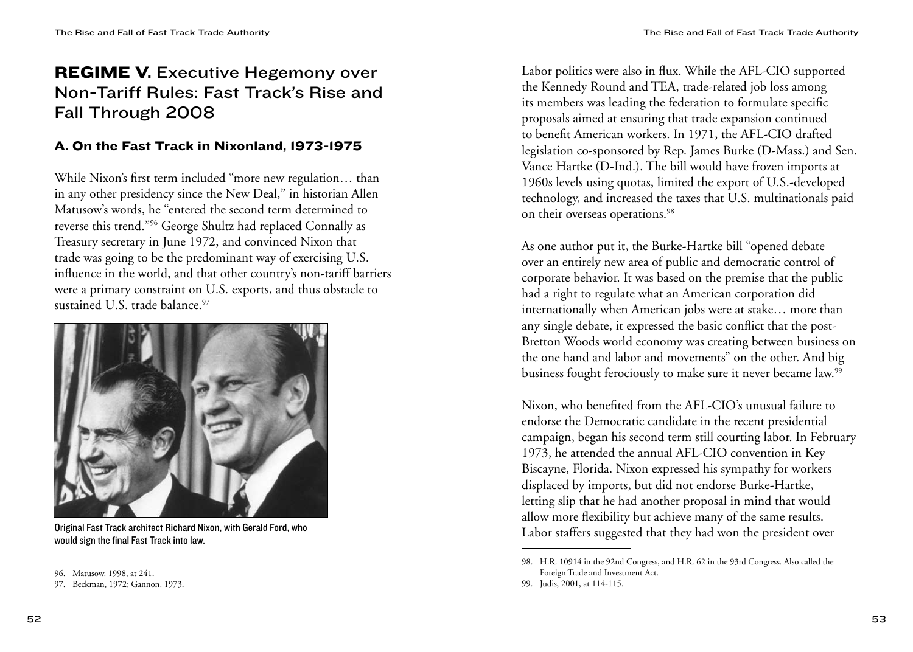# REGIME V. Executive Hegemony over Non-Tariff Rules: Fast Track's Rise and Fall Through 2008

## A. On the Fast Track in Nixonland, 1973-1975

While Nixon's first term included "more new regulation… than in any other presidency since the New Deal," in historian Allen Matusow's words, he "entered the second term determined to reverse this trend."[96] George Shultz had replaced Connally as Treasury secretary in June 1972, and convinced Nixon that trade was going to be the predominant way of exercising U.S. influence in the world, and that other country's non-tariff barriers were a primary constraint on U.S. exports, and thus obstacle to sustained U.S. trade balance.[97]

Original Fast Track architect Richard Nixon, with Gerald Ford, who would sign the final Fast Track into law.

Labor politics were also in flux. While the AFL-CIO supported the Kennedy Round and TEA, trade-related job loss among its members was leading the federation to formulate specific proposals aimed at ensuring that trade expansion continued to benefit American workers. In 1971, the AFL-CIO drafted legislation co-sponsored by Rep. James Burke (D-Mass.) and Sen. Vance Hartke (D-Ind.). The bill would have frozen imports at 1960s levels using quotas, limited the export of U.S.-developed technology, and increased the taxes that U.S. multinationals paid on their overseas operations.[98]

As one author put it, the Burke-Hartke bill "opened debate over an entirely new area of public and democratic control of corporate behavior. It was based on the premise that the public had a right to regulate what an American corporation did internationally when American jobs were at stake… more than any single debate, it expressed the basic conflict that the post-Bretton Woods world economy was creating between business on the one hand and labor and movements" on the other. And big business fought ferociously to make sure it never became law.[99]

Nixon, who benefited from the AFL-CIO's unusual failure to endorse the Democratic candidate in the recent presidential campaign, began his second term still courting labor. In February 1973, he attended the annual AFL-CIO convention in Key Biscayne, Florida. Nixon expressed his sympathy for workers displaced by imports, but did not endorse Burke-Hartke, letting slip that he had another proposal in mind that would allow more flexibility but achieve many of the same results. Labor staffers suggested that they had won the president over

---

96. Matusow, 1998, at 241.

97. Beckman, 1972; Gannon, 1973.

98. H.R. 10914 in the 92nd Congress, and H.R. 62 in the 93rd Congress. Also called the Foreign Trade and Investment Act.

99. Judis, 2001, at 114-115.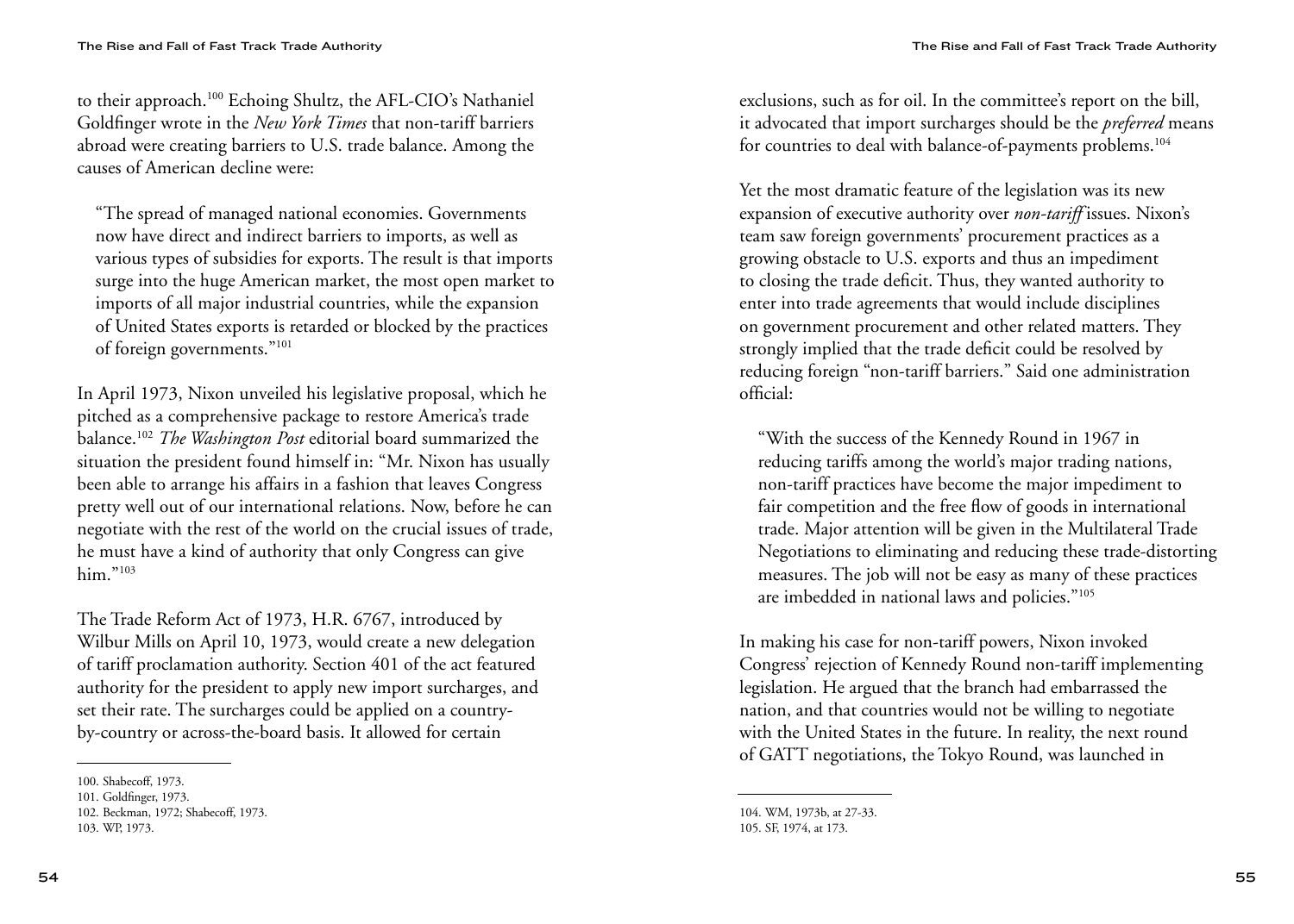to their approach.[100] Echoing Shultz, the AFL-CIO's Nathaniel Goldfinger wrote in the *New York Times* that non-tariff barriers abroad were creating barriers to U.S. trade balance. Among the causes of American decline were:

> "The spread of managed national economies. Governments now have direct and indirect barriers to imports, as well as various types of subsidies for exports. The result is that imports surge into the huge American market, the most open market to imports of all major industrial countries, while the expansion of United States exports is retarded or blocked by the practices of foreign governments."[101]

In April 1973, Nixon unveiled his legislative proposal, which he pitched as a comprehensive package to restore America's trade balance.[102] *The Washington Post* editorial board summarized the situation the president found himself in: "Mr. Nixon has usually been able to arrange his affairs in a fashion that leaves Congress pretty well out of our international relations. Now, before he can negotiate with the rest of the world on the crucial issues of trade, he must have a kind of authority that only Congress can give him."[103]

The Trade Reform Act of 1973, H.R. 6767, introduced by Wilbur Mills on April 10, 1973, would create a new delegation of tariff proclamation authority. Section 401 of the act featured authority for the president to apply new import surcharges, and set their rate. The surcharges could be applied on a country-by-country or across-the-board basis. It allowed for certain exclusions, such as for oil. In the committee's report on the bill, it advocated that import surcharges should be the *preferred* means for countries to deal with balance-of-payments problems.[104]

Yet the most dramatic feature of the legislation was its new expansion of executive authority over *non-tariff* issues. Nixon's team saw foreign governments' procurement practices as a growing obstacle to U.S. exports and thus an impediment to closing the trade deficit. Thus, they wanted authority to enter into trade agreements that would include disciplines on government procurement and other related matters. They strongly implied that the trade deficit could be resolved by reducing foreign "non-tariff barriers." Said one administration official:

> "With the success of the Kennedy Round in 1967 in reducing tariffs among the world's major trading nations, non-tariff practices have become the major impediment to fair competition and the free flow of goods in international trade. Major attention will be given in the Multilateral Trade Negotiations to eliminating and reducing these trade-distorting measures. The job will not be easy as many of these practices are imbedded in national laws and policies."[105]

In making his case for non-tariff powers, Nixon invoked Congress' rejection of Kennedy Round non-tariff implementing legislation. He argued that the branch had embarrassed the nation, and that countries would not be willing to negotiate with the United States in the future. In reality, the next round of GATT negotiations, the Tokyo Round, was launched in

---

100. Shabecoff, 1973.
101. Goldfinger, 1973.
102. Beckman, 1972; Shabecoff, 1973.
103. WP, 1973.
104. WM, 1973b, at 27-33.
105. SF, 1974, at 173.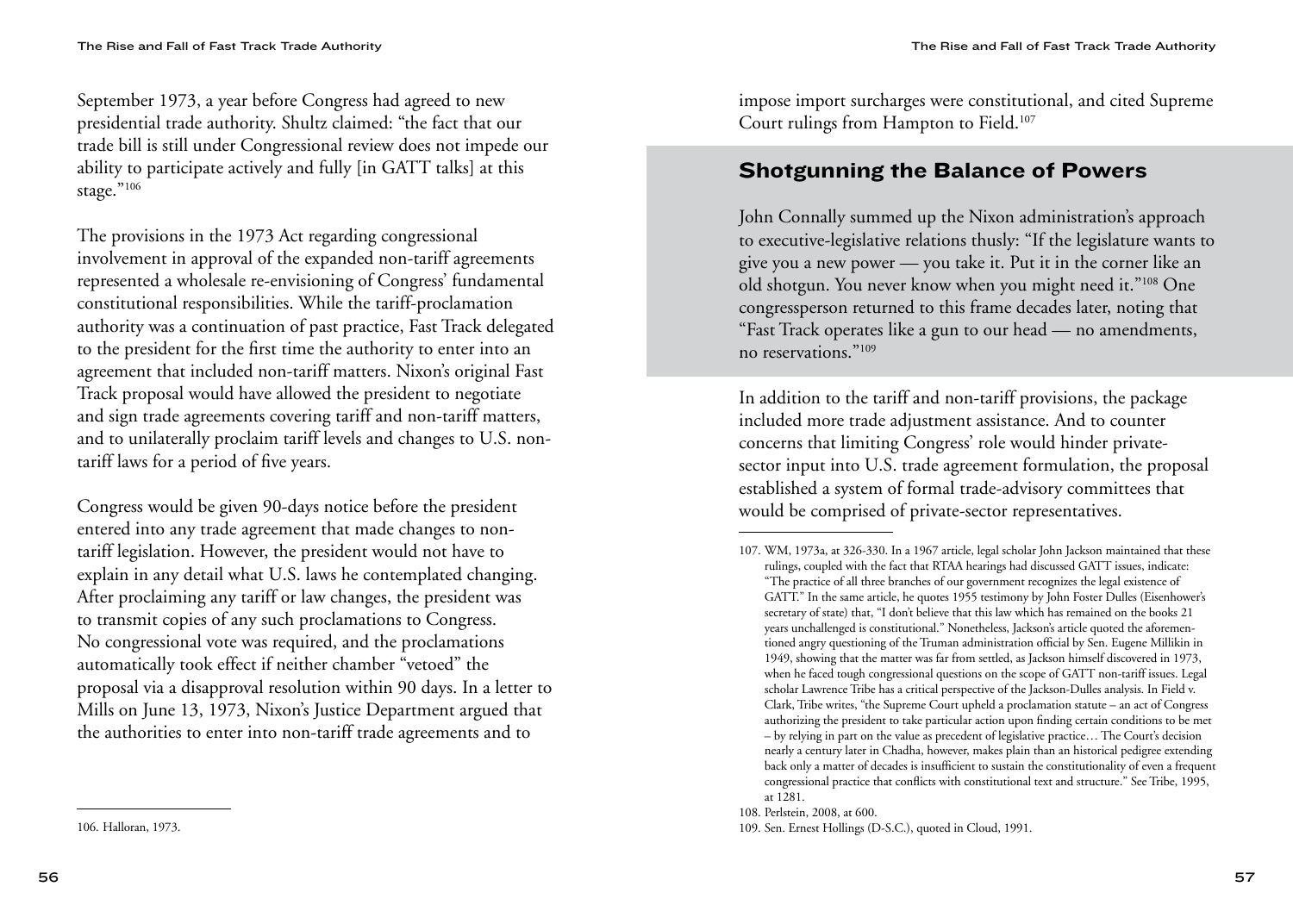September 1973, a year before Congress had agreed to new presidential trade authority. Shultz claimed: "the fact that our trade bill is still under Congressional review does not impede our ability to participate actively and fully [in GATT talks] at this stage."[106]

The provisions in the 1973 Act regarding congressional involvement in approval of the expanded non-tariff agreements represented a wholesale re-envisioning of Congress' fundamental constitutional responsibilities. While the tariff-proclamation authority was a continuation of past practice, Fast Track delegated to the president for the first time the authority to enter into an agreement that included non-tariff matters. Nixon's original Fast Track proposal would have allowed the president to negotiate and sign trade agreements covering tariff and non-tariff matters, and to unilaterally proclaim tariff levels and changes to U.S. non-tariff laws for a period of five years.

Congress would be given 90-days notice before the president entered into any trade agreement that made changes to non-tariff legislation. However, the president would not have to explain in any detail what U.S. laws he contemplated changing. After proclaiming any tariff or law changes, the president was to transmit copies of any such proclamations to Congress. No congressional vote was required, and the proclamations automatically took effect if neither chamber "vetoed" the proposal via a disapproval resolution within 90 days. In a letter to Mills on June 13, 1973, Nixon's Justice Department argued that the authorities to enter into non-tariff trade agreements and to impose import surcharges were constitutional, and cited Supreme Court rulings from Hampton to Field.[107]

## Shotgunning the Balance of Powers

John Connally summed up the Nixon administration's approach to executive-legislative relations thusly: "If the legislature wants to give you a new power — you take it. Put it in the corner like an old shotgun. You never know when you might need it."[108] One congressperson returned to this frame decades later, noting that "Fast Track operates like a gun to our head — no amendments, no reservations."[109]

In addition to the tariff and non-tariff provisions, the package included more trade adjustment assistance. And to counter concerns that limiting Congress' role would hinder private-sector input into U.S. trade agreement formulation, the proposal established a system of formal trade-advisory committees that would be comprised of private-sector representatives.

---

106. Halloran, 1973.

107. WM, 1973a, at 326-330. In a 1967 article, legal scholar John Jackson maintained that these rulings, coupled with the fact that RTAA hearings had discussed GATT issues, indicate: "The practice of all three branches of our government recognizes the legal existence of GATT." In the same article, he quotes 1955 testimony by John Foster Dulles (Eisenhower's secretary of state) that, "I don't believe that this law which has remained on the books 21 years unchallenged is constitutional." Nonetheless, Jackson's article quoted the aforementioned angry questioning of the Truman administration official by Sen. Eugene Millikin in 1949, showing that the matter was far from settled, as Jackson himself discovered in 1973, when he faced tough congressional questions on the scope of GATT non-tariff issues. Legal scholar Lawrence Tribe has a critical perspective of the Jackson-Dulles analysis. In Field v. Clark, Tribe writes, "the Supreme Court upheld a proclamation statute – an act of Congress authorizing the president to take particular action upon finding certain conditions to be met – by relying in part on the value as precedent of legislative practice… The Court's decision nearly a century later in Chadha, however, makes plain than an historical pedigree extending back only a matter of decades is insufficient to sustain the constitutionality of even a frequent congressional practice that conflicts with constitutional text and structure." See Tribe, 1995, at 1281.

108. Perlstein, 2008, at 600.

109. Sen. Ernest Hollings (D-S.C.), quoted in Cloud, 1991.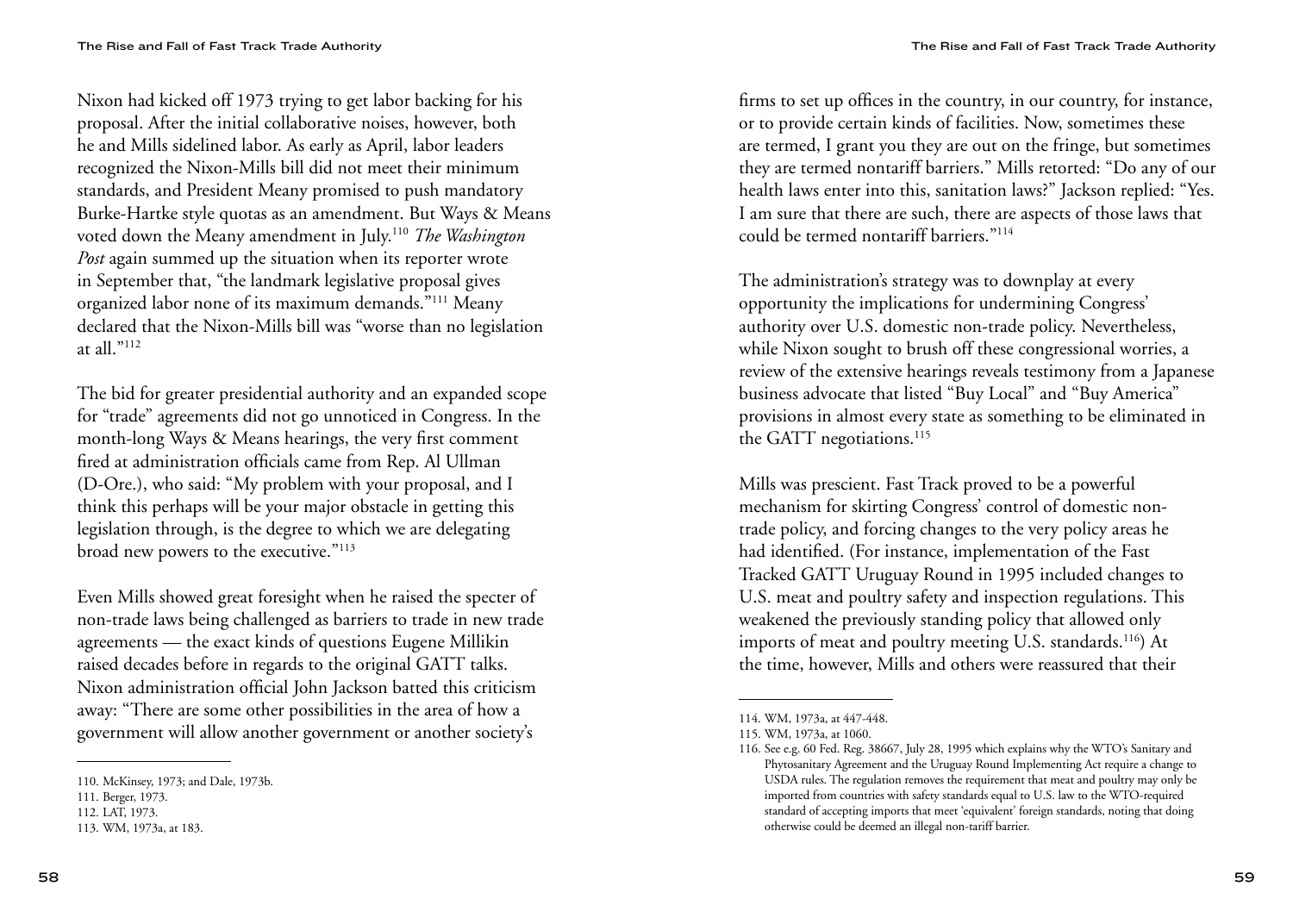Nixon had kicked off 1973 trying to get labor backing for his proposal. After the initial collaborative noises, however, both he and Mills sidelined labor. As early as April, labor leaders recognized the Nixon-Mills bill did not meet their minimum standards, and President Meany promised to push mandatory Burke-Hartke style quotas as an amendment. But Ways & Means voted down the Meany amendment in July.[110] *The Washington Post* again summed up the situation when its reporter wrote in September that, "the landmark legislative proposal gives organized labor none of its maximum demands."[111] Meany declared that the Nixon-Mills bill was "worse than no legislation at all."[112]

The bid for greater presidential authority and an expanded scope for "trade" agreements did not go unnoticed in Congress. In the month-long Ways & Means hearings, the very first comment fired at administration officials came from Rep. Al Ullman (D-Ore.), who said: "My problem with your proposal, and I think this perhaps will be your major obstacle in getting this legislation through, is the degree to which we are delegating broad new powers to the executive."[113]

Even Mills showed great foresight when he raised the specter of non-trade laws being challenged as barriers to trade in new trade agreements — the exact kinds of questions Eugene Millikin raised decades before in regards to the original GATT talks. Nixon administration official John Jackson batted this criticism away: "There are some other possibilities in the area of how a government will allow another government or another society's firms to set up offices in the country, in our country, for instance, or to provide certain kinds of facilities. Now, sometimes these are termed, I grant you they are out on the fringe, but sometimes they are termed nontariff barriers." Mills retorted: "Do any of our health laws enter into this, sanitation laws?" Jackson replied: "Yes. I am sure that there are such, there are aspects of those laws that could be termed nontariff barriers."[114]

The administration's strategy was to downplay at every opportunity the implications for undermining Congress' authority over U.S. domestic non-trade policy. Nevertheless, while Nixon sought to brush off these congressional worries, a review of the extensive hearings reveals testimony from a Japanese business advocate that listed "Buy Local" and "Buy America" provisions in almost every state as something to be eliminated in the GATT negotiations.[115]

Mills was prescient. Fast Track proved to be a powerful mechanism for skirting Congress' control of domestic non-trade policy, and forcing changes to the very policy areas he had identified. (For instance, implementation of the Fast Tracked GATT Uruguay Round in 1995 included changes to U.S. meat and poultry safety and inspection regulations. This weakened the previously standing policy that allowed only imports of meat and poultry meeting U.S. standards.[116]) At the time, however, Mills and others were reassured that their

---

110. McKinsey, 1973; and Dale, 1973b.
111. Berger, 1973.
112. LAT, 1973.
113. WM, 1973a, at 183.
114. WM, 1973a, at 447-448.
115. WM, 1973a, at 1060.
116. See e.g. 60 Fed. Reg. 38667, July 28, 1995 which explains why the WTO's Sanitary and Phytosanitary Agreement and the Uruguay Round Implementing Act require a change to USDA rules. The regulation removes the requirement that meat and poultry may only be imported from countries with safety standards equal to U.S. law to the WTO-required standard of accepting imports that meet 'equivalent' foreign standards, noting that doing otherwise could be deemed an illegal non-tariff barrier.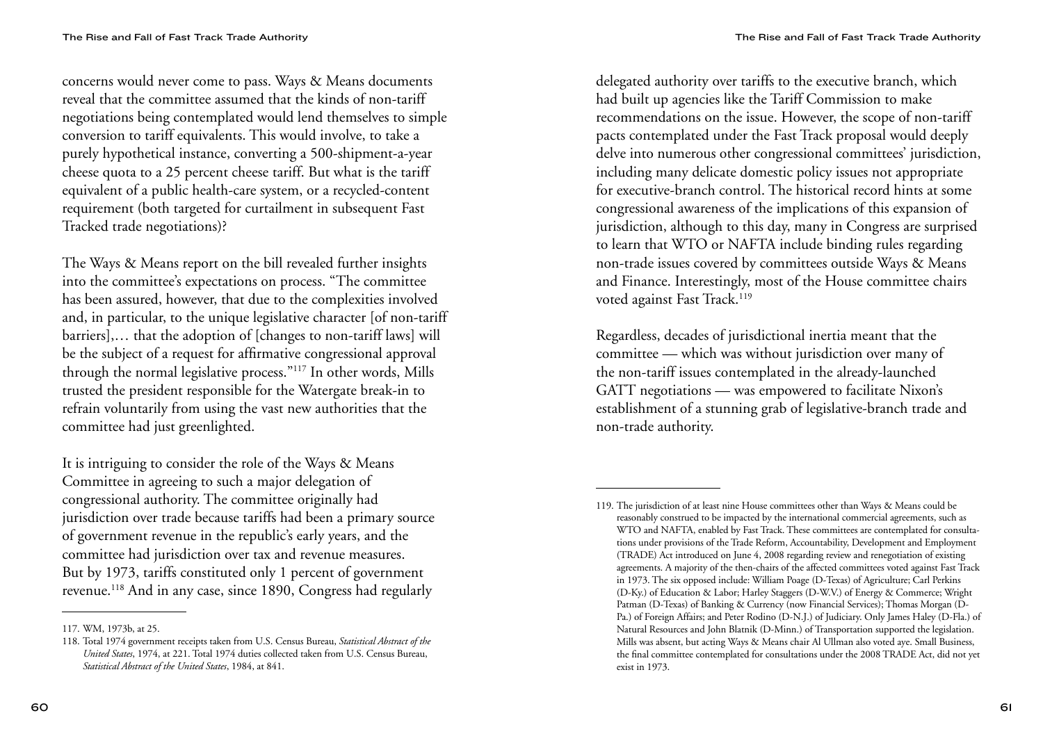concerns would never come to pass. Ways & Means documents reveal that the committee assumed that the kinds of non-tariff negotiations being contemplated would lend themselves to simple conversion to tariff equivalents. This would involve, to take a purely hypothetical instance, converting a 500-shipment-a-year cheese quota to a 25 percent cheese tariff. But what is the tariff equivalent of a public health-care system, or a recycled-content requirement (both targeted for curtailment in subsequent Fast Tracked trade negotiations)?

The Ways & Means report on the bill revealed further insights into the committee's expectations on process. "The committee has been assured, however, that due to the complexities involved and, in particular, to the unique legislative character [of non-tariff barriers],… that the adoption of [changes to non-tariff laws] will be the subject of a request for affirmative congressional approval through the normal legislative process."[117] In other words, Mills trusted the president responsible for the Watergate break-in to refrain voluntarily from using the vast new authorities that the committee had just greenlighted.

It is intriguing to consider the role of the Ways & Means Committee in agreeing to such a major delegation of congressional authority. The committee originally had jurisdiction over trade because tariffs had been a primary source of government revenue in the republic's early years, and the committee had jurisdiction over tax and revenue measures. But by 1973, tariffs constituted only 1 percent of government revenue.[118] And in any case, since 1890, Congress had regularly delegated authority over tariffs to the executive branch, which had built up agencies like the Tariff Commission to make recommendations on the issue. However, the scope of non-tariff pacts contemplated under the Fast Track proposal would deeply delve into numerous other congressional committees' jurisdiction, including many delicate domestic policy issues not appropriate for executive-branch control. The historical record hints at some congressional awareness of the implications of this expansion of jurisdiction, although to this day, many in Congress are surprised to learn that WTO or NAFTA include binding rules regarding non-trade issues covered by committees outside Ways & Means and Finance. Interestingly, most of the House committee chairs voted against Fast Track.[119]

Regardless, decades of jurisdictional inertia meant that the committee — which was without jurisdiction over many of the non-tariff issues contemplated in the already-launched GATT negotiations — was empowered to facilitate Nixon's establishment of a stunning grab of legislative-branch trade and non-trade authority.

---

117. WM, 1973b, at 25.

118. Total 1974 government receipts taken from U.S. Census Bureau, *Statistical Abstract of the United States*, 1974, at 221. Total 1974 duties collected taken from U.S. Census Bureau, *Statistical Abstract of the United States*, 1984, at 841.

119. The jurisdiction of at least nine House committees other than Ways & Means could be reasonably construed to be impacted by the international commercial agreements, such as WTO and NAFTA, enabled by Fast Track. These committees are contemplated for consultations under provisions of the Trade Reform, Accountability, Development and Employment (TRADE) Act introduced on June 4, 2008 regarding review and renegotiation of existing agreements. A majority of the then-chairs of the affected committees voted against Fast Track in 1973. The six opposed include: William Poage (D-Texas) of Agriculture; Carl Perkins (D-Ky.) of Education & Labor; Harley Staggers (D-W.V.) of Energy & Commerce; Wright Patman (D-Texas) of Banking & Currency (now Financial Services); Thomas Morgan (D-Pa.) of Foreign Affairs; and Peter Rodino (D-N.J.) of Judiciary. Only James Haley (D-Fla.) of Natural Resources and John Blatnik (D-Minn.) of Transportation supported the legislation. Mills was absent, but acting Ways & Means chair Al Ullman also voted aye. Small Business, the final committee contemplated for consultations under the 2008 TRADE Act, did not yet exist in 1973.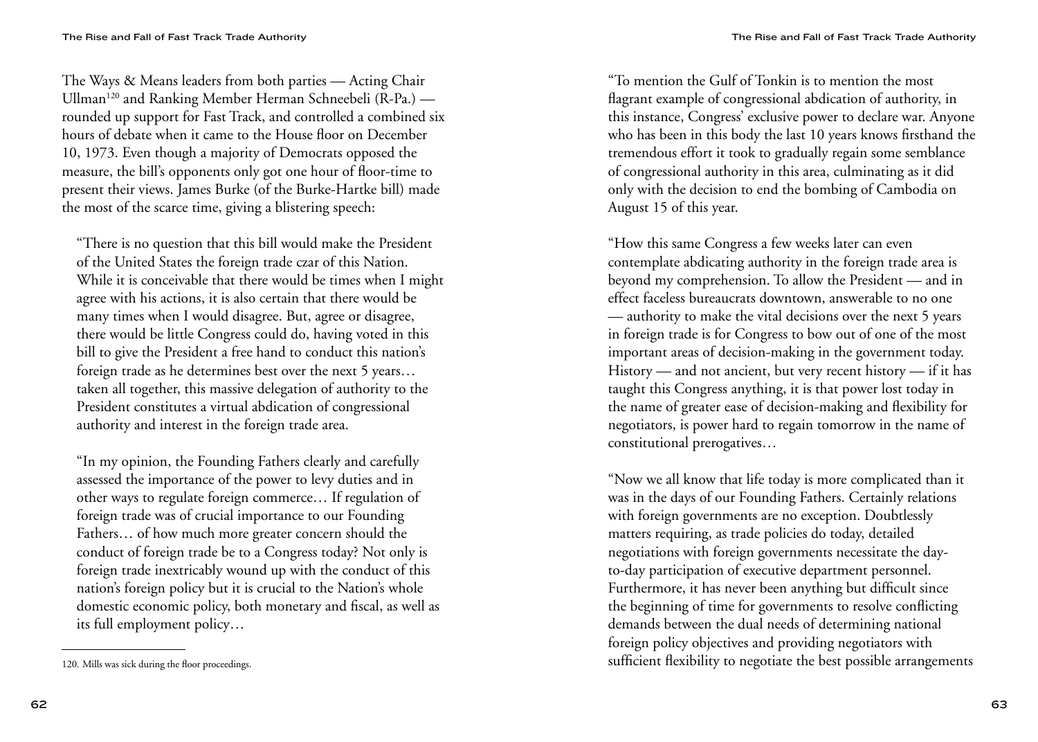The Ways & Means leaders from both parties — Acting Chair Ullman[120] and Ranking Member Herman Schneebeli (R-Pa.) — rounded up support for Fast Track, and controlled a combined six hours of debate when it came to the House floor on December 10, 1973. Even though a majority of Democrats opposed the measure, the bill's opponents only got one hour of floor-time to present their views. James Burke (of the Burke-Hartke bill) made the most of the scarce time, giving a blistering speech:

> "There is no question that this bill would make the President of the United States the foreign trade czar of this Nation. While it is conceivable that there would be times when I might agree with his actions, it is also certain that there would be many times when I would disagree. But, agree or disagree, there would be little Congress could do, having voted in this bill to give the President a free hand to conduct this nation's foreign trade as he determines best over the next 5 years… taken all together, this massive delegation of authority to the President constitutes a virtual abdication of congressional authority and interest in the foreign trade area.
>
> "In my opinion, the Founding Fathers clearly and carefully assessed the importance of the power to levy duties and in other ways to regulate foreign commerce… If regulation of foreign trade was of crucial importance to our Founding Fathers… of how much more greater concern should the conduct of foreign trade be to a Congress today? Not only is foreign trade inextricably wound up with the conduct of this nation's foreign policy but it is crucial to the Nation's whole domestic economic policy, both monetary and fiscal, as well as its full employment policy…
>
> "To mention the Gulf of Tonkin is to mention the most flagrant example of congressional abdication of authority, in this instance, Congress' exclusive power to declare war. Anyone who has been in this body the last 10 years knows firsthand the tremendous effort it took to gradually regain some semblance of congressional authority in this area, culminating as it did only with the decision to end the bombing of Cambodia on August 15 of this year.
>
> "How this same Congress a few weeks later can even contemplate abdicating authority in the foreign trade area is beyond my comprehension. To allow the President — and in effect faceless bureaucrats downtown, answerable to no one — authority to make the vital decisions over the next 5 years in foreign trade is for Congress to bow out of one of the most important areas of decision-making in the government today. History — and not ancient, but very recent history — if it has taught this Congress anything, it is that power lost today in the name of greater ease of decision-making and flexibility for negotiators, is power hard to regain tomorrow in the name of constitutional prerogatives…
>
> "Now we all know that life today is more complicated than it was in the days of our Founding Fathers. Certainly relations with foreign governments are no exception. Doubtlessly matters requiring, as trade policies do today, detailed negotiations with foreign governments necessitate the day-to-day participation of executive department personnel. Furthermore, it has never been anything but difficult since the beginning of time for governments to resolve conflicting demands between the dual needs of determining national foreign policy objectives and providing negotiators with sufficient flexibility to negotiate the best possible arrangements

120. Mills was sick during the floor proceedings.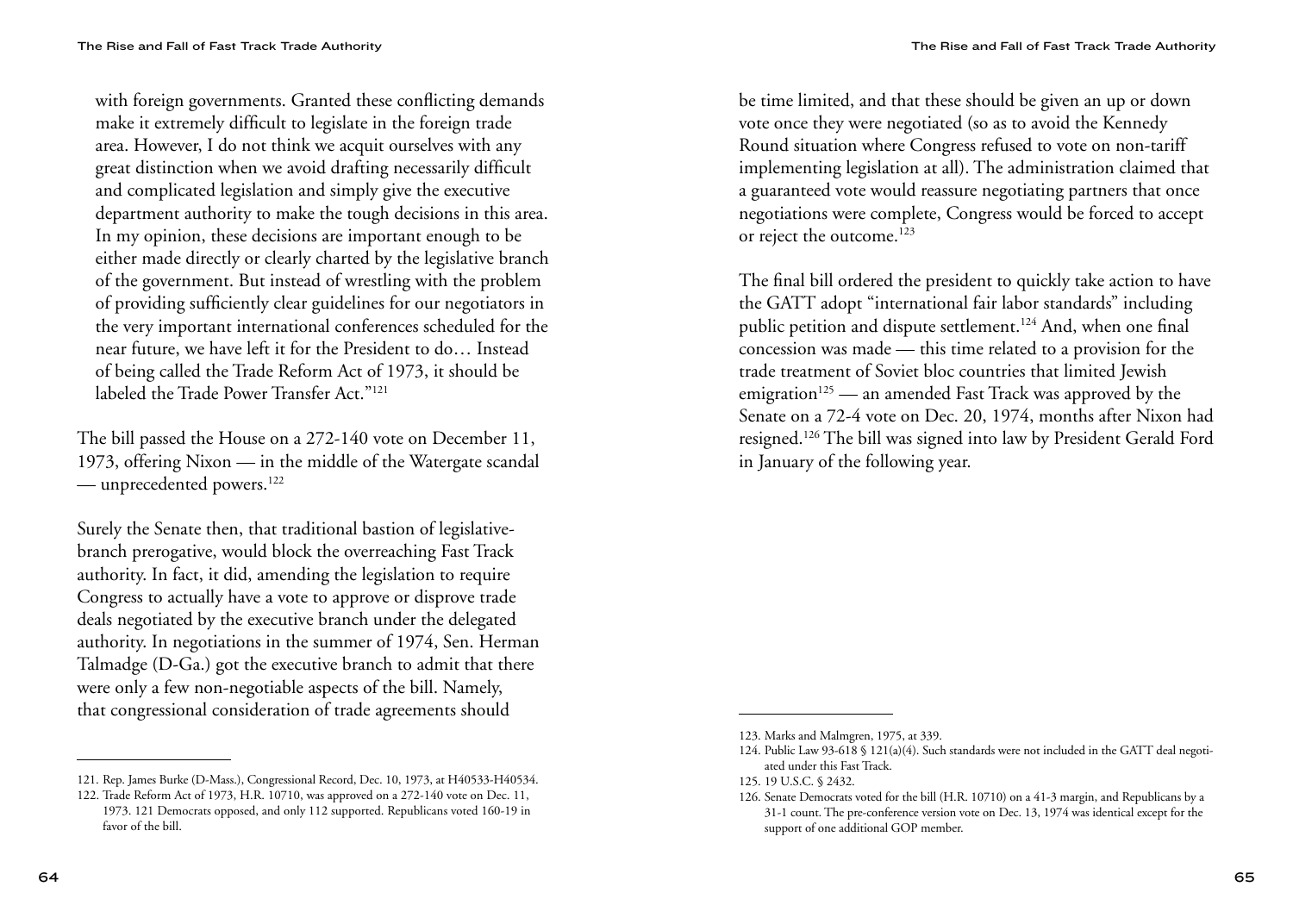with foreign governments. Granted these conflicting demands make it extremely difficult to legislate in the foreign trade area. However, I do not think we acquit ourselves with any great distinction when we avoid drafting necessarily difficult and complicated legislation and simply give the executive department authority to make the tough decisions in this area. In my opinion, these decisions are important enough to be either made directly or clearly charted by the legislative branch of the government. But instead of wrestling with the problem of providing sufficiently clear guidelines for our negotiators in the very important international conferences scheduled for the near future, we have left it for the President to do… Instead of being called the Trade Reform Act of 1973, it should be labeled the Trade Power Transfer Act."[121]

The bill passed the House on a 272-140 vote on December 11, 1973, offering Nixon — in the middle of the Watergate scandal — unprecedented powers.[122]

Surely the Senate then, that traditional bastion of legislative-branch prerogative, would block the overreaching Fast Track authority. In fact, it did, amending the legislation to require Congress to actually have a vote to approve or disprove trade deals negotiated by the executive branch under the delegated authority. In negotiations in the summer of 1974, Sen. Herman Talmadge (D-Ga.) got the executive branch to admit that there were only a few non-negotiable aspects of the bill. Namely, that congressional consideration of trade agreements should be time limited, and that these should be given an up or down vote once they were negotiated (so as to avoid the Kennedy Round situation where Congress refused to vote on non-tariff implementing legislation at all). The administration claimed that a guaranteed vote would reassure negotiating partners that once negotiations were complete, Congress would be forced to accept or reject the outcome.[123]

The final bill ordered the president to quickly take action to have the GATT adopt "international fair labor standards" including public petition and dispute settlement.[124] And, when one final concession was made — this time related to a provision for the trade treatment of Soviet bloc countries that limited Jewish emigration[125] — an amended Fast Track was approved by the Senate on a 72-4 vote on Dec. 20, 1974, months after Nixon had resigned.[126] The bill was signed into law by President Gerald Ford in January of the following year.

---

121. Rep. James Burke (D-Mass.), Congressional Record, Dec. 10, 1973, at H40533-H40534.

122. Trade Reform Act of 1973, H.R. 10710, was approved on a 272-140 vote on Dec. 11, 1973. 121 Democrats opposed, and only 112 supported. Republicans voted 160-19 in favor of the bill.

123. Marks and Malmgren, 1975, at 339.

124. Public Law 93-618 § 121(a)(4). Such standards were not included in the GATT deal negotiated under this Fast Track.

125. 19 U.S.C. § 2432.

126. Senate Democrats voted for the bill (H.R. 10710) on a 41-3 margin, and Republicans by a 31-1 count. The pre-conference version vote on Dec. 13, 1974 was identical except for the support of one additional GOP member.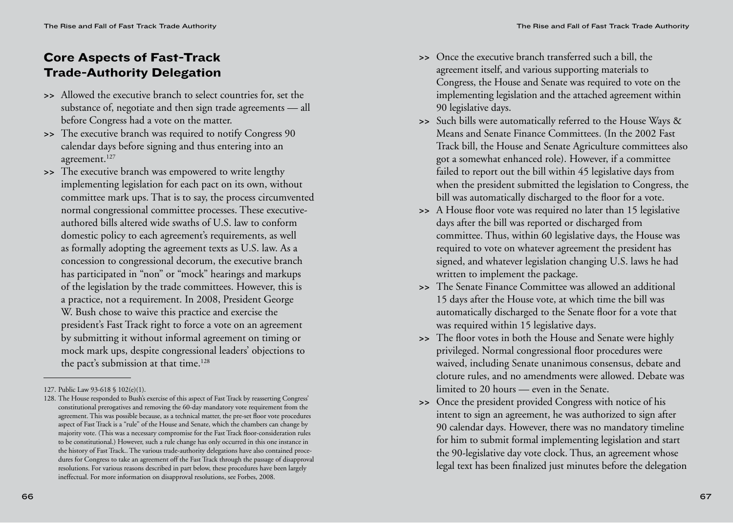## Core Aspects of Fast-Track Trade-Authority Delegation

- Allowed the executive branch to select countries for, set the substance of, negotiate and then sign trade agreements — all before Congress had a vote on the matter.
- The executive branch was required to notify Congress 90 calendar days before signing and thus entering into an agreement.[127]
- The executive branch was empowered to write lengthy implementing legislation for each pact on its own, without committee mark ups. That is to say, the process circumvented normal congressional committee processes. These executive-authored bills altered wide swaths of U.S. law to conform domestic policy to each agreement's requirements, as well as formally adopting the agreement texts as U.S. law. As a concession to congressional decorum, the executive branch has participated in "non" or "mock" hearings and markups of the legislation by the trade committees. However, this is a practice, not a requirement. In 2008, President George W. Bush chose to waive this practice and exercise the president's Fast Track right to force a vote on an agreement by submitting it without informal agreement on timing or mock mark ups, despite congressional leaders' objections to the pact's submission at that time.[128]
- Once the executive branch transferred such a bill, the agreement itself, and various supporting materials to Congress, the House and Senate was required to vote on the implementing legislation and the attached agreement within 90 legislative days.
- Such bills were automatically referred to the House Ways & Means and Senate Finance Committees. (In the 2002 Fast Track bill, the House and Senate Agriculture committees also got a somewhat enhanced role). However, if a committee failed to report out the bill within 45 legislative days from when the president submitted the legislation to Congress, the bill was automatically discharged to the floor for a vote.
- A House floor vote was required no later than 15 legislative days after the bill was reported or discharged from committee. Thus, within 60 legislative days, the House was required to vote on whatever agreement the president has signed, and whatever legislation changing U.S. laws he had written to implement the package.
- The Senate Finance Committee was allowed an additional 15 days after the House vote, at which time the bill was automatically discharged to the Senate floor for a vote that was required within 15 legislative days.
- The floor votes in both the House and Senate were highly privileged. Normal congressional floor procedures were waived, including Senate unanimous consensus, debate and cloture rules, and no amendments were allowed. Debate was limited to 20 hours — even in the Senate.
- Once the president provided Congress with notice of his intent to sign an agreement, he was authorized to sign after 90 calendar days. However, there was no mandatory timeline for him to submit formal implementing legislation and start the 90-legislative day vote clock. Thus, an agreement whose legal text has been finalized just minutes before the delegation

---

127. Public Law 93-618 § 102(e)(1).

128. The House responded to Bush's exercise of this aspect of Fast Track by reasserting Congress' constitutional prerogatives and removing the 60-day mandatory vote requirement from the agreement. This was possible because, as a technical matter, the pre-set floor vote procedures aspect of Fast Track is a "rule" of the House and Senate, which the chambers can change by majority vote. (This was a necessary compromise for the Fast Track floor-consideration rules to be constitutional.) However, such a rule change has only occurred in this one instance in the history of Fast Track.. The various trade-authority delegations have also contained procedures for Congress to take an agreement off the Fast Track through the passage of disapproval resolutions. For various reasons described in part below, these procedures have been largely ineffectual. For more information on disapproval resolutions, see Forbes, 2008.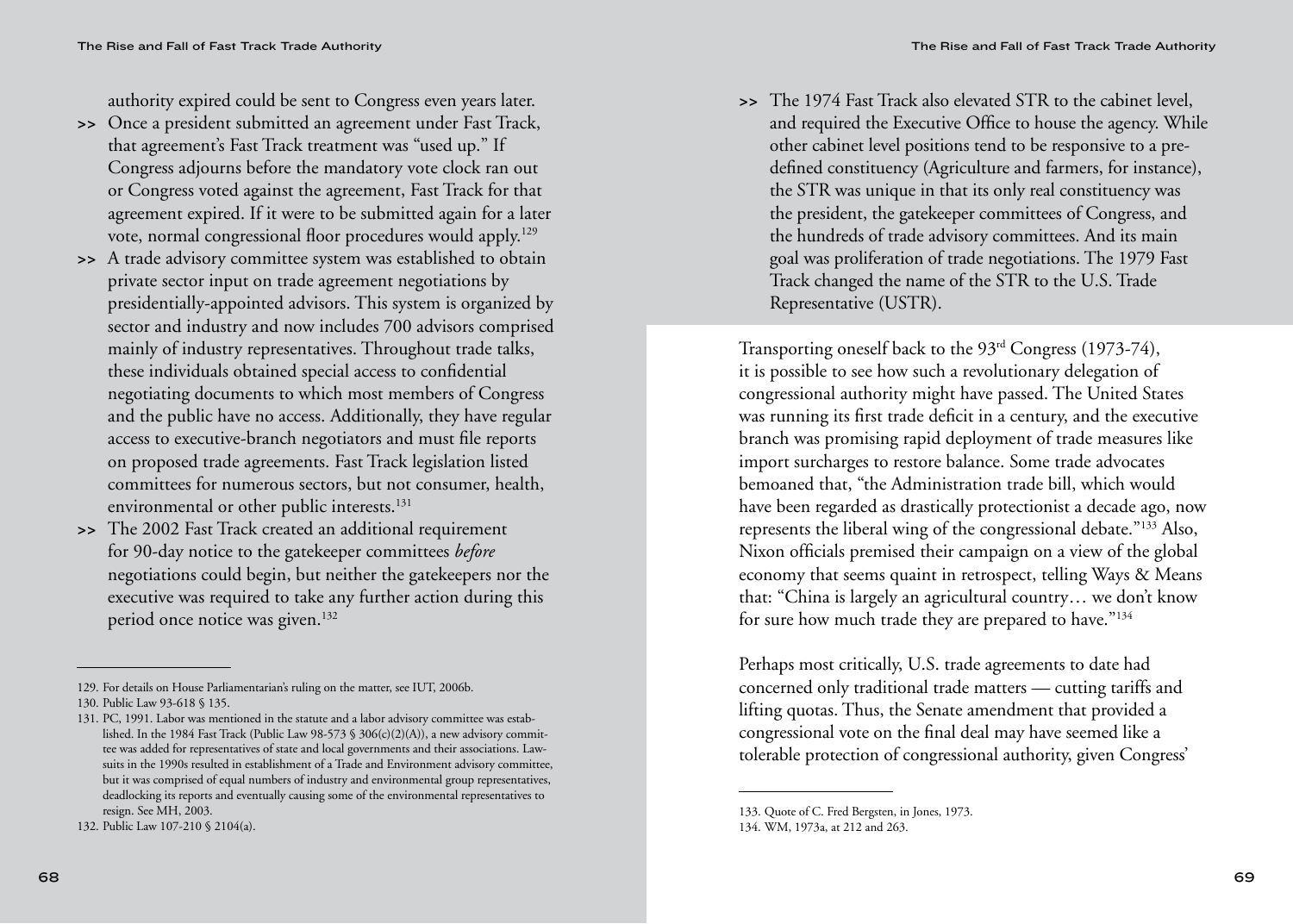authority expired could be sent to Congress even years later.

- >> Once a president submitted an agreement under Fast Track, that agreement's Fast Track treatment was "used up." If Congress adjourns before the mandatory vote clock ran out or Congress voted against the agreement, Fast Track for that agreement expired. If it were to be submitted again for a later vote, normal congressional floor procedures would apply.[129]
- >> A trade advisory committee system was established to obtain private sector input on trade agreement negotiations by presidentially-appointed advisors. This system is organized by sector and industry and now includes 700 advisors comprised mainly of industry representatives. Throughout trade talks, these individuals obtained special access to confidential negotiating documents to which most members of Congress and the public have no access. Additionally, they have regular access to executive-branch negotiators and must file reports on proposed trade agreements. Fast Track legislation listed committees for numerous sectors, but not consumer, health, environmental or other public interests.[131]
- >> The 2002 Fast Track created an additional requirement for 90-day notice to the gatekeeper committees *before* negotiations could begin, but neither the gatekeepers nor the executive was required to take any further action during this period once notice was given.[132]
- >> The 1974 Fast Track also elevated STR to the cabinet level, and required the Executive Office to house the agency. While other cabinet level positions tend to be responsive to a pre-defined constituency (Agriculture and farmers, for instance), the STR was unique in that its only real constituency was the president, the gatekeeper committees of Congress, and the hundreds of trade advisory committees. And its main goal was proliferation of trade negotiations. The 1979 Fast Track changed the name of the STR to the U.S. Trade Representative (USTR).

Transporting oneself back to the 93rd Congress (1973-74), it is possible to see how such a revolutionary delegation of congressional authority might have passed. The United States was running its first trade deficit in a century, and the executive branch was promising rapid deployment of trade measures like import surcharges to restore balance. Some trade advocates bemoaned that, "the Administration trade bill, which would have been regarded as drastically protectionist a decade ago, now represents the liberal wing of the congressional debate."[133] Also, Nixon officials premised their campaign on a view of the global economy that seems quaint in retrospect, telling Ways & Means that: "China is largely an agricultural country… we don't know for sure how much trade they are prepared to have."[134]

Perhaps most critically, U.S. trade agreements to date had concerned only traditional trade matters — cutting tariffs and lifting quotas. Thus, the Senate amendment that provided a congressional vote on the final deal may have seemed like a tolerable protection of congressional authority, given Congress'

---

129. For details on House Parliamentarian's ruling on the matter, see IUT, 2006b.

130. Public Law 93-618 § 135.

131. PC, 1991. Labor was mentioned in the statute and a labor advisory committee was established. In the 1984 Fast Track (Public Law 98-573 § 306(c)(2)(A)), a new advisory committee was added for representatives of state and local governments and their associations. Lawsuits in the 1990s resulted in establishment of a Trade and Environment advisory committee, but it was comprised of equal numbers of industry and environmental group representatives, deadlocking its reports and eventually causing some of the environmental representatives to resign. See MH, 2003.

132. Public Law 107-210 § 2104(a).

133. Quote of C. Fred Bergsten, in Jones, 1973.

134. WM, 1973a, at 212 and 263.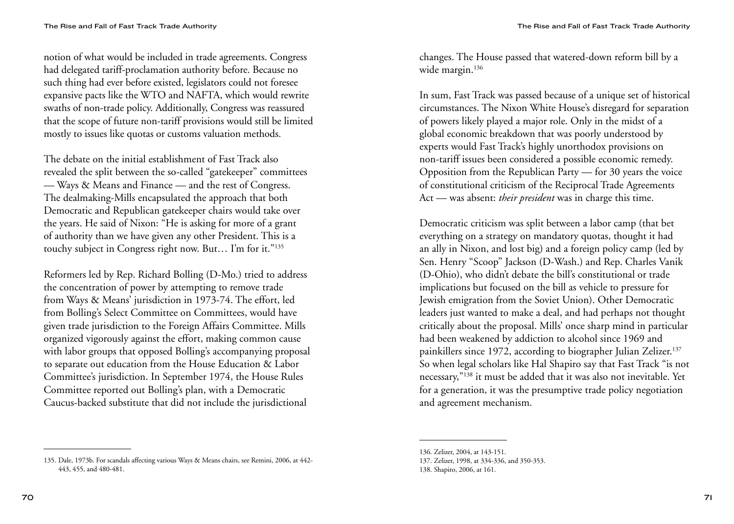notion of what would be included in trade agreements. Congress had delegated tariff-proclamation authority before. Because no such thing had ever before existed, legislators could not foresee expansive pacts like the WTO and NAFTA, which would rewrite swaths of non-trade policy. Additionally, Congress was reassured that the scope of future non-tariff provisions would still be limited mostly to issues like quotas or customs valuation methods.

The debate on the initial establishment of Fast Track also revealed the split between the so-called "gatekeeper" committees — Ways & Means and Finance — and the rest of Congress. The dealmaking-Mills encapsulated the approach that both Democratic and Republican gatekeeper chairs would take over the years. He said of Nixon: "He is asking for more of a grant of authority than we have given any other President. This is a touchy subject in Congress right now. But… I'm for it."[135]

Reformers led by Rep. Richard Bolling (D-Mo.) tried to address the concentration of power by attempting to remove trade from Ways & Means' jurisdiction in 1973-74. The effort, led from Bolling's Select Committee on Committees, would have given trade jurisdiction to the Foreign Affairs Committee. Mills organized vigorously against the effort, making common cause with labor groups that opposed Bolling's accompanying proposal to separate out education from the House Education & Labor Committee's jurisdiction. In September 1974, the House Rules Committee reported out Bolling's plan, with a Democratic Caucus-backed substitute that did not include the jurisdictional changes. The House passed that watered-down reform bill by a wide margin.[136]

In sum, Fast Track was passed because of a unique set of historical circumstances. The Nixon White House's disregard for separation of powers likely played a major role. Only in the midst of a global economic breakdown that was poorly understood by experts would Fast Track's highly unorthodox provisions on non-tariff issues been considered a possible economic remedy. Opposition from the Republican Party — for 30 years the voice of constitutional criticism of the Reciprocal Trade Agreements Act — was absent: *their president* was in charge this time.

Democratic criticism was split between a labor camp (that bet everything on a strategy on mandatory quotas, thought it had an ally in Nixon, and lost big) and a foreign policy camp (led by Sen. Henry "Scoop" Jackson (D-Wash.) and Rep. Charles Vanik (D-Ohio), who didn't debate the bill's constitutional or trade implications but focused on the bill as vehicle to pressure for Jewish emigration from the Soviet Union). Other Democratic leaders just wanted to make a deal, and had perhaps not thought critically about the proposal. Mills' once sharp mind in particular had been weakened by addiction to alcohol since 1969 and painkillers since 1972, according to biographer Julian Zelizer.[137] So when legal scholars like Hal Shapiro say that Fast Track "is not necessary,"[138] it must be added that it was also not inevitable. Yet for a generation, it was the presumptive trade policy negotiation and agreement mechanism.

---

135. Dale, 1973b. For scandals affecting various Ways & Means chairs, see Remini, 2006, at 442-443, 455, and 480-481.

136. Zelizer, 2004, at 143-151.

137. Zelizer, 1998, at 334-336, and 350-353.

138. Shapiro, 2006, at 161.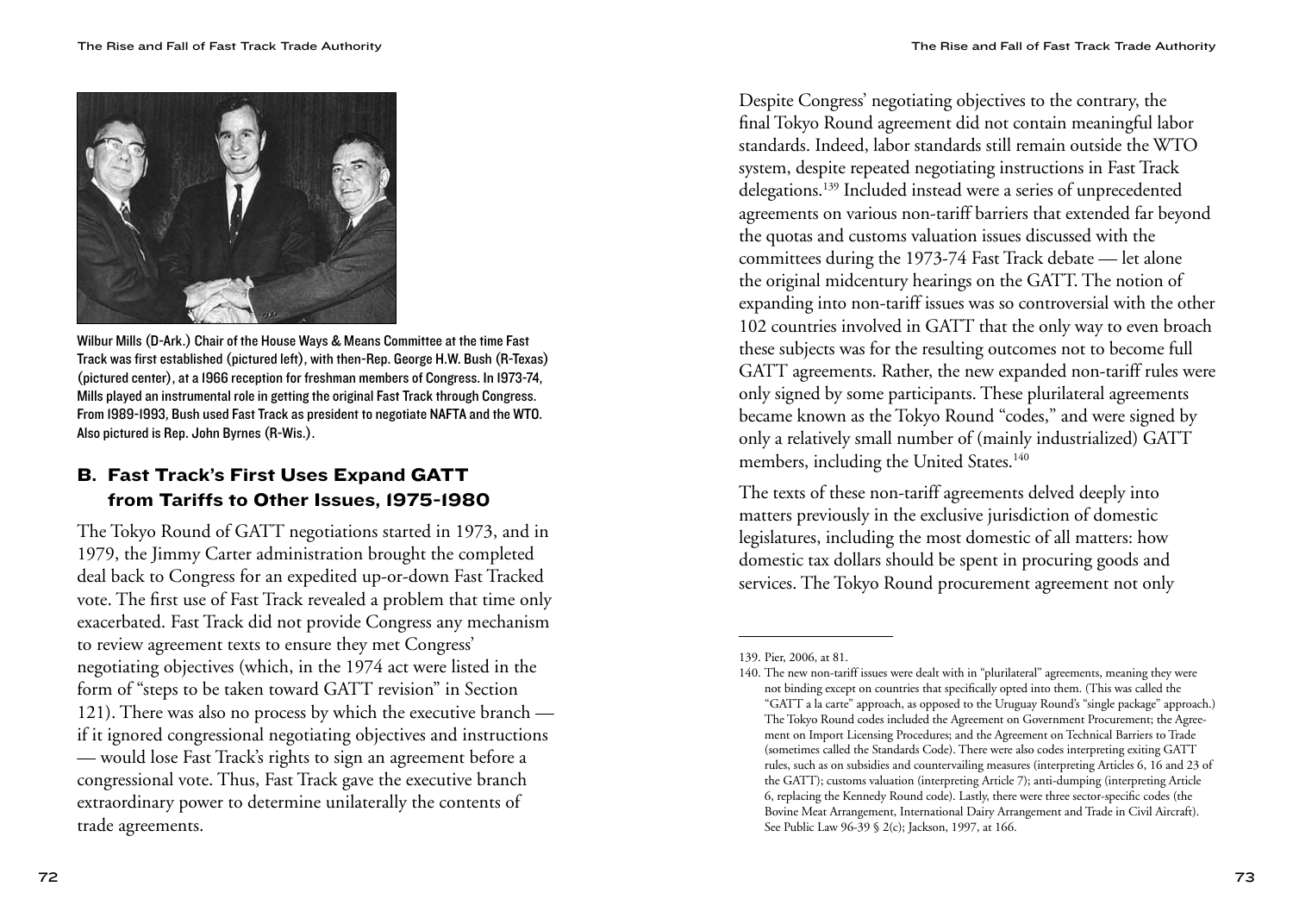Wilbur Mills (D-Ark.) Chair of the House Ways & Means Committee at the time Fast Track was first established (pictured left), with then-Rep. George H.W. Bush (R-Texas) (pictured center), at a 1966 reception for freshman members of Congress. In 1973-74, Mills played an instrumental role in getting the original Fast Track through Congress. From 1989-1993, Bush used Fast Track as president to negotiate NAFTA and the WTO. Also pictured is Rep. John Byrnes (R-Wis.).

## B. Fast Track's First Uses Expand GATT from Tariffs to Other Issues, 1975-1980

The Tokyo Round of GATT negotiations started in 1973, and in 1979, the Jimmy Carter administration brought the completed deal back to Congress for an expedited up-or-down Fast Tracked vote. The first use of Fast Track revealed a problem that time only exacerbated. Fast Track did not provide Congress any mechanism to review agreement texts to ensure they met Congress' negotiating objectives (which, in the 1974 act were listed in the form of "steps to be taken toward GATT revision" in Section 121). There was also no process by which the executive branch — if it ignored congressional negotiating objectives and instructions — would lose Fast Track's rights to sign an agreement before a congressional vote. Thus, Fast Track gave the executive branch extraordinary power to determine unilaterally the contents of trade agreements.

Despite Congress' negotiating objectives to the contrary, the final Tokyo Round agreement did not contain meaningful labor standards. Indeed, labor standards still remain outside the WTO system, despite repeated negotiating instructions in Fast Track delegations.[139] Included instead were a series of unprecedented agreements on various non-tariff barriers that extended far beyond the quotas and customs valuation issues discussed with the committees during the 1973-74 Fast Track debate — let alone the original midcentury hearings on the GATT. The notion of expanding into non-tariff issues was so controversial with the other 102 countries involved in GATT that the only way to even broach these subjects was for the resulting outcomes not to become full GATT agreements. Rather, the new expanded non-tariff rules were only signed by some participants. These plurilateral agreements became known as the Tokyo Round "codes," and were signed by only a relatively small number of (mainly industrialized) GATT members, including the United States.[140]

The texts of these non-tariff agreements delved deeply into matters previously in the exclusive jurisdiction of domestic legislatures, including the most domestic of all matters: how domestic tax dollars should be spent in procuring goods and services. The Tokyo Round procurement agreement not only

---

139. Pier, 2006, at 81.

140. The new non-tariff issues were dealt with in "plurilateral" agreements, meaning they were not binding except on countries that specifically opted into them. (This was called the "GATT a la carte" approach, as opposed to the Uruguay Round's "single package" approach.) The Tokyo Round codes included the Agreement on Government Procurement; the Agreement on Import Licensing Procedures; and the Agreement on Technical Barriers to Trade (sometimes called the Standards Code). There were also codes interpreting exiting GATT rules, such as on subsidies and countervailing measures (interpreting Articles 6, 16 and 23 of the GATT); customs valuation (interpreting Article 7); anti-dumping (interpreting Article 6, replacing the Kennedy Round code). Lastly, there were three sector-specific codes (the Bovine Meat Arrangement, International Dairy Arrangement and Trade in Civil Aircraft). See Public Law 96-39 § 2(c); Jackson, 1997, at 166.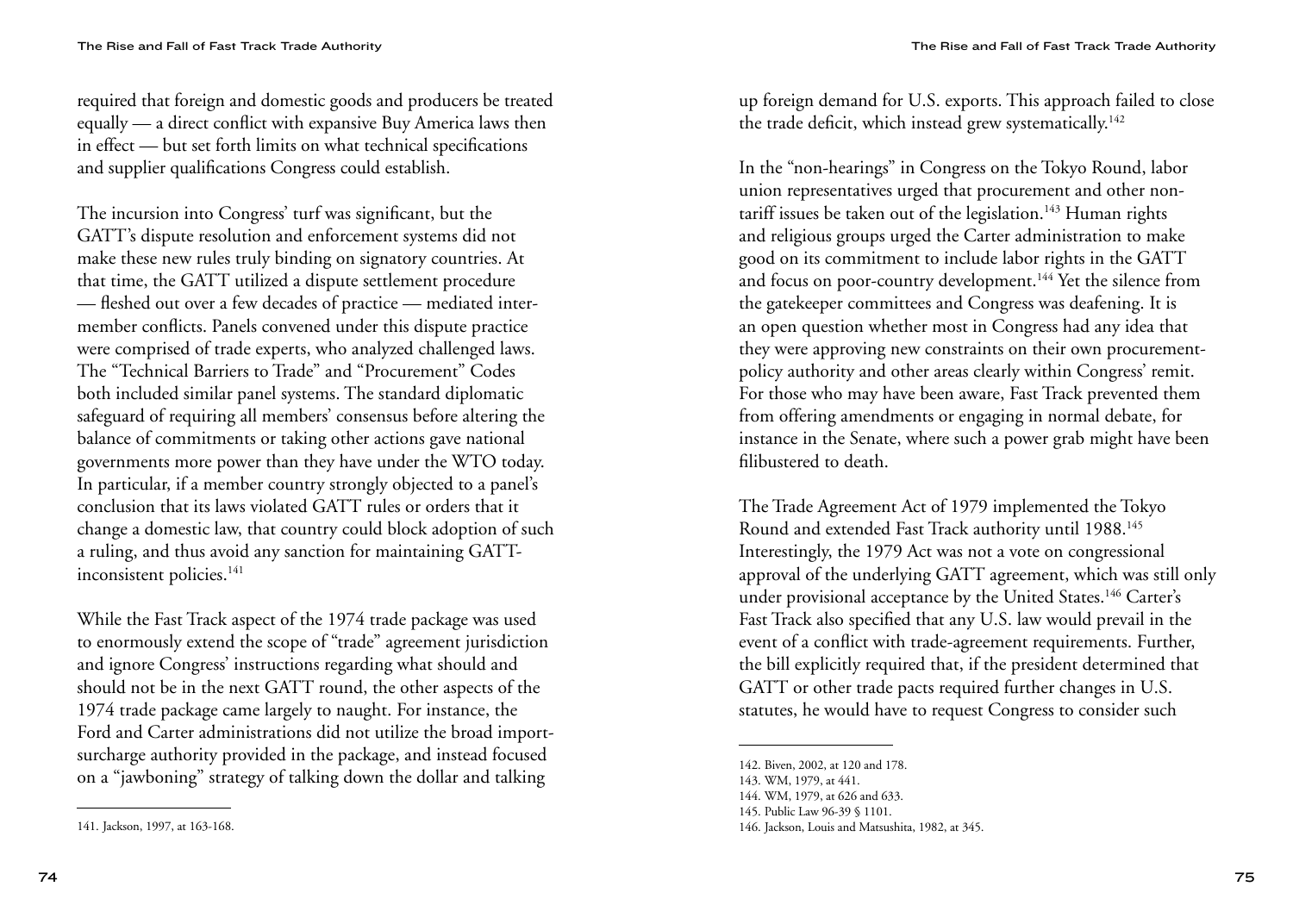required that foreign and domestic goods and producers be treated equally — a direct conflict with expansive Buy America laws then in effect — but set forth limits on what technical specifications and supplier qualifications Congress could establish.

The incursion into Congress' turf was significant, but the GATT's dispute resolution and enforcement systems did not make these new rules truly binding on signatory countries. At that time, the GATT utilized a dispute settlement procedure — fleshed out over a few decades of practice — mediated inter-member conflicts. Panels convened under this dispute practice were comprised of trade experts, who analyzed challenged laws. The "Technical Barriers to Trade" and "Procurement" Codes both included similar panel systems. The standard diplomatic safeguard of requiring all members' consensus before altering the balance of commitments or taking other actions gave national governments more power than they have under the WTO today. In particular, if a member country strongly objected to a panel's conclusion that its laws violated GATT rules or orders that it change a domestic law, that country could block adoption of such a ruling, and thus avoid any sanction for maintaining GATT-inconsistent policies.[141]

While the Fast Track aspect of the 1974 trade package was used to enormously extend the scope of "trade" agreement jurisdiction and ignore Congress' instructions regarding what should and should not be in the next GATT round, the other aspects of the 1974 trade package came largely to naught. For instance, the Ford and Carter administrations did not utilize the broad import-surcharge authority provided in the package, and instead focused on a "jawboning" strategy of talking down the dollar and talking up foreign demand for U.S. exports. This approach failed to close the trade deficit, which instead grew systematically.[142]

In the "non-hearings" in Congress on the Tokyo Round, labor union representatives urged that procurement and other non-tariff issues be taken out of the legislation.[143] Human rights and religious groups urged the Carter administration to make good on its commitment to include labor rights in the GATT and focus on poor-country development.[144] Yet the silence from the gatekeeper committees and Congress was deafening. It is an open question whether most in Congress had any idea that they were approving new constraints on their own procurement-policy authority and other areas clearly within Congress' remit. For those who may have been aware, Fast Track prevented them from offering amendments or engaging in normal debate, for instance in the Senate, where such a power grab might have been filibustered to death.

The Trade Agreement Act of 1979 implemented the Tokyo Round and extended Fast Track authority until 1988.[145] Interestingly, the 1979 Act was not a vote on congressional approval of the underlying GATT agreement, which was still only under provisional acceptance by the United States.[146] Carter's Fast Track also specified that any U.S. law would prevail in the event of a conflict with trade-agreement requirements. Further, the bill explicitly required that, if the president determined that GATT or other trade pacts required further changes in U.S. statutes, he would have to request Congress to consider such

---

141. Jackson, 1997, at 163-168.

142. Biven, 2002, at 120 and 178.

143. WM, 1979, at 441.

144. WM, 1979, at 626 and 633.

145. Public Law 96-39 § 1101.

146. Jackson, Louis and Matsushita, 1982, at 345.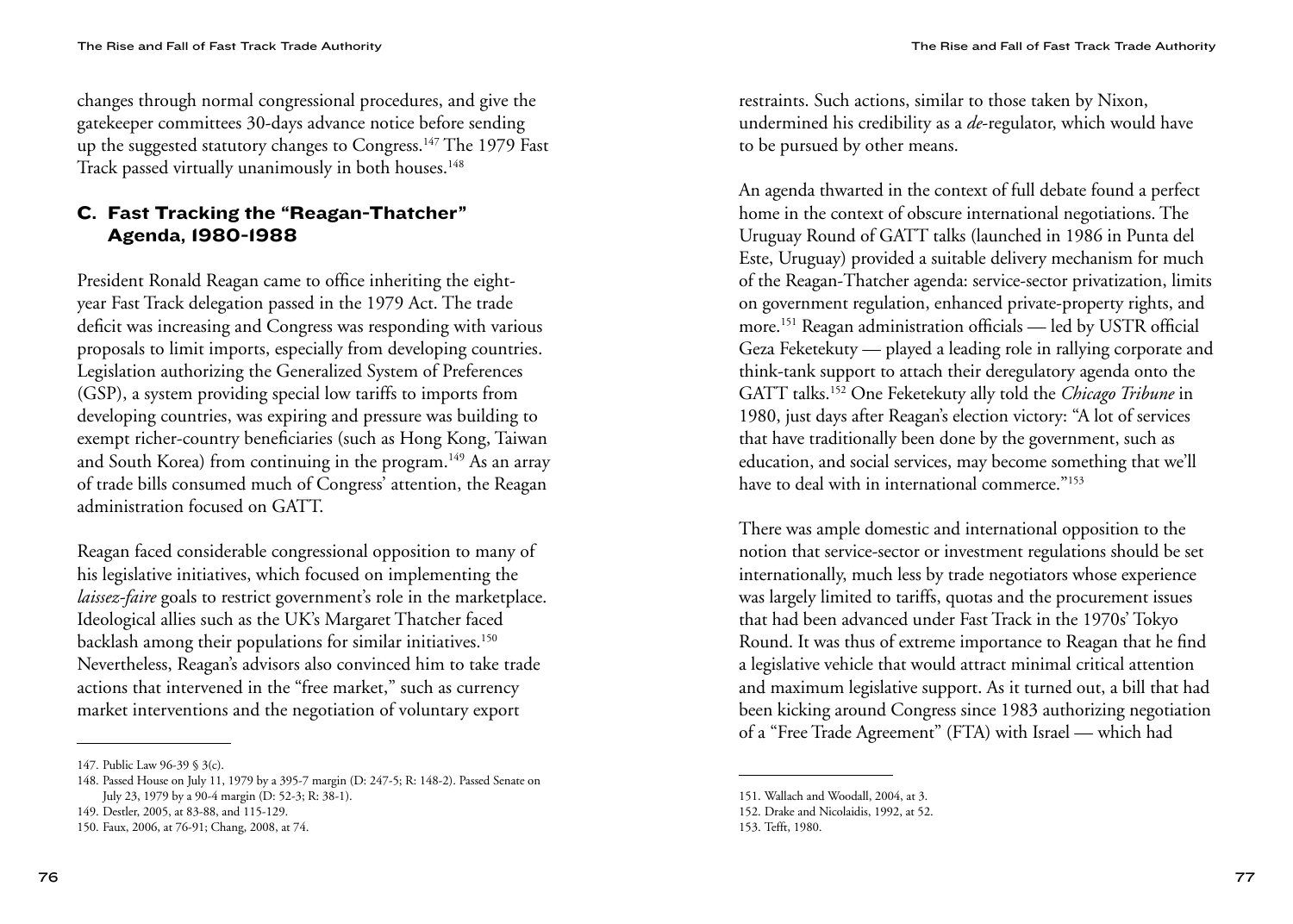changes through normal congressional procedures, and give the gatekeeper committees 30-days advance notice before sending up the suggested statutory changes to Congress.[147] The 1979 Fast Track passed virtually unanimously in both houses.[148]

## C. Fast Tracking the "Reagan-Thatcher" Agenda, 1980-1988

President Ronald Reagan came to office inheriting the eight-year Fast Track delegation passed in the 1979 Act. The trade deficit was increasing and Congress was responding with various proposals to limit imports, especially from developing countries. Legislation authorizing the Generalized System of Preferences (GSP), a system providing special low tariffs to imports from developing countries, was expiring and pressure was building to exempt richer-country beneficiaries (such as Hong Kong, Taiwan and South Korea) from continuing in the program.[149] As an array of trade bills consumed much of Congress' attention, the Reagan administration focused on GATT.

Reagan faced considerable congressional opposition to many of his legislative initiatives, which focused on implementing the *laissez-faire* goals to restrict government's role in the marketplace. Ideological allies such as the UK's Margaret Thatcher faced backlash among their populations for similar initiatives.[150] Nevertheless, Reagan's advisors also convinced him to take trade actions that intervened in the "free market," such as currency market interventions and the negotiation of voluntary export restraints. Such actions, similar to those taken by Nixon, undermined his credibility as a *de*-regulator, which would have to be pursued by other means.

An agenda thwarted in the context of full debate found a perfect home in the context of obscure international negotiations. The Uruguay Round of GATT talks (launched in 1986 in Punta del Este, Uruguay) provided a suitable delivery mechanism for much of the Reagan-Thatcher agenda: service-sector privatization, limits on government regulation, enhanced private-property rights, and more.[151] Reagan administration officials — led by USTR official Geza Feketekuty — played a leading role in rallying corporate and think-tank support to attach their deregulatory agenda onto the GATT talks.[152] One Feketekuty ally told the *Chicago Tribune* in 1980, just days after Reagan's election victory: "A lot of services that have traditionally been done by the government, such as education, and social services, may become something that we'll have to deal with in international commerce."[153]

There was ample domestic and international opposition to the notion that service-sector or investment regulations should be set internationally, much less by trade negotiators whose experience was largely limited to tariffs, quotas and the procurement issues that had been advanced under Fast Track in the 1970s' Tokyo Round. It was thus of extreme importance to Reagan that he find a legislative vehicle that would attract minimal critical attention and maximum legislative support. As it turned out, a bill that had been kicking around Congress since 1983 authorizing negotiation of a "Free Trade Agreement" (FTA) with Israel — which had

---

147. Public Law 96-39 § 3(c).

148. Passed House on July 11, 1979 by a 395-7 margin (D: 247-5; R: 148-2). Passed Senate on July 23, 1979 by a 90-4 margin (D: 52-3; R: 38-1).

149. Destler, 2005, at 83-88, and 115-129.

150. Faux, 2006, at 76-91; Chang, 2008, at 74.

151. Wallach and Woodall, 2004, at 3.

152. Drake and Nicolaidis, 1992, at 52.

153. Tefft, 1980.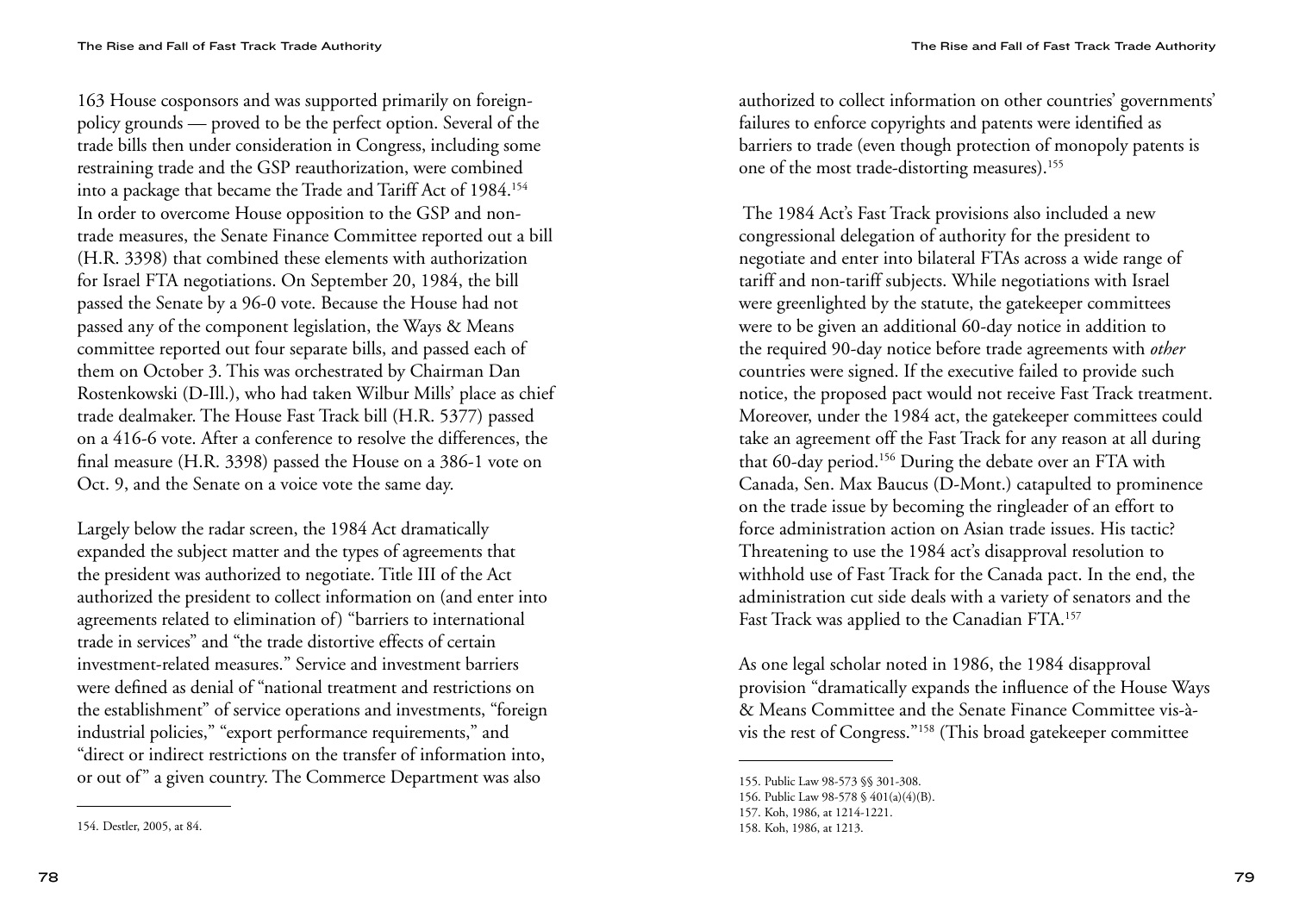163 House cosponsors and was supported primarily on foreign-policy grounds — proved to be the perfect option. Several of the trade bills then under consideration in Congress, including some restraining trade and the GSP reauthorization, were combined into a package that became the Trade and Tariff Act of 1984.[154] In order to overcome House opposition to the GSP and non-trade measures, the Senate Finance Committee reported out a bill (H.R. 3398) that combined these elements with authorization for Israel FTA negotiations. On September 20, 1984, the bill passed the Senate by a 96-0 vote. Because the House had not passed any of the component legislation, the Ways & Means committee reported out four separate bills, and passed each of them on October 3. This was orchestrated by Chairman Dan Rostenkowski (D-Ill.), who had taken Wilbur Mills' place as chief trade dealmaker. The House Fast Track bill (H.R. 5377) passed on a 416-6 vote. After a conference to resolve the differences, the final measure (H.R. 3398) passed the House on a 386-1 vote on Oct. 9, and the Senate on a voice vote the same day.

Largely below the radar screen, the 1984 Act dramatically expanded the subject matter and the types of agreements that the president was authorized to negotiate. Title III of the Act authorized the president to collect information on (and enter into agreements related to elimination of) "barriers to international trade in services" and "the trade distortive effects of certain investment-related measures." Service and investment barriers were defined as denial of "national treatment and restrictions on the establishment" of service operations and investments, "foreign industrial policies," "export performance requirements," and "direct or indirect restrictions on the transfer of information into, or out of" a given country. The Commerce Department was also authorized to collect information on other countries' governments' failures to enforce copyrights and patents were identified as barriers to trade (even though protection of monopoly patents is one of the most trade-distorting measures).[155]

The 1984 Act's Fast Track provisions also included a new congressional delegation of authority for the president to negotiate and enter into bilateral FTAs across a wide range of tariff and non-tariff subjects. While negotiations with Israel were greenlighted by the statute, the gatekeeper committees were to be given an additional 60-day notice in addition to the required 90-day notice before trade agreements with *other* countries were signed. If the executive failed to provide such notice, the proposed pact would not receive Fast Track treatment. Moreover, under the 1984 act, the gatekeeper committees could take an agreement off the Fast Track for any reason at all during that 60-day period.[156] During the debate over an FTA with Canada, Sen. Max Baucus (D-Mont.) catapulted to prominence on the trade issue by becoming the ringleader of an effort to force administration action on Asian trade issues. His tactic? Threatening to use the 1984 act's disapproval resolution to withhold use of Fast Track for the Canada pact. In the end, the administration cut side deals with a variety of senators and the Fast Track was applied to the Canadian FTA.[157]

As one legal scholar noted in 1986, the 1984 disapproval provision "dramatically expands the influence of the House Ways & Means Committee and the Senate Finance Committee vis-à-vis the rest of Congress."[158] (This broad gatekeeper committee

---

154. Destler, 2005, at 84.

155. Public Law 98-573 §§ 301-308.

156. Public Law 98-578 § 401(a)(4)(B).

157. Koh, 1986, at 1214-1221.

158. Koh, 1986, at 1213.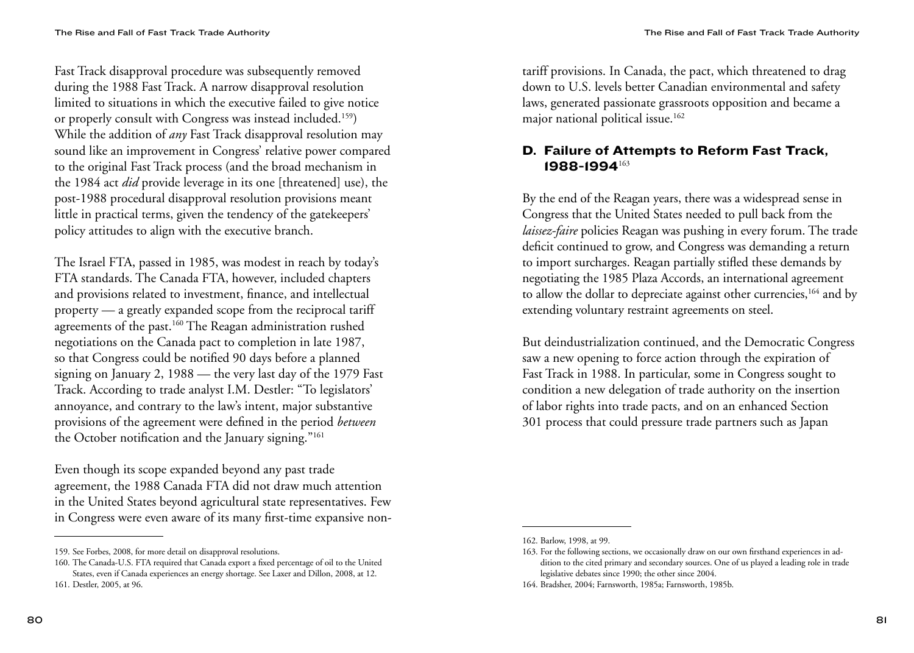Fast Track disapproval procedure was subsequently removed during the 1988 Fast Track. A narrow disapproval resolution limited to situations in which the executive failed to give notice or properly consult with Congress was instead included.[159]) While the addition of *any* Fast Track disapproval resolution may sound like an improvement in Congress' relative power compared to the original Fast Track process (and the broad mechanism in the 1984 act *did* provide leverage in its one [threatened] use), the post-1988 procedural disapproval resolution provisions meant little in practical terms, given the tendency of the gatekeepers' policy attitudes to align with the executive branch.

The Israel FTA, passed in 1985, was modest in reach by today's FTA standards. The Canada FTA, however, included chapters and provisions related to investment, finance, and intellectual property — a greatly expanded scope from the reciprocal tariff agreements of the past.[160] The Reagan administration rushed negotiations on the Canada pact to completion in late 1987, so that Congress could be notified 90 days before a planned signing on January 2, 1988 — the very last day of the 1979 Fast Track. According to trade analyst I.M. Destler: "To legislators' annoyance, and contrary to the law's intent, major substantive provisions of the agreement were defined in the period *between* the October notification and the January signing."[161]

Even though its scope expanded beyond any past trade agreement, the 1988 Canada FTA did not draw much attention in the United States beyond agricultural state representatives. Few in Congress were even aware of its many first-time expansive non-tariff provisions. In Canada, the pact, which threatened to drag down to U.S. levels better Canadian environmental and safety laws, generated passionate grassroots opposition and became a major national political issue.[162]

159. See Forbes, 2008, for more detail on disapproval resolutions.

160. The Canada-U.S. FTA required that Canada export a fixed percentage of oil to the United States, even if Canada experiences an energy shortage. See Laxer and Dillon, 2008, at 12.

161. Destler, 2005, at 96.

162. Barlow, 1998, at 99.

## D. Failure of Attempts to Reform Fast Track, 1988-1994[163]

By the end of the Reagan years, there was a widespread sense in Congress that the United States needed to pull back from the *laissez-faire* policies Reagan was pushing in every forum. The trade deficit continued to grow, and Congress was demanding a return to import surcharges. Reagan partially stifled these demands by negotiating the 1985 Plaza Accords, an international agreement to allow the dollar to depreciate against other currencies,[164] and by extending voluntary restraint agreements on steel.

But deindustrialization continued, and the Democratic Congress saw a new opening to force action through the expiration of Fast Track in 1988. In particular, some in Congress sought to condition a new delegation of trade authority on the insertion of labor rights into trade pacts, and on an enhanced Section 301 process that could pressure trade partners such as Japan

163. For the following sections, we occasionally draw on our own firsthand experiences in addition to the cited primary and secondary sources. One of us played a leading role in trade legislative debates since 1990; the other since 2004.

164. Bradsher, 2004; Farnsworth, 1985a; Farnsworth, 1985b.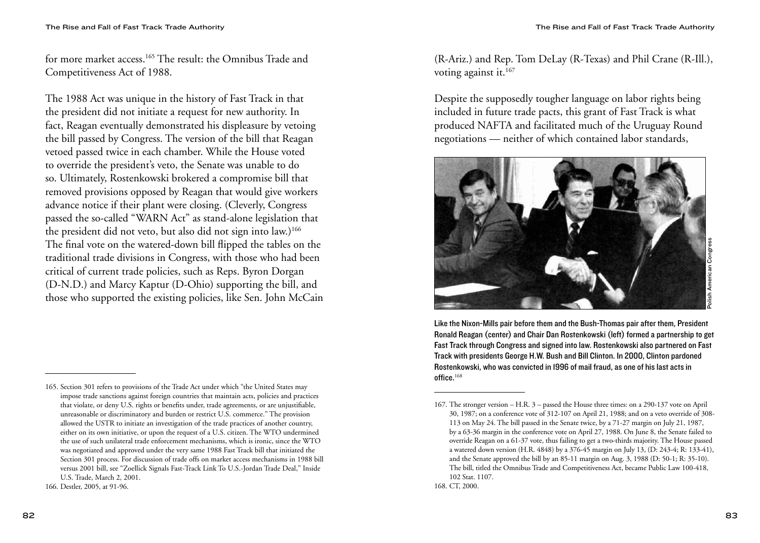for more market access.[165] The result: the Omnibus Trade and Competitiveness Act of 1988.

The 1988 Act was unique in the history of Fast Track in that the president did not initiate a request for new authority. In fact, Reagan eventually demonstrated his displeasure by vetoing the bill passed by Congress. The version of the bill that Reagan vetoed passed twice in each chamber. While the House voted to override the president's veto, the Senate was unable to do so. Ultimately, Rostenkowski brokered a compromise bill that removed provisions opposed by Reagan that would give workers advance notice if their plant were closing. (Cleverly, Congress passed the so-called "WARN Act" as stand-alone legislation that the president did not veto, but also did not sign into law.)[166] The final vote on the watered-down bill flipped the tables on the traditional trade divisions in Congress, with those who had been critical of current trade policies, such as Reps. Byron Dorgan (D-N.D.) and Marcy Kaptur (D-Ohio) supporting the bill, and those who supported the existing policies, like Sen. John McCain (R-Ariz.) and Rep. Tom DeLay (R-Texas) and Phil Crane (R-Ill.), voting against it.[167]

Despite the supposedly tougher language on labor rights being included in future trade pacts, this grant of Fast Track is what produced NAFTA and facilitated much of the Uruguay Round negotiations — neither of which contained labor standards,

Polish American Congress

Like the Nixon-Mills pair before them and the Bush-Thomas pair after them, President Ronald Reagan (center) and Chair Dan Rostenkowski (left) formed a partnership to get Fast Track through Congress and signed into law. Rostenkowski also partnered on Fast Track with presidents George H.W. Bush and Bill Clinton. In 2000, Clinton pardoned Rostenkowski, who was convicted in 1996 of mail fraud, as one of his last acts in office.[168]

---

165. Section 301 refers to provisions of the Trade Act under which "the United States may impose trade sanctions against foreign countries that maintain acts, policies and practices that violate, or deny U.S. rights or benefits under, trade agreements, or are unjustifiable, unreasonable or discriminatory and burden or restrict U.S. commerce." The provision allowed the USTR to initiate an investigation of the trade practices of another country, either on its own initiative, or upon the request of a U.S. citizen. The WTO undermined the use of such unilateral trade enforcement mechanisms, which is ironic, since the WTO was negotiated and approved under the very same 1988 Fast Track bill that initiated the Section 301 process. For discussion of trade offs on market access mechanisms in 1988 bill versus 2001 bill, see "Zoellick Signals Fast-Track Link To U.S.-Jordan Trade Deal," Inside U.S. Trade, March 2, 2001.

166. Destler, 2005, at 91-96.

167. The stronger version – H.R. 3 – passed the House three times: on a 290-137 vote on April 30, 1987; on a conference vote of 312-107 on April 21, 1988; and on a veto override of 308-113 on May 24. The bill passed in the Senate twice, by a 71-27 margin on July 21, 1987, by a 63-36 margin in the conference vote on April 27, 1988. On June 8, the Senate failed to override Reagan on a 61-37 vote, thus failing to get a two-thirds majority. The House passed a watered down version (H.R. 4848) by a 376-45 margin on July 13, (D: 243-4; R: 133-41), and the Senate approved the bill by an 85-11 margin on Aug. 3, 1988 (D: 50-1; R: 35-10). The bill, titled the Omnibus Trade and Competitiveness Act, became Public Law 100-418, 102 Stat. 1107.

168. CT, 2000.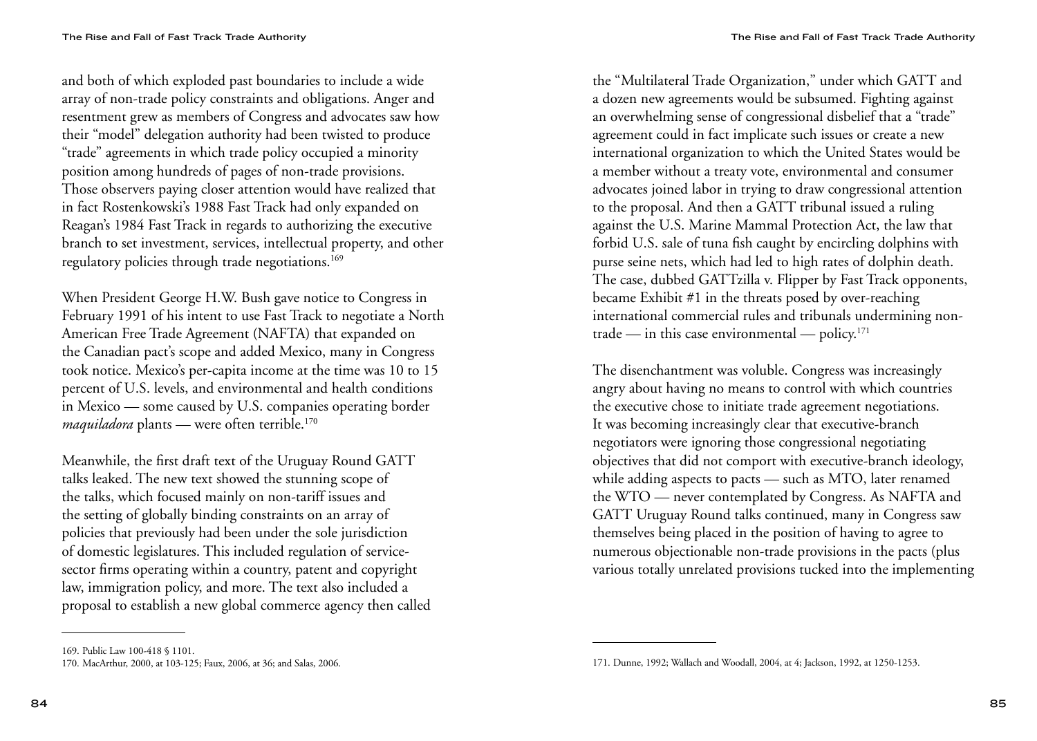and both of which exploded past boundaries to include a wide array of non-trade policy constraints and obligations. Anger and resentment grew as members of Congress and advocates saw how their "model" delegation authority had been twisted to produce "trade" agreements in which trade policy occupied a minority position among hundreds of pages of non-trade provisions. Those observers paying closer attention would have realized that in fact Rostenkowski's 1988 Fast Track had only expanded on Reagan's 1984 Fast Track in regards to authorizing the executive branch to set investment, services, intellectual property, and other regulatory policies through trade negotiations.[169]

When President George H.W. Bush gave notice to Congress in February 1991 of his intent to use Fast Track to negotiate a North American Free Trade Agreement (NAFTA) that expanded on the Canadian pact's scope and added Mexico, many in Congress took notice. Mexico's per-capita income at the time was 10 to 15 percent of U.S. levels, and environmental and health conditions in Mexico — some caused by U.S. companies operating border *maquiladora* plants — were often terrible.[170]

Meanwhile, the first draft text of the Uruguay Round GATT talks leaked. The new text showed the stunning scope of the talks, which focused mainly on non-tariff issues and the setting of globally binding constraints on an array of policies that previously had been under the sole jurisdiction of domestic legislatures. This included regulation of service-sector firms operating within a country, patent and copyright law, immigration policy, and more. The text also included a proposal to establish a new global commerce agency then called the "Multilateral Trade Organization," under which GATT and a dozen new agreements would be subsumed. Fighting against an overwhelming sense of congressional disbelief that a "trade" agreement could in fact implicate such issues or create a new international organization to which the United States would be a member without a treaty vote, environmental and consumer advocates joined labor in trying to draw congressional attention to the proposal. And then a GATT tribunal issued a ruling against the U.S. Marine Mammal Protection Act, the law that forbid U.S. sale of tuna fish caught by encircling dolphins with purse seine nets, which had led to high rates of dolphin death. The case, dubbed GATTzilla v. Flipper by Fast Track opponents, became Exhibit #1 in the threats posed by over-reaching international commercial rules and tribunals undermining non-trade — in this case environmental — policy.[171]

The disenchantment was voluble. Congress was increasingly angry about having no means to control with which countries the executive chose to initiate trade agreement negotiations. It was becoming increasingly clear that executive-branch negotiators were ignoring those congressional negotiating objectives that did not comport with executive-branch ideology, while adding aspects to pacts — such as MTO, later renamed the WTO — never contemplated by Congress. As NAFTA and GATT Uruguay Round talks continued, many in Congress saw themselves being placed in the position of having to agree to numerous objectionable non-trade provisions in the pacts (plus various totally unrelated provisions tucked into the implementing

---

169. Public Law 100-418 § 1101.

170. MacArthur, 2000, at 103-125; Faux, 2006, at 36; and Salas, 2006.

171. Dunne, 1992; Wallach and Woodall, 2004, at 4; Jackson, 1992, at 1250-1253.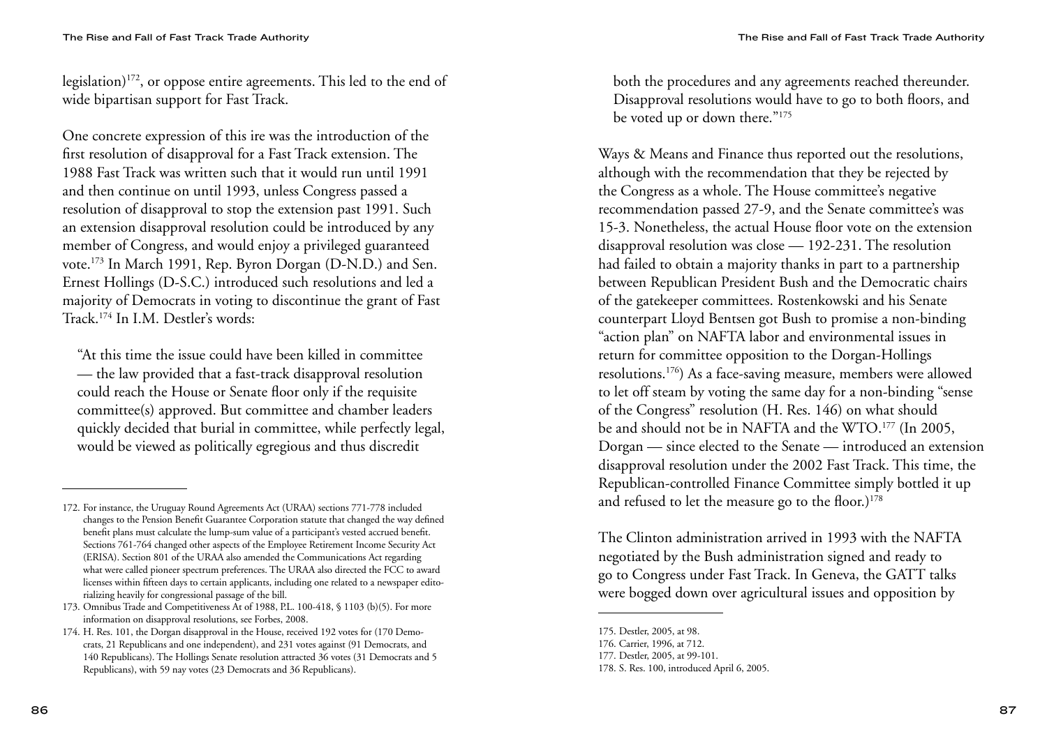legislation)[172], or oppose entire agreements. This led to the end of wide bipartisan support for Fast Track.

One concrete expression of this ire was the introduction of the first resolution of disapproval for a Fast Track extension. The 1988 Fast Track was written such that it would run until 1991 and then continue on until 1993, unless Congress passed a resolution of disapproval to stop the extension past 1991. Such an extension disapproval resolution could be introduced by any member of Congress, and would enjoy a privileged guaranteed vote.[173] In March 1991, Rep. Byron Dorgan (D-N.D.) and Sen. Ernest Hollings (D-S.C.) introduced such resolutions and led a majority of Democrats in voting to discontinue the grant of Fast Track.[174] In I.M. Destler's words:

> "At this time the issue could have been killed in committee — the law provided that a fast-track disapproval resolution could reach the House or Senate floor only if the requisite committee(s) approved. But committee and chamber leaders quickly decided that burial in committee, while perfectly legal, would be viewed as politically egregious and thus discredit both the procedures and any agreements reached thereunder. Disapproval resolutions would have to go to both floors, and be voted up or down there."[175]

Ways & Means and Finance thus reported out the resolutions, although with the recommendation that they be rejected by the Congress as a whole. The House committee's negative recommendation passed 27-9, and the Senate committee's was 15-3. Nonetheless, the actual House floor vote on the extension disapproval resolution was close — 192-231. The resolution had failed to obtain a majority thanks in part to a partnership between Republican President Bush and the Democratic chairs of the gatekeeper committees. Rostenkowski and his Senate counterpart Lloyd Bentsen got Bush to promise a non-binding "action plan" on NAFTA labor and environmental issues in return for committee opposition to the Dorgan-Hollings resolutions.[176]) As a face-saving measure, members were allowed to let off steam by voting the same day for a non-binding "sense of the Congress" resolution (H. Res. 146) on what should be and should not be in NAFTA and the WTO.[177] (In 2005, Dorgan — since elected to the Senate — introduced an extension disapproval resolution under the 2002 Fast Track. This time, the Republican-controlled Finance Committee simply bottled it up and refused to let the measure go to the floor.)[178]

The Clinton administration arrived in 1993 with the NAFTA negotiated by the Bush administration signed and ready to go to Congress under Fast Track. In Geneva, the GATT talks were bogged down over agricultural issues and opposition by

---

172. For instance, the Uruguay Round Agreements Act (URAA) sections 771-778 included changes to the Pension Benefit Guarantee Corporation statute that changed the way defined benefit plans must calculate the lump-sum value of a participant's vested accrued benefit. Sections 761-764 changed other aspects of the Employee Retirement Income Security Act (ERISA). Section 801 of the URAA also amended the Communications Act regarding what were called pioneer spectrum preferences. The URAA also directed the FCC to award licenses within fifteen days to certain applicants, including one related to a newspaper editorializing heavily for congressional passage of the bill.

173. Omnibus Trade and Competitiveness At of 1988, P.L. 100-418, § 1103 (b)(5). For more information on disapproval resolutions, see Forbes, 2008.

174. H. Res. 101, the Dorgan disapproval in the House, received 192 votes for (170 Democrats, 21 Republicans and one independent), and 231 votes against (91 Democrats, and 140 Republicans). The Hollings Senate resolution attracted 36 votes (31 Democrats and 5 Republicans), with 59 nay votes (23 Democrats and 36 Republicans).

175. Destler, 2005, at 98.

176. Carrier, 1996, at 712.

177. Destler, 2005, at 99-101.

178. S. Res. 100, introduced April 6, 2005.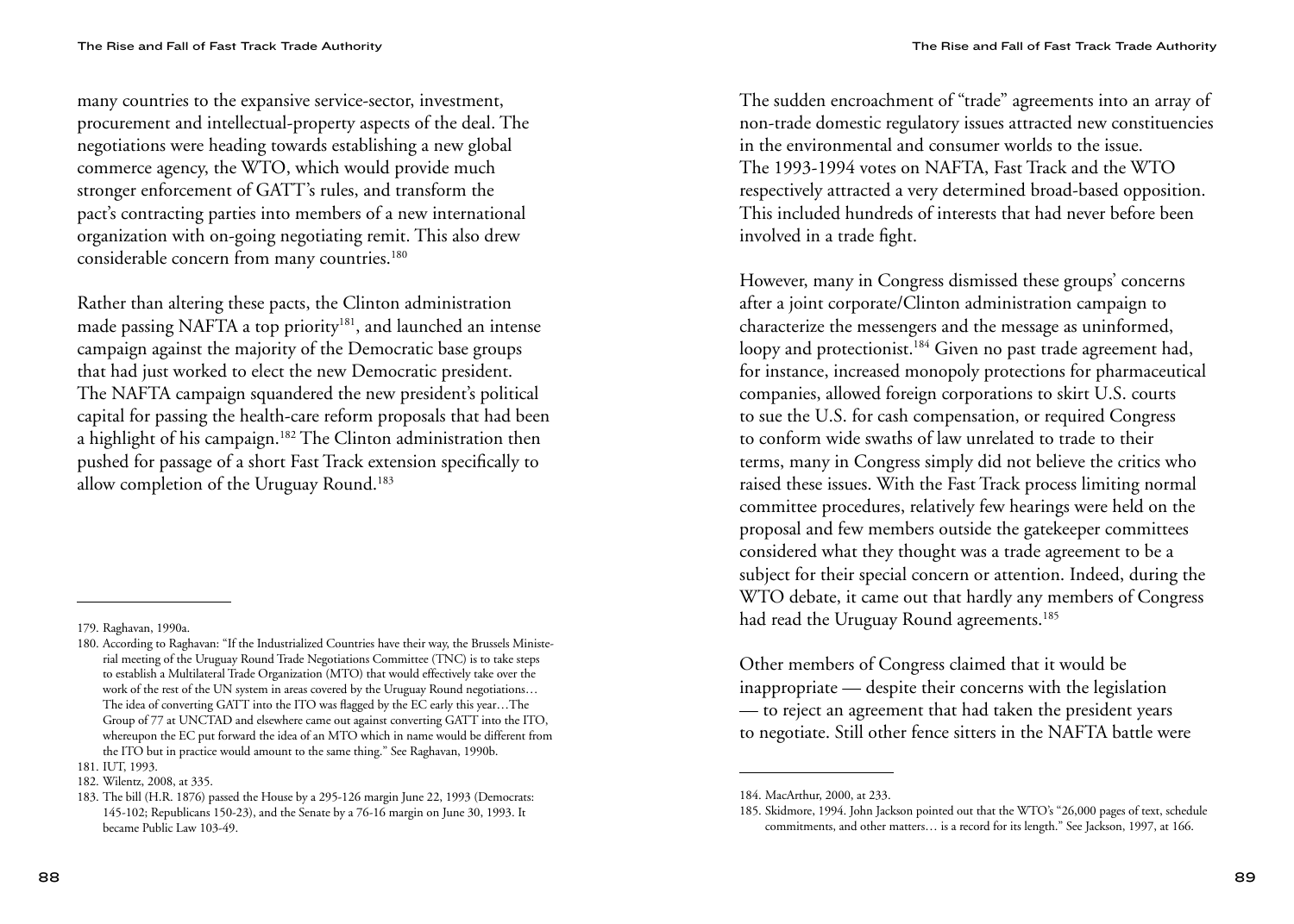many countries to the expansive service-sector, investment, procurement and intellectual-property aspects of the deal. The negotiations were heading towards establishing a new global commerce agency, the WTO, which would provide much stronger enforcement of GATT's rules, and transform the pact's contracting parties into members of a new international organization with on-going negotiating remit. This also drew considerable concern from many countries.[180]

Rather than altering these pacts, the Clinton administration made passing NAFTA a top priority[181], and launched an intense campaign against the majority of the Democratic base groups that had just worked to elect the new Democratic president. The NAFTA campaign squandered the new president's political capital for passing the health-care reform proposals that had been a highlight of his campaign.[182] The Clinton administration then pushed for passage of a short Fast Track extension specifically to allow completion of the Uruguay Round.[183]

---

179. Raghavan, 1990a.

180. According to Raghavan: "If the Industrialized Countries have their way, the Brussels Ministerial meeting of the Uruguay Round Trade Negotiations Committee (TNC) is to take steps to establish a Multilateral Trade Organization (MTO) that would effectively take over the work of the rest of the UN system in areas covered by the Uruguay Round negotiations… The idea of converting GATT into the ITO was flagged by the EC early this year…The Group of 77 at UNCTAD and elsewhere came out against converting GATT into the ITO, whereupon the EC put forward the idea of an MTO which in name would be different from the ITO but in practice would amount to the same thing." See Raghavan, 1990b.

181. IUT, 1993.

182. Wilentz, 2008, at 335.

183. The bill (H.R. 1876) passed the House by a 295-126 margin June 22, 1993 (Democrats: 145-102; Republicans 150-23), and the Senate by a 76-16 margin on June 30, 1993. It became Public Law 103-49.

The sudden encroachment of "trade" agreements into an array of non-trade domestic regulatory issues attracted new constituencies in the environmental and consumer worlds to the issue. The 1993-1994 votes on NAFTA, Fast Track and the WTO respectively attracted a very determined broad-based opposition. This included hundreds of interests that had never before been involved in a trade fight.

However, many in Congress dismissed these groups' concerns after a joint corporate/Clinton administration campaign to characterize the messengers and the message as uninformed, loopy and protectionist.[184] Given no past trade agreement had, for instance, increased monopoly protections for pharmaceutical companies, allowed foreign corporations to skirt U.S. courts to sue the U.S. for cash compensation, or required Congress to conform wide swaths of law unrelated to trade to their terms, many in Congress simply did not believe the critics who raised these issues. With the Fast Track process limiting normal committee procedures, relatively few hearings were held on the proposal and few members outside the gatekeeper committees considered what they thought was a trade agreement to be a subject for their special concern or attention. Indeed, during the WTO debate, it came out that hardly any members of Congress had read the Uruguay Round agreements.[185]

Other members of Congress claimed that it would be inappropriate — despite their concerns with the legislation — to reject an agreement that had taken the president years to negotiate. Still other fence sitters in the NAFTA battle were

---

184. MacArthur, 2000, at 233.

185. Skidmore, 1994. John Jackson pointed out that the WTO's "26,000 pages of text, schedule commitments, and other matters… is a record for its length." See Jackson, 1997, at 166.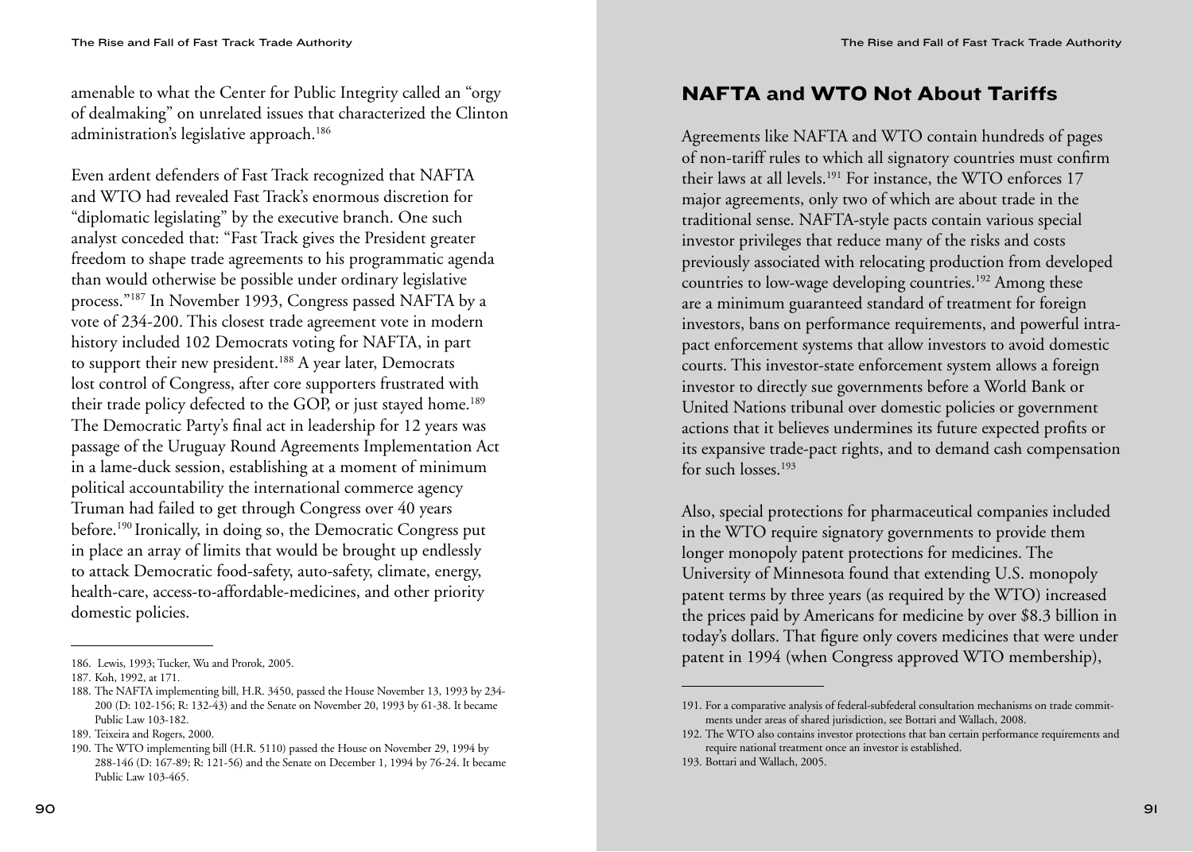amenable to what the Center for Public Integrity called an "orgy of dealmaking" on unrelated issues that characterized the Clinton administration's legislative approach.[186]

Even ardent defenders of Fast Track recognized that NAFTA and WTO had revealed Fast Track's enormous discretion for "diplomatic legislating" by the executive branch. One such analyst conceded that: "Fast Track gives the President greater freedom to shape trade agreements to his programmatic agenda than would otherwise be possible under ordinary legislative process."[187] In November 1993, Congress passed NAFTA by a vote of 234-200. This closest trade agreement vote in modern history included 102 Democrats voting for NAFTA, in part to support their new president.[188] A year later, Democrats lost control of Congress, after core supporters frustrated with their trade policy defected to the GOP, or just stayed home.[189] The Democratic Party's final act in leadership for 12 years was passage of the Uruguay Round Agreements Implementation Act in a lame-duck session, establishing at a moment of minimum political accountability the international commerce agency Truman had failed to get through Congress over 40 years before.[190] Ironically, in doing so, the Democratic Congress put in place an array of limits that would be brought up endlessly to attack Democratic food-safety, auto-safety, climate, energy, health-care, access-to-affordable-medicines, and other priority domestic policies.

186. Lewis, 1993; Tucker, Wu and Prorok, 2005.

187. Koh, 1992, at 171.

188. The NAFTA implementing bill, H.R. 3450, passed the House November 13, 1993 by 234-200 (D: 102-156; R: 132-43) and the Senate on November 20, 1993 by 61-38. It became Public Law 103-182.

189. Teixeira and Rogers, 2000.

190. The WTO implementing bill (H.R. 5110) passed the House on November 29, 1994 by 288-146 (D: 167-89; R: 121-56) and the Senate on December 1, 1994 by 76-24. It became Public Law 103-465.

## NAFTA and WTO Not About Tariffs

Agreements like NAFTA and WTO contain hundreds of pages of non-tariff rules to which all signatory countries must confirm their laws at all levels.[191] For instance, the WTO enforces 17 major agreements, only two of which are about trade in the traditional sense. NAFTA-style pacts contain various special investor privileges that reduce many of the risks and costs previously associated with relocating production from developed countries to low-wage developing countries.[192] Among these are a minimum guaranteed standard of treatment for foreign investors, bans on performance requirements, and powerful intra-pact enforcement systems that allow investors to avoid domestic courts. This investor-state enforcement system allows a foreign investor to directly sue governments before a World Bank or United Nations tribunal over domestic policies or government actions that it believes undermines its future expected profits or its expansive trade-pact rights, and to demand cash compensation for such losses.[193]

Also, special protections for pharmaceutical companies included in the WTO require signatory governments to provide them longer monopoly patent protections for medicines. The University of Minnesota found that extending U.S. monopoly patent terms by three years (as required by the WTO) increased the prices paid by Americans for medicine by over $8.3 billion in today's dollars. That figure only covers medicines that were under patent in 1994 (when Congress approved WTO membership),

191. For a comparative analysis of federal-subfederal consultation mechanisms on trade commitments under areas of shared jurisdiction, see Bottari and Wallach, 2008.

192. The WTO also contains investor protections that ban certain performance requirements and require national treatment once an investor is established.

193. Bottari and Wallach, 2005.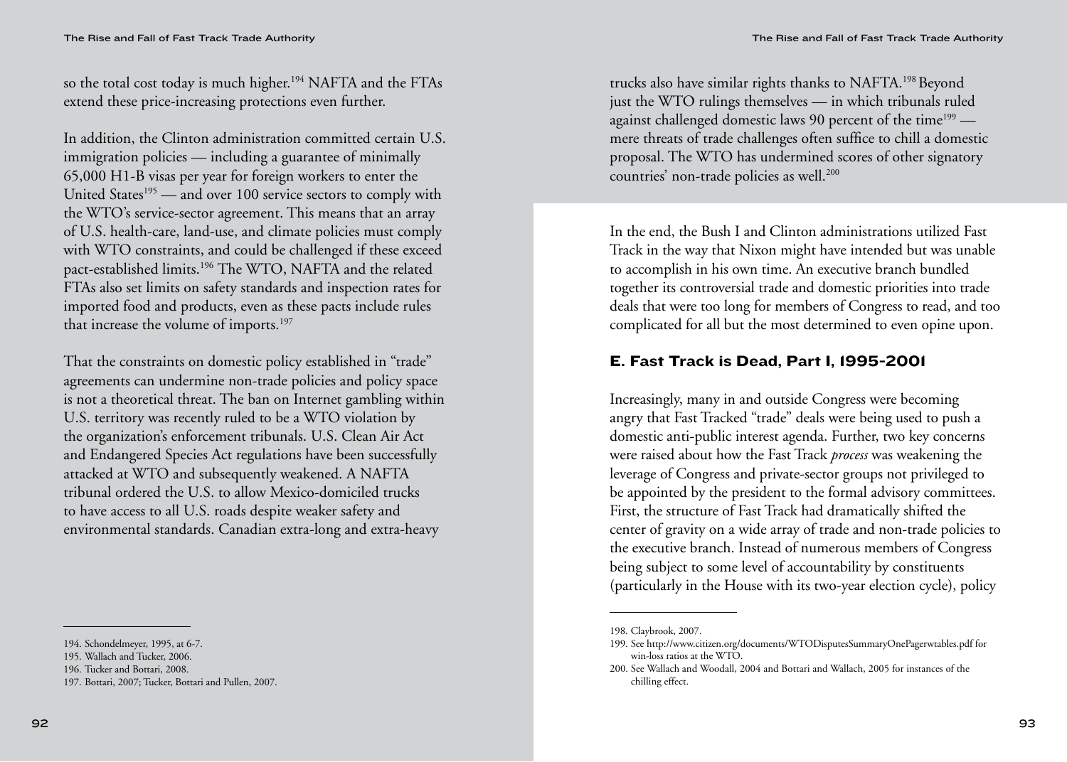so the total cost today is much higher.[194] NAFTA and the FTAs extend these price-increasing protections even further.

In addition, the Clinton administration committed certain U.S. immigration policies — including a guarantee of minimally 65,000 H1-B visas per year for foreign workers to enter the United States[195] — and over 100 service sectors to comply with the WTO's service-sector agreement. This means that an array of U.S. health-care, land-use, and climate policies must comply with WTO constraints, and could be challenged if these exceed pact-established limits.[196] The WTO, NAFTA and the related FTAs also set limits on safety standards and inspection rates for imported food and products, even as these pacts include rules that increase the volume of imports.[197]

That the constraints on domestic policy established in "trade" agreements can undermine non-trade policies and policy space is not a theoretical threat. The ban on Internet gambling within U.S. territory was recently ruled to be a WTO violation by the organization's enforcement tribunals. U.S. Clean Air Act and Endangered Species Act regulations have been successfully attacked at WTO and subsequently weakened. A NAFTA tribunal ordered the U.S. to allow Mexico-domiciled trucks to have access to all U.S. roads despite weaker safety and environmental standards. Canadian extra-long and extra-heavy trucks also have similar rights thanks to NAFTA.[198] Beyond just the WTO rulings themselves — in which tribunals ruled against challenged domestic laws 90 percent of the time[199] — mere threats of trade challenges often suffice to chill a domestic proposal. The WTO has undermined scores of other signatory countries' non-trade policies as well.[200]

194. Schondelmeyer, 1995, at 6-7.

195. Wallach and Tucker, 2006.

196. Tucker and Bottari, 2008.

197. Bottari, 2007; Tucker, Bottari and Pullen, 2007.

198. Claybrook, 2007.

199. See http://www.citizen.org/documents/WTODisputesSummaryOnePagerwtables.pdf for win-loss ratios at the WTO.

200. See Wallach and Woodall, 2004 and Bottari and Wallach, 2005 for instances of the chilling effect.

In the end, the Bush I and Clinton administrations utilized Fast Track in the way that Nixon might have intended but was unable to accomplish in his own time. An executive branch bundled together its controversial trade and domestic priorities into trade deals that were too long for members of Congress to read, and too complicated for all but the most determined to even opine upon.

## E. Fast Track is Dead, Part I, 1995-2001

Increasingly, many in and outside Congress were becoming angry that Fast Tracked "trade" deals were being used to push a domestic anti-public interest agenda. Further, two key concerns were raised about how the Fast Track *process* was weakening the leverage of Congress and private-sector groups not privileged to be appointed by the president to the formal advisory committees. First, the structure of Fast Track had dramatically shifted the center of gravity on a wide array of trade and non-trade policies to the executive branch. Instead of numerous members of Congress being subject to some level of accountability by constituents (particularly in the House with its two-year election cycle), policy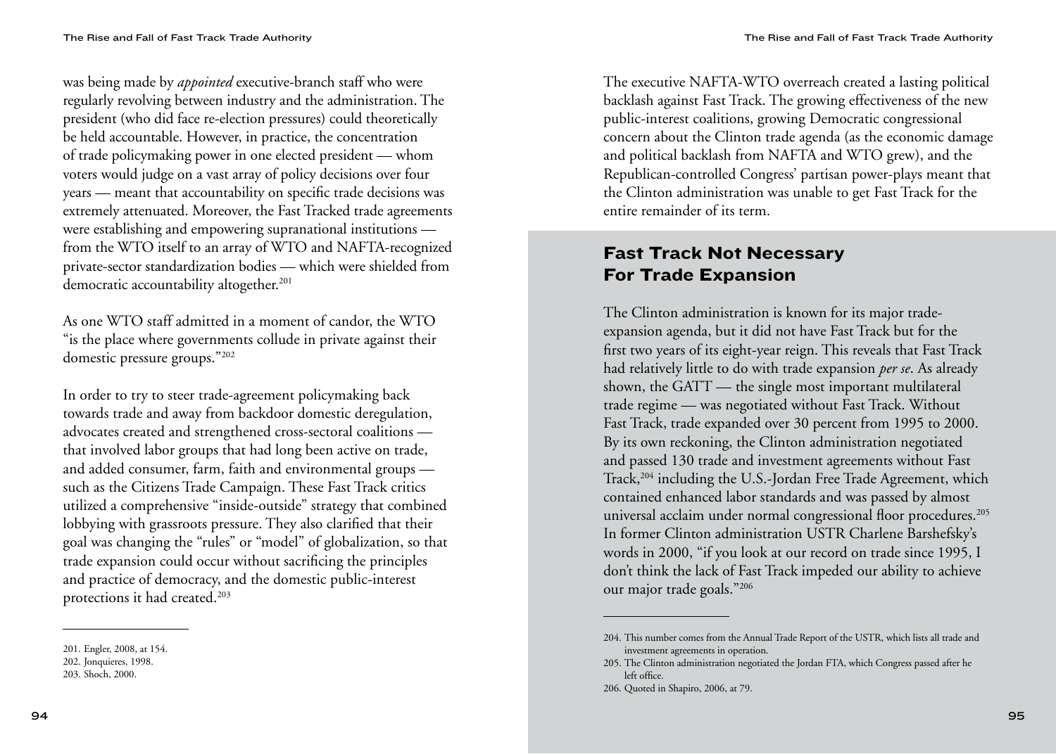was being made by *appointed* executive-branch staff who were regularly revolving between industry and the administration. The president (who did face re-election pressures) could theoretically be held accountable. However, in practice, the concentration of trade policymaking power in one elected president — whom voters would judge on a vast array of policy decisions over four years — meant that accountability on specific trade decisions was extremely attenuated. Moreover, the Fast Tracked trade agreements were establishing and empowering supranational institutions — from the WTO itself to an array of WTO and NAFTA-recognized private-sector standardization bodies — which were shielded from democratic accountability altogether.[201]

As one WTO staff admitted in a moment of candor, the WTO "is the place where governments collude in private against their domestic pressure groups."[202]

In order to try to steer trade-agreement policymaking back towards trade and away from backdoor domestic deregulation, advocates created and strengthened cross-sectoral coalitions — that involved labor groups that had long been active on trade, and added consumer, farm, faith and environmental groups — such as the Citizens Trade Campaign. These Fast Track critics utilized a comprehensive "inside-outside" strategy that combined lobbying with grassroots pressure. They also clarified that their goal was changing the "rules" or "model" of globalization, so that trade expansion could occur without sacrificing the principles and practice of democracy, and the domestic public-interest protections it had created.[203]

201. Engler, 2008, at 154.
202. Jonquieres, 1998.
203. Shoch, 2000.

The executive NAFTA-WTO overreach created a lasting political backlash against Fast Track. The growing effectiveness of the new public-interest coalitions, growing Democratic congressional concern about the Clinton trade agenda (as the economic damage and political backlash from NAFTA and WTO grew), and the Republican-controlled Congress' partisan power-plays meant that the Clinton administration was unable to get Fast Track for the entire remainder of its term.

## Fast Track Not Necessary For Trade Expansion

The Clinton administration is known for its major trade-expansion agenda, but it did not have Fast Track but for the first two years of its eight-year reign. This reveals that Fast Track had relatively little to do with trade expansion *per se*. As already shown, the GATT — the single most important multilateral trade regime — was negotiated without Fast Track. Without Fast Track, trade expanded over 30 percent from 1995 to 2000. By its own reckoning, the Clinton administration negotiated and passed 130 trade and investment agreements without Fast Track,[204] including the U.S.-Jordan Free Trade Agreement, which contained enhanced labor standards and was passed by almost universal acclaim under normal congressional floor procedures.[205] In former Clinton administration USTR Charlene Barshefsky's words in 2000, "if you look at our record on trade since 1995, I don't think the lack of Fast Track impeded our ability to achieve our major trade goals."[206]

204. This number comes from the Annual Trade Report of the USTR, which lists all trade and investment agreements in operation.
205. The Clinton administration negotiated the Jordan FTA, which Congress passed after he left office.
206. Quoted in Shapiro, 2006, at 79.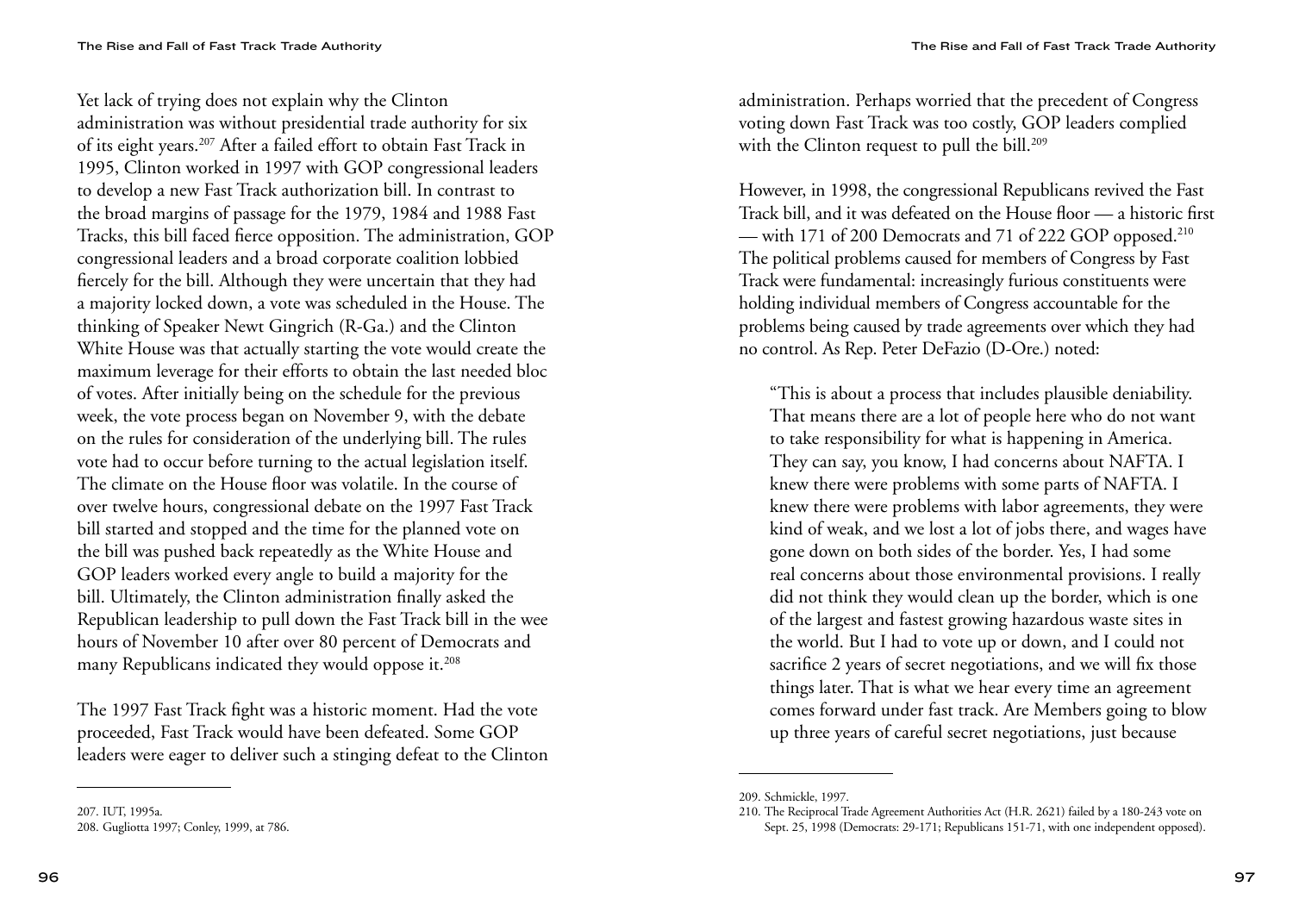Yet lack of trying does not explain why the Clinton administration was without presidential trade authority for six of its eight years.[207] After a failed effort to obtain Fast Track in 1995, Clinton worked in 1997 with GOP congressional leaders to develop a new Fast Track authorization bill. In contrast to the broad margins of passage for the 1979, 1984 and 1988 Fast Tracks, this bill faced fierce opposition. The administration, GOP congressional leaders and a broad corporate coalition lobbied fiercely for the bill. Although they were uncertain that they had a majority locked down, a vote was scheduled in the House. The thinking of Speaker Newt Gingrich (R-Ga.) and the Clinton White House was that actually starting the vote would create the maximum leverage for their efforts to obtain the last needed bloc of votes. After initially being on the schedule for the previous week, the vote process began on November 9, with the debate on the rules for consideration of the underlying bill. The rules vote had to occur before turning to the actual legislation itself. The climate on the House floor was volatile. In the course of over twelve hours, congressional debate on the 1997 Fast Track bill started and stopped and the time for the planned vote on the bill was pushed back repeatedly as the White House and GOP leaders worked every angle to build a majority for the bill. Ultimately, the Clinton administration finally asked the Republican leadership to pull down the Fast Track bill in the wee hours of November 10 after over 80 percent of Democrats and many Republicans indicated they would oppose it.[208]

The 1997 Fast Track fight was a historic moment. Had the vote proceeded, Fast Track would have been defeated. Some GOP leaders were eager to deliver such a stinging defeat to the Clinton administration. Perhaps worried that the precedent of Congress voting down Fast Track was too costly, GOP leaders complied with the Clinton request to pull the bill.[209]

However, in 1998, the congressional Republicans revived the Fast Track bill, and it was defeated on the House floor — a historic first — with 171 of 200 Democrats and 71 of 222 GOP opposed.[210] The political problems caused for members of Congress by Fast Track were fundamental: increasingly furious constituents were holding individual members of Congress accountable for the problems being caused by trade agreements over which they had no control. As Rep. Peter DeFazio (D-Ore.) noted:

> "This is about a process that includes plausible deniability. That means there are a lot of people here who do not want to take responsibility for what is happening in America. They can say, you know, I had concerns about NAFTA. I knew there were problems with some parts of NAFTA. I knew there were problems with labor agreements, they were kind of weak, and we lost a lot of jobs there, and wages have gone down on both sides of the border. Yes, I had some real concerns about those environmental provisions. I really did not think they would clean up the border, which is one of the largest and fastest growing hazardous waste sites in the world. But I had to vote up or down, and I could not sacrifice 2 years of secret negotiations, and we will fix those things later. That is what we hear every time an agreement comes forward under fast track. Are Members going to blow up three years of careful secret negotiations, just because

---

207. IUT, 1995a.

208. Gugliotta 1997; Conley, 1999, at 786.

209. Schmickle, 1997.

210. The Reciprocal Trade Agreement Authorities Act (H.R. 2621) failed by a 180-243 vote on Sept. 25, 1998 (Democrats: 29-171; Republicans 151-71, with one independent opposed).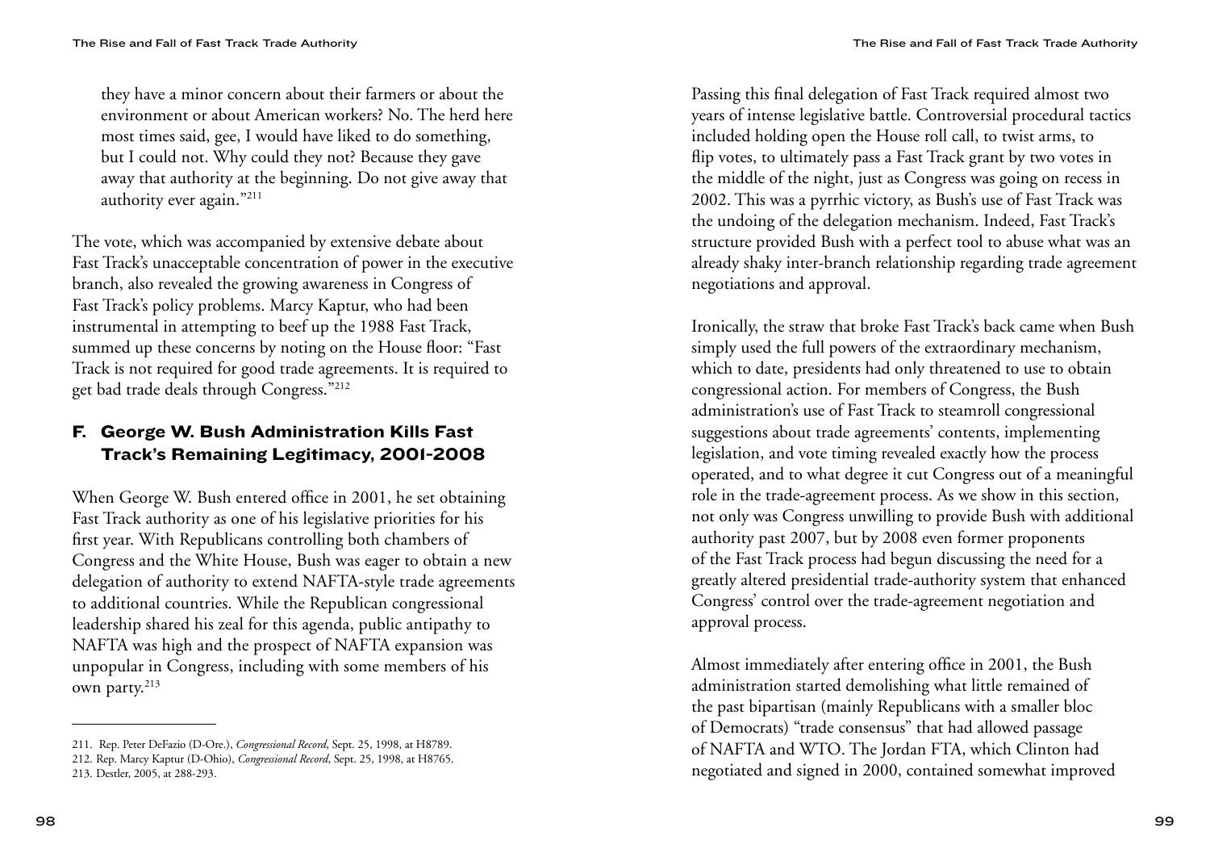they have a minor concern about their farmers or about the environment or about American workers? No. The herd here most times said, gee, I would have liked to do something, but I could not. Why could they not? Because they gave away that authority at the beginning. Do not give away that authority ever again."[211]

The vote, which was accompanied by extensive debate about Fast Track's unacceptable concentration of power in the executive branch, also revealed the growing awareness in Congress of Fast Track's policy problems. Marcy Kaptur, who had been instrumental in attempting to beef up the 1988 Fast Track, summed up these concerns by noting on the House floor: "Fast Track is not required for good trade agreements. It is required to get bad trade deals through Congress."[212]

## F. George W. Bush Administration Kills Fast Track's Remaining Legitimacy, 2001-2008

When George W. Bush entered office in 2001, he set obtaining Fast Track authority as one of his legislative priorities for his first year. With Republicans controlling both chambers of Congress and the White House, Bush was eager to obtain a new delegation of authority to extend NAFTA-style trade agreements to additional countries. While the Republican congressional leadership shared his zeal for this agenda, public antipathy to NAFTA was high and the prospect of NAFTA expansion was unpopular in Congress, including with some members of his own party.[213]

211. Rep. Peter DeFazio (D-Ore.), *Congressional Record*, Sept. 25, 1998, at H8789.

212. Rep. Marcy Kaptur (D-Ohio), *Congressional Record*, Sept. 25, 1998, at H8765.

213. Destler, 2005, at 288-293.

Passing this final delegation of Fast Track required almost two years of intense legislative battle. Controversial procedural tactics included holding open the House roll call, to twist arms, to flip votes, to ultimately pass a Fast Track grant by two votes in the middle of the night, just as Congress was going on recess in 2002. This was a pyrrhic victory, as Bush's use of Fast Track was the undoing of the delegation mechanism. Indeed, Fast Track's structure provided Bush with a perfect tool to abuse what was an already shaky inter-branch relationship regarding trade agreement negotiations and approval.

Ironically, the straw that broke Fast Track's back came when Bush simply used the full powers of the extraordinary mechanism, which to date, presidents had only threatened to use to obtain congressional action. For members of Congress, the Bush administration's use of Fast Track to steamroll congressional suggestions about trade agreements' contents, implementing legislation, and vote timing revealed exactly how the process operated, and to what degree it cut Congress out of a meaningful role in the trade-agreement process. As we show in this section, not only was Congress unwilling to provide Bush with additional authority past 2007, but by 2008 even former proponents of the Fast Track process had begun discussing the need for a greatly altered presidential trade-authority system that enhanced Congress' control over the trade-agreement negotiation and approval process.

Almost immediately after entering office in 2001, the Bush administration started demolishing what little remained of the past bipartisan (mainly Republicans with a smaller bloc of Democrats) "trade consensus" that had allowed passage of NAFTA and WTO. The Jordan FTA, which Clinton had negotiated and signed in 2000, contained somewhat improved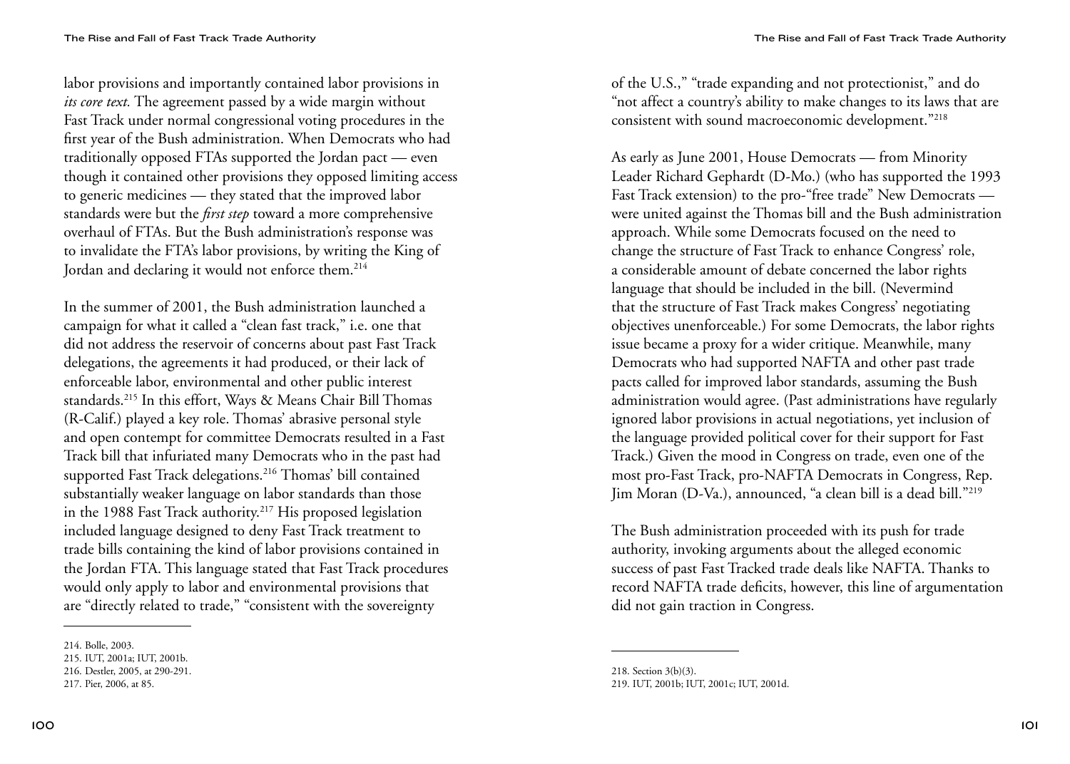labor provisions and importantly contained labor provisions in *its core text.* The agreement passed by a wide margin without Fast Track under normal congressional voting procedures in the first year of the Bush administration. When Democrats who had traditionally opposed FTAs supported the Jordan pact — even though it contained other provisions they opposed limiting access to generic medicines — they stated that the improved labor standards were but the *first step* toward a more comprehensive overhaul of FTAs. But the Bush administration's response was to invalidate the FTA's labor provisions, by writing the King of Jordan and declaring it would not enforce them.[214]

In the summer of 2001, the Bush administration launched a campaign for what it called a "clean fast track," i.e. one that did not address the reservoir of concerns about past Fast Track delegations, the agreements it had produced, or their lack of enforceable labor, environmental and other public interest standards.[215] In this effort, Ways & Means Chair Bill Thomas (R-Calif.) played a key role. Thomas' abrasive personal style and open contempt for committee Democrats resulted in a Fast Track bill that infuriated many Democrats who in the past had supported Fast Track delegations.[216] Thomas' bill contained substantially weaker language on labor standards than those in the 1988 Fast Track authority.[217] His proposed legislation included language designed to deny Fast Track treatment to trade bills containing the kind of labor provisions contained in the Jordan FTA. This language stated that Fast Track procedures would only apply to labor and environmental provisions that are "directly related to trade," "consistent with the sovereignty of the U.S.," "trade expanding and not protectionist," and do "not affect a country's ability to make changes to its laws that are consistent with sound macroeconomic development."[218]

As early as June 2001, House Democrats — from Minority Leader Richard Gephardt (D-Mo.) (who has supported the 1993 Fast Track extension) to the pro-"free trade" New Democrats — were united against the Thomas bill and the Bush administration approach. While some Democrats focused on the need to change the structure of Fast Track to enhance Congress' role, a considerable amount of debate concerned the labor rights language that should be included in the bill. (Nevermind that the structure of Fast Track makes Congress' negotiating objectives unenforceable.) For some Democrats, the labor rights issue became a proxy for a wider critique. Meanwhile, many Democrats who had supported NAFTA and other past trade pacts called for improved labor standards, assuming the Bush administration would agree. (Past administrations have regularly ignored labor provisions in actual negotiations, yet inclusion of the language provided political cover for their support for Fast Track.) Given the mood in Congress on trade, even one of the most pro-Fast Track, pro-NAFTA Democrats in Congress, Rep. Jim Moran (D-Va.), announced, "a clean bill is a dead bill."[219]

The Bush administration proceeded with its push for trade authority, invoking arguments about the alleged economic success of past Fast Tracked trade deals like NAFTA. Thanks to record NAFTA trade deficits, however, this line of argumentation did not gain traction in Congress.

---

214. Bolle, 2003.
215. IUT, 2001a; IUT, 2001b.
216. Destler, 2005, at 290-291.
217. Pier, 2006, at 85.
218. Section 3(b)(3).
219. IUT, 2001b; IUT, 2001c; IUT, 2001d.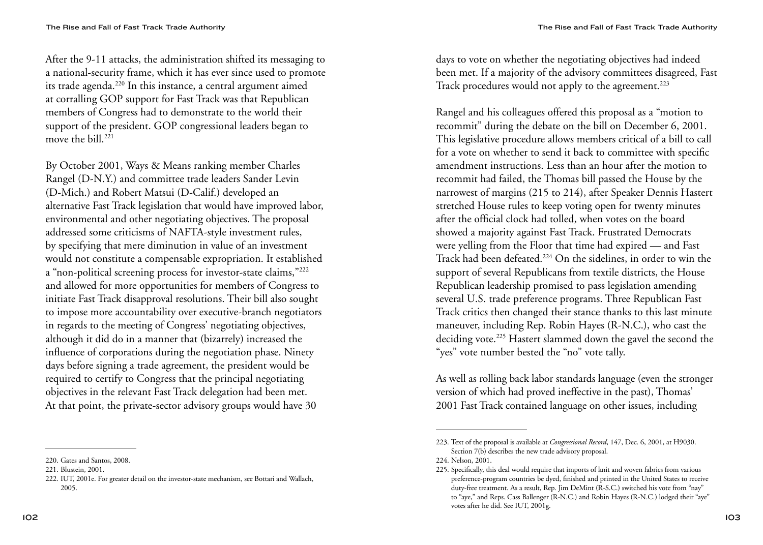After the 9-11 attacks, the administration shifted its messaging to a national-security frame, which it has ever since used to promote its trade agenda.[220] In this instance, a central argument aimed at corralling GOP support for Fast Track was that Republican members of Congress had to demonstrate to the world their support of the president. GOP congressional leaders began to move the bill.[221]

By October 2001, Ways & Means ranking member Charles Rangel (D-N.Y.) and committee trade leaders Sander Levin (D-Mich.) and Robert Matsui (D-Calif.) developed an alternative Fast Track legislation that would have improved labor, environmental and other negotiating objectives. The proposal addressed some criticisms of NAFTA-style investment rules, by specifying that mere diminution in value of an investment would not constitute a compensable expropriation. It established a "non-political screening process for investor-state claims,"[222] and allowed for more opportunities for members of Congress to initiate Fast Track disapproval resolutions. Their bill also sought to impose more accountability over executive-branch negotiators in regards to the meeting of Congress' negotiating objectives, although it did do in a manner that (bizarrely) increased the influence of corporations during the negotiation phase. Ninety days before signing a trade agreement, the president would be required to certify to Congress that the principal negotiating objectives in the relevant Fast Track delegation had been met. At that point, the private-sector advisory groups would have 30 days to vote on whether the negotiating objectives had indeed been met. If a majority of the advisory committees disagreed, Fast Track procedures would not apply to the agreement.[223]

Rangel and his colleagues offered this proposal as a "motion to recommit" during the debate on the bill on December 6, 2001. This legislative procedure allows members critical of a bill to call for a vote on whether to send it back to committee with specific amendment instructions. Less than an hour after the motion to recommit had failed, the Thomas bill passed the House by the narrowest of margins (215 to 214), after Speaker Dennis Hastert stretched House rules to keep voting open for twenty minutes after the official clock had tolled, when votes on the board showed a majority against Fast Track. Frustrated Democrats were yelling from the Floor that time had expired — and Fast Track had been defeated.[224] On the sidelines, in order to win the support of several Republicans from textile districts, the House Republican leadership promised to pass legislation amending several U.S. trade preference programs. Three Republican Fast Track critics then changed their stance thanks to this last minute maneuver, including Rep. Robin Hayes (R-N.C.), who cast the deciding vote.[225] Hastert slammed down the gavel the second the "yes" vote number bested the "no" vote tally.

As well as rolling back labor standards language (even the stronger version of which had proved ineffective in the past), Thomas' 2001 Fast Track contained language on other issues, including

---

220. Gates and Santos, 2008.

221. Blustein, 2001.

222. IUT, 2001e. For greater detail on the investor-state mechanism, see Bottari and Wallach, 2005.

223. Text of the proposal is available at *Congressional Record*, 147, Dec. 6, 2001, at H9030. Section 7(b) describes the new trade advisory proposal.

224. Nelson, 2001.

225. Specifically, this deal would require that imports of knit and woven fabrics from various preference-program countries be dyed, finished and printed in the United States to receive duty-free treatment. As a result, Rep. Jim DeMint (R-S.C.) switched his vote from "nay" to "aye," and Reps. Cass Ballenger (R-N.C.) and Robin Hayes (R-N.C.) lodged their "aye" votes after he did. See IUT, 2001g.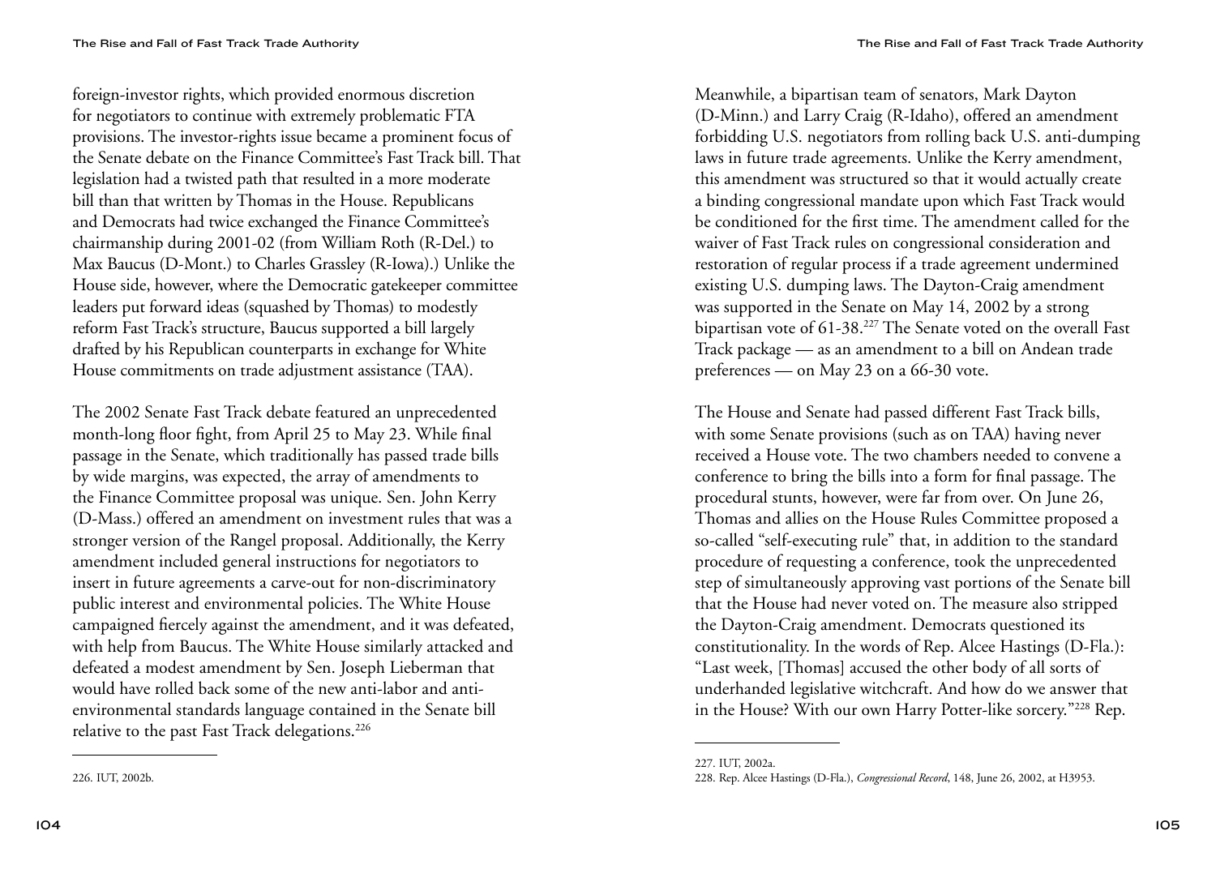foreign-investor rights, which provided enormous discretion for negotiators to continue with extremely problematic FTA provisions. The investor-rights issue became a prominent focus of the Senate debate on the Finance Committee's Fast Track bill. That legislation had a twisted path that resulted in a more moderate bill than that written by Thomas in the House. Republicans and Democrats had twice exchanged the Finance Committee's chairmanship during 2001-02 (from William Roth (R-Del.) to Max Baucus (D-Mont.) to Charles Grassley (R-Iowa).) Unlike the House side, however, where the Democratic gatekeeper committee leaders put forward ideas (squashed by Thomas) to modestly reform Fast Track's structure, Baucus supported a bill largely drafted by his Republican counterparts in exchange for White House commitments on trade adjustment assistance (TAA).

The 2002 Senate Fast Track debate featured an unprecedented month-long floor fight, from April 25 to May 23. While final passage in the Senate, which traditionally has passed trade bills by wide margins, was expected, the array of amendments to the Finance Committee proposal was unique. Sen. John Kerry (D-Mass.) offered an amendment on investment rules that was a stronger version of the Rangel proposal. Additionally, the Kerry amendment included general instructions for negotiators to insert in future agreements a carve-out for non-discriminatory public interest and environmental policies. The White House campaigned fiercely against the amendment, and it was defeated, with help from Baucus. The White House similarly attacked and defeated a modest amendment by Sen. Joseph Lieberman that would have rolled back some of the new anti-labor and anti-environmental standards language contained in the Senate bill relative to the past Fast Track delegations.[226]

226. IUT, 2002b.

Meanwhile, a bipartisan team of senators, Mark Dayton (D-Minn.) and Larry Craig (R-Idaho), offered an amendment forbidding U.S. negotiators from rolling back U.S. anti-dumping laws in future trade agreements. Unlike the Kerry amendment, this amendment was structured so that it would actually create a binding congressional mandate upon which Fast Track would be conditioned for the first time. The amendment called for the waiver of Fast Track rules on congressional consideration and restoration of regular process if a trade agreement undermined existing U.S. dumping laws. The Dayton-Craig amendment was supported in the Senate on May 14, 2002 by a strong bipartisan vote of 61-38.[227] The Senate voted on the overall Fast Track package — as an amendment to a bill on Andean trade preferences — on May 23 on a 66-30 vote.

The House and Senate had passed different Fast Track bills, with some Senate provisions (such as on TAA) having never received a House vote. The two chambers needed to convene a conference to bring the bills into a form for final passage. The procedural stunts, however, were far from over. On June 26, Thomas and allies on the House Rules Committee proposed a so-called "self-executing rule" that, in addition to the standard procedure of requesting a conference, took the unprecedented step of simultaneously approving vast portions of the Senate bill that the House had never voted on. The measure also stripped the Dayton-Craig amendment. Democrats questioned its constitutionality. In the words of Rep. Alcee Hastings (D-Fla.): "Last week, [Thomas] accused the other body of all sorts of underhanded legislative witchcraft. And how do we answer that in the House? With our own Harry Potter-like sorcery."[228] Rep.

227. IUT, 2002a.

228. Rep. Alcee Hastings (D-Fla.), *Congressional Record*, 148, June 26, 2002, at H3953.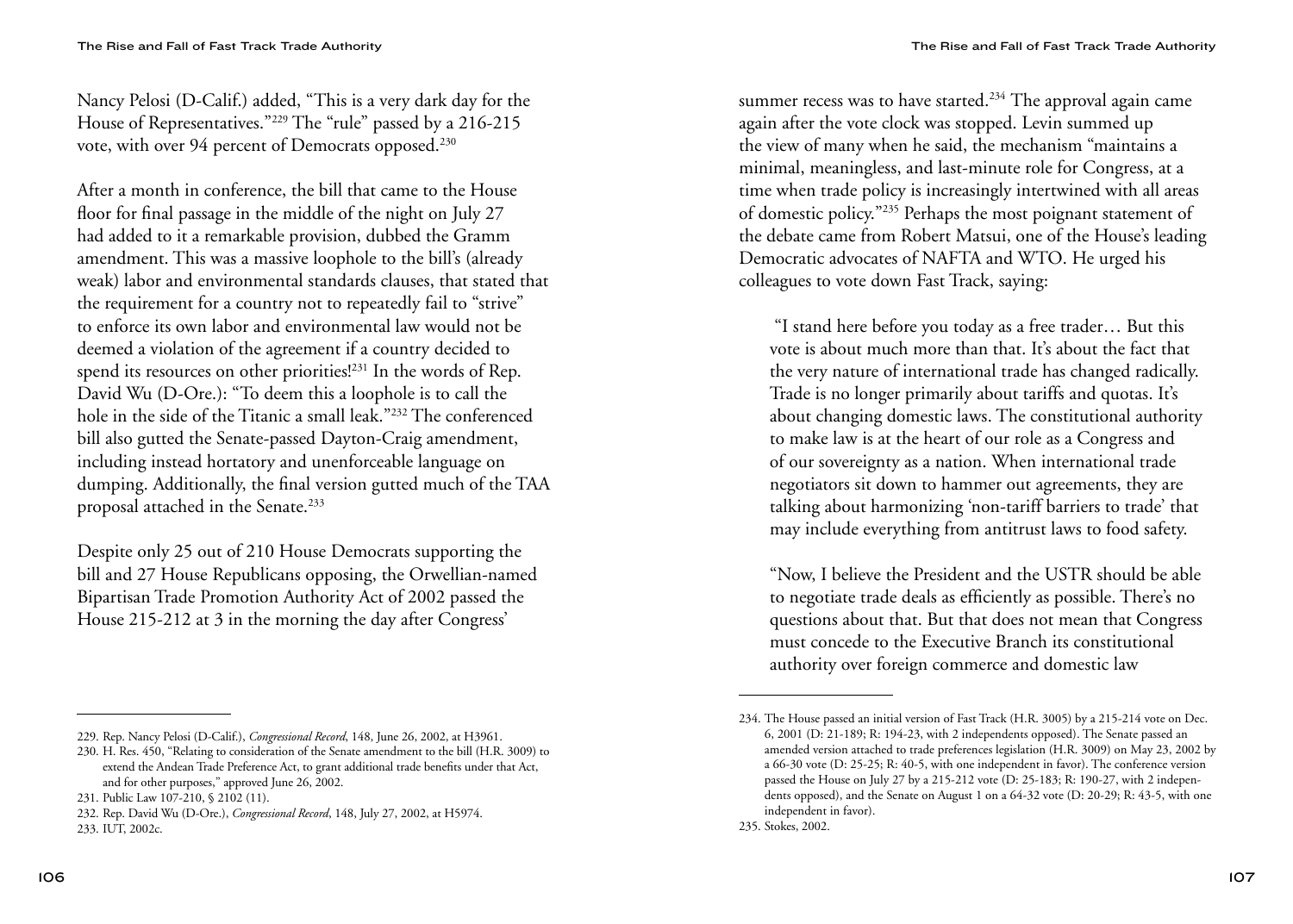Nancy Pelosi (D-Calif.) added, "This is a very dark day for the House of Representatives."[229] The "rule" passed by a 216-215 vote, with over 94 percent of Democrats opposed.[230]

After a month in conference, the bill that came to the House floor for final passage in the middle of the night on July 27 had added to it a remarkable provision, dubbed the Gramm amendment. This was a massive loophole to the bill's (already weak) labor and environmental standards clauses, that stated that the requirement for a country not to repeatedly fail to "strive" to enforce its own labor and environmental law would not be deemed a violation of the agreement if a country decided to spend its resources on other priorities![231] In the words of Rep. David Wu (D-Ore.): "To deem this a loophole is to call the hole in the side of the Titanic a small leak."[232] The conferenced bill also gutted the Senate-passed Dayton-Craig amendment, including instead hortatory and unenforceable language on dumping. Additionally, the final version gutted much of the TAA proposal attached in the Senate.[233]

Despite only 25 out of 210 House Democrats supporting the bill and 27 House Republicans opposing, the Orwellian-named Bipartisan Trade Promotion Authority Act of 2002 passed the House 215-212 at 3 in the morning the day after Congress' summer recess was to have started.[234] The approval again came again after the vote clock was stopped. Levin summed up the view of many when he said, the mechanism "maintains a minimal, meaningless, and last-minute role for Congress, at a time when trade policy is increasingly intertwined with all areas of domestic policy."[235] Perhaps the most poignant statement of the debate came from Robert Matsui, one of the House's leading Democratic advocates of NAFTA and WTO. He urged his colleagues to vote down Fast Track, saying:

> "I stand here before you today as a free trader… But this vote is about much more than that. It's about the fact that the very nature of international trade has changed radically. Trade is no longer primarily about tariffs and quotas. It's about changing domestic laws. The constitutional authority to make law is at the heart of our role as a Congress and of our sovereignty as a nation. When international trade negotiators sit down to hammer out agreements, they are talking about harmonizing 'non-tariff barriers to trade' that may include everything from antitrust laws to food safety.
>
> "Now, I believe the President and the USTR should be able to negotiate trade deals as efficiently as possible. There's no questions about that. But that does not mean that Congress must concede to the Executive Branch its constitutional authority over foreign commerce and domestic law

---

229. Rep. Nancy Pelosi (D-Calif.), *Congressional Record*, 148, June 26, 2002, at H3961.

230. H. Res. 450, "Relating to consideration of the Senate amendment to the bill (H.R. 3009) to extend the Andean Trade Preference Act, to grant additional trade benefits under that Act, and for other purposes," approved June 26, 2002.

231. Public Law 107-210, § 2102 (11).

232. Rep. David Wu (D-Ore.), *Congressional Record*, 148, July 27, 2002, at H5974.

233. IUT, 2002c.

234. The House passed an initial version of Fast Track (H.R. 3005) by a 215-214 vote on Dec. 6, 2001 (D: 21-189; R: 194-23, with 2 independents opposed). The Senate passed an amended version attached to trade preferences legislation (H.R. 3009) on May 23, 2002 by a 66-30 vote (D: 25-25; R: 40-5, with one independent in favor). The conference version passed the House on July 27 by a 215-212 vote (D: 25-183; R: 190-27, with 2 independents opposed), and the Senate on August 1 on a 64-32 vote (D: 20-29; R: 43-5, with one independent in favor).

235. Stokes, 2002.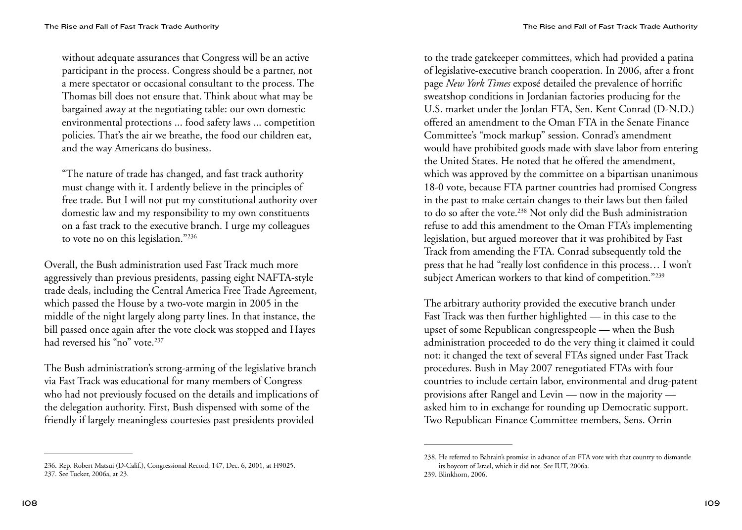without adequate assurances that Congress will be an active participant in the process. Congress should be a partner, not a mere spectator or occasional consultant to the process. The Thomas bill does not ensure that. Think about what may be bargained away at the negotiating table: our own domestic environmental protections ... food safety laws ... competition policies. That's the air we breathe, the food our children eat, and the way Americans do business.

"The nature of trade has changed, and fast track authority must change with it. I ardently believe in the principles of free trade. But I will not put my constitutional authority over domestic law and my responsibility to my own constituents on a fast track to the executive branch. I urge my colleagues to vote no on this legislation."[236]

Overall, the Bush administration used Fast Track much more aggressively than previous presidents, passing eight NAFTA-style trade deals, including the Central America Free Trade Agreement, which passed the House by a two-vote margin in 2005 in the middle of the night largely along party lines. In that instance, the bill passed once again after the vote clock was stopped and Hayes had reversed his "no" vote.[237]

The Bush administration's strong-arming of the legislative branch via Fast Track was educational for many members of Congress who had not previously focused on the details and implications of the delegation authority. First, Bush dispensed with some of the friendly if largely meaningless courtesies past presidents provided to the trade gatekeeper committees, which had provided a patina of legislative-executive branch cooperation. In 2006, after a front page *New York Times* exposé detailed the prevalence of horrific sweatshop conditions in Jordanian factories producing for the U.S. market under the Jordan FTA, Sen. Kent Conrad (D-N.D.) offered an amendment to the Oman FTA in the Senate Finance Committee's "mock markup" session. Conrad's amendment would have prohibited goods made with slave labor from entering the United States. He noted that he offered the amendment, which was approved by the committee on a bipartisan unanimous 18-0 vote, because FTA partner countries had promised Congress in the past to make certain changes to their laws but then failed to do so after the vote.[238] Not only did the Bush administration refuse to add this amendment to the Oman FTA's implementing legislation, but argued moreover that it was prohibited by Fast Track from amending the FTA. Conrad subsequently told the press that he had "really lost confidence in this process… I won't subject American workers to that kind of competition."[239]

The arbitrary authority provided the executive branch under Fast Track was then further highlighted — in this case to the upset of some Republican congresspeople — when the Bush administration proceeded to do the very thing it claimed it could not: it changed the text of several FTAs signed under Fast Track procedures. Bush in May 2007 renegotiated FTAs with four countries to include certain labor, environmental and drug-patent provisions after Rangel and Levin — now in the majority — asked him to in exchange for rounding up Democratic support. Two Republican Finance Committee members, Sens. Orrin

---

236. Rep. Robert Matsui (D-Calif.), Congressional Record, 147, Dec. 6, 2001, at H9025.

237. See Tucker, 2006a, at 23.

238. He referred to Bahrain's promise in advance of an FTA vote with that country to dismantle its boycott of Israel, which it did not. See IUT, 2006a.

239. Blinkhorn, 2006.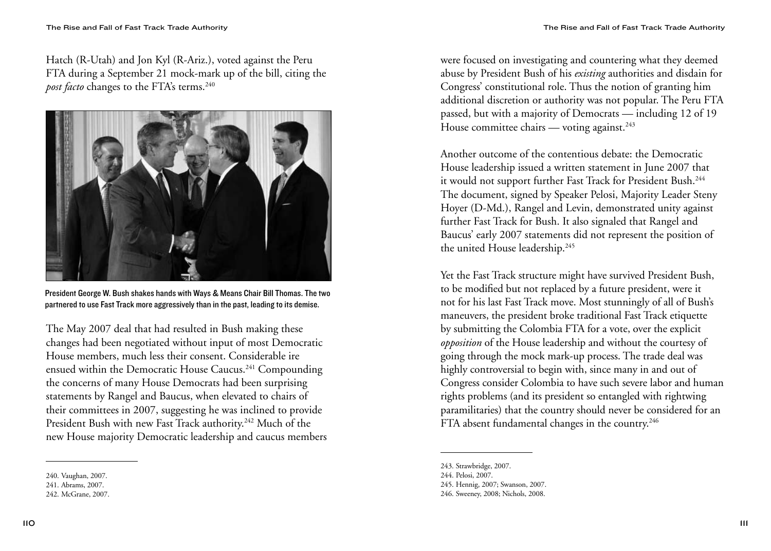Hatch (R-Utah) and Jon Kyl (R-Ariz.), voted against the Peru FTA during a September 21 mock-mark up of the bill, citing the *post facto* changes to the FTA's terms.[240]

President George W. Bush shakes hands with Ways & Means Chair Bill Thomas. The two partnered to use Fast Track more aggressively than in the past, leading to its demise.

The May 2007 deal that had resulted in Bush making these changes had been negotiated without input of most Democratic House members, much less their consent. Considerable ire ensued within the Democratic House Caucus.[241] Compounding the concerns of many House Democrats had been surprising statements by Rangel and Baucus, when elevated to chairs of their committees in 2007, suggesting he was inclined to provide President Bush with new Fast Track authority.[242] Much of the new House majority Democratic leadership and caucus members were focused on investigating and countering what they deemed abuse by President Bush of his *existing* authorities and disdain for Congress' constitutional role. Thus the notion of granting him additional discretion or authority was not popular. The Peru FTA passed, but with a majority of Democrats — including 12 of 19 House committee chairs — voting against.[243]

Another outcome of the contentious debate: the Democratic House leadership issued a written statement in June 2007 that it would not support further Fast Track for President Bush.[244] The document, signed by Speaker Pelosi, Majority Leader Steny Hoyer (D-Md.), Rangel and Levin, demonstrated unity against further Fast Track for Bush. It also signaled that Rangel and Baucus' early 2007 statements did not represent the position of the united House leadership.[245]

Yet the Fast Track structure might have survived President Bush, to be modified but not replaced by a future president, were it not for his last Fast Track move. Most stunningly of all of Bush's maneuvers, the president broke traditional Fast Track etiquette by submitting the Colombia FTA for a vote, over the explicit *opposition* of the House leadership and without the courtesy of going through the mock mark-up process. The trade deal was highly controversial to begin with, since many in and out of Congress consider Colombia to have such severe labor and human rights problems (and its president so entangled with rightwing paramilitaries) that the country should never be considered for an FTA absent fundamental changes in the country.[246]

240. Vaughan, 2007.
241. Abrams, 2007.
242. McGrane, 2007.
243. Strawbridge, 2007.
244. Pelosi, 2007.
245. Hennig, 2007; Swanson, 2007.
246. Sweeney, 2008; Nichols, 2008.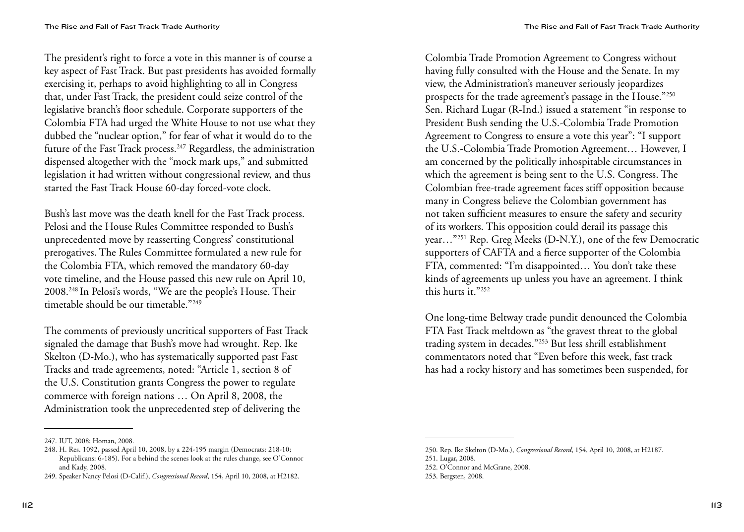The president's right to force a vote in this manner is of course a key aspect of Fast Track. But past presidents has avoided formally exercising it, perhaps to avoid highlighting to all in Congress that, under Fast Track, the president could seize control of the legislative branch's floor schedule. Corporate supporters of the Colombia FTA had urged the White House to not use what they dubbed the "nuclear option," for fear of what it would do to the future of the Fast Track process.[247] Regardless, the administration dispensed altogether with the "mock mark ups," and submitted legislation it had written without congressional review, and thus started the Fast Track House 60-day forced-vote clock.

Bush's last move was the death knell for the Fast Track process. Pelosi and the House Rules Committee responded to Bush's unprecedented move by reasserting Congress' constitutional prerogatives. The Rules Committee formulated a new rule for the Colombia FTA, which removed the mandatory 60-day vote timeline, and the House passed this new rule on April 10, 2008.[248] In Pelosi's words, "We are the people's House. Their timetable should be our timetable."[249]

The comments of previously uncritical supporters of Fast Track signaled the damage that Bush's move had wrought. Rep. Ike Skelton (D-Mo.), who has systematically supported past Fast Tracks and trade agreements, noted: "Article 1, section 8 of the U.S. Constitution grants Congress the power to regulate commerce with foreign nations … On April 8, 2008, the Administration took the unprecedented step of delivering the Colombia Trade Promotion Agreement to Congress without having fully consulted with the House and the Senate. In my view, the Administration's maneuver seriously jeopardizes prospects for the trade agreement's passage in the House."[250] Sen. Richard Lugar (R-Ind.) issued a statement "in response to President Bush sending the U.S.-Colombia Trade Promotion Agreement to Congress to ensure a vote this year": "I support the U.S.-Colombia Trade Promotion Agreement… However, I am concerned by the politically inhospitable circumstances in which the agreement is being sent to the U.S. Congress. The Colombian free-trade agreement faces stiff opposition because many in Congress believe the Colombian government has not taken sufficient measures to ensure the safety and security of its workers. This opposition could derail its passage this year…"[251] Rep. Greg Meeks (D-N.Y.), one of the few Democratic supporters of CAFTA and a fierce supporter of the Colombia FTA, commented: "I'm disappointed… You don't take these kinds of agreements up unless you have an agreement. I think this hurts it."[252]

One long-time Beltway trade pundit denounced the Colombia FTA Fast Track meltdown as "the gravest threat to the global trading system in decades."[253] But less shrill establishment commentators noted that "Even before this week, fast track has had a rocky history and has sometimes been suspended, for

---

247. IUT, 2008; Homan, 2008.

248. H. Res. 1092, passed April 10, 2008, by a 224-195 margin (Democrats: 218-10; Republicans: 6-185). For a behind the scenes look at the rules change, see O'Connor and Kady, 2008.

249. Speaker Nancy Pelosi (D-Calif.), *Congressional Record*, 154, April 10, 2008, at H2182.

250. Rep. Ike Skelton (D-Mo.), *Congressional Record*, 154, April 10, 2008, at H2187.

251. Lugar, 2008.

252. O'Connor and McGrane, 2008.

253. Bergsten, 2008.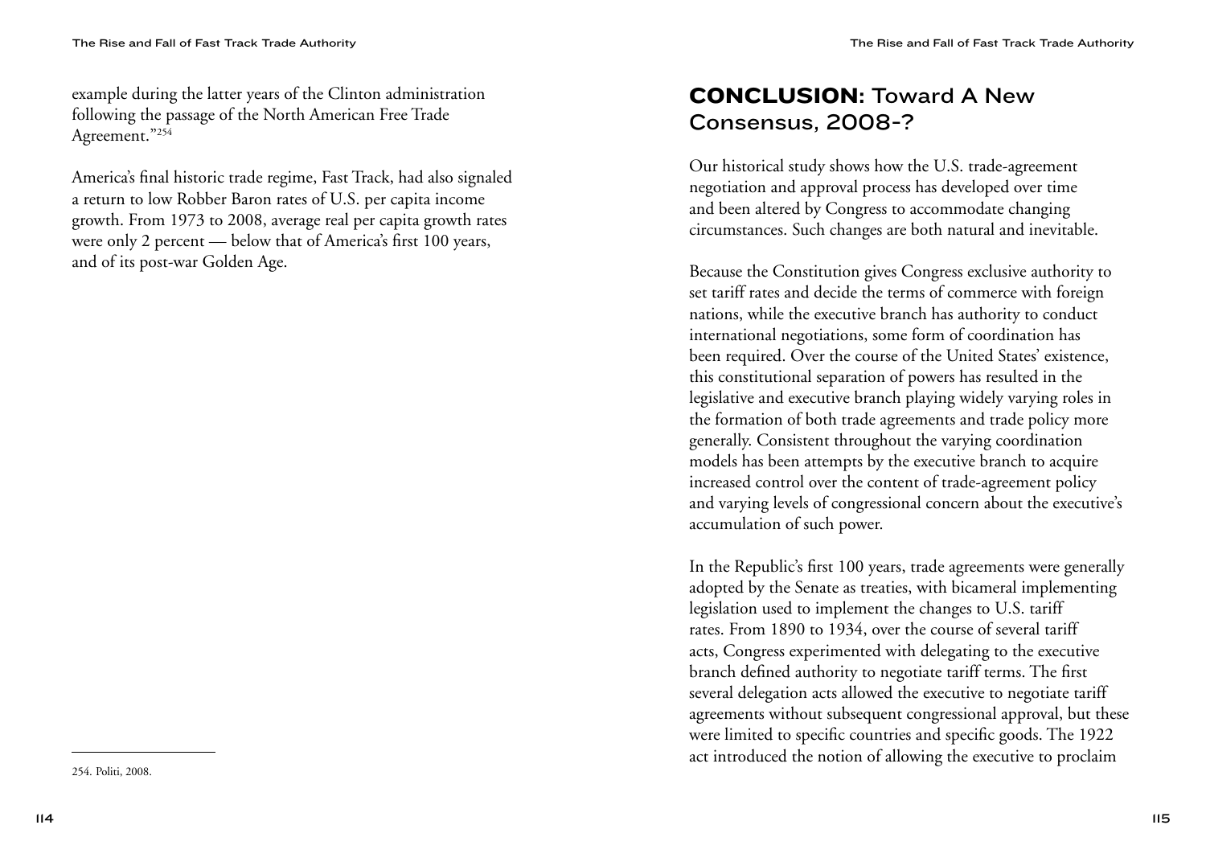example during the latter years of the Clinton administration following the passage of the North American Free Trade Agreement."[254]

America's final historic trade regime, Fast Track, had also signaled a return to low Robber Baron rates of U.S. per capita income growth. From 1973 to 2008, average real per capita growth rates were only 2 percent — below that of America's first 100 years, and of its post-war Golden Age.

254. Politi, 2008.

## CONCLUSION: Toward A New Consensus, 2008-?

Our historical study shows how the U.S. trade-agreement negotiation and approval process has developed over time and been altered by Congress to accommodate changing circumstances. Such changes are both natural and inevitable.

Because the Constitution gives Congress exclusive authority to set tariff rates and decide the terms of commerce with foreign nations, while the executive branch has authority to conduct international negotiations, some form of coordination has been required. Over the course of the United States' existence, this constitutional separation of powers has resulted in the legislative and executive branch playing widely varying roles in the formation of both trade agreements and trade policy more generally. Consistent throughout the varying coordination models has been attempts by the executive branch to acquire increased control over the content of trade-agreement policy and varying levels of congressional concern about the executive's accumulation of such power.

In the Republic's first 100 years, trade agreements were generally adopted by the Senate as treaties, with bicameral implementing legislation used to implement the changes to U.S. tariff rates. From 1890 to 1934, over the course of several tariff acts, Congress experimented with delegating to the executive branch defined authority to negotiate tariff terms. The first several delegation acts allowed the executive to negotiate tariff agreements without subsequent congressional approval, but these were limited to specific countries and specific goods. The 1922 act introduced the notion of allowing the executive to proclaim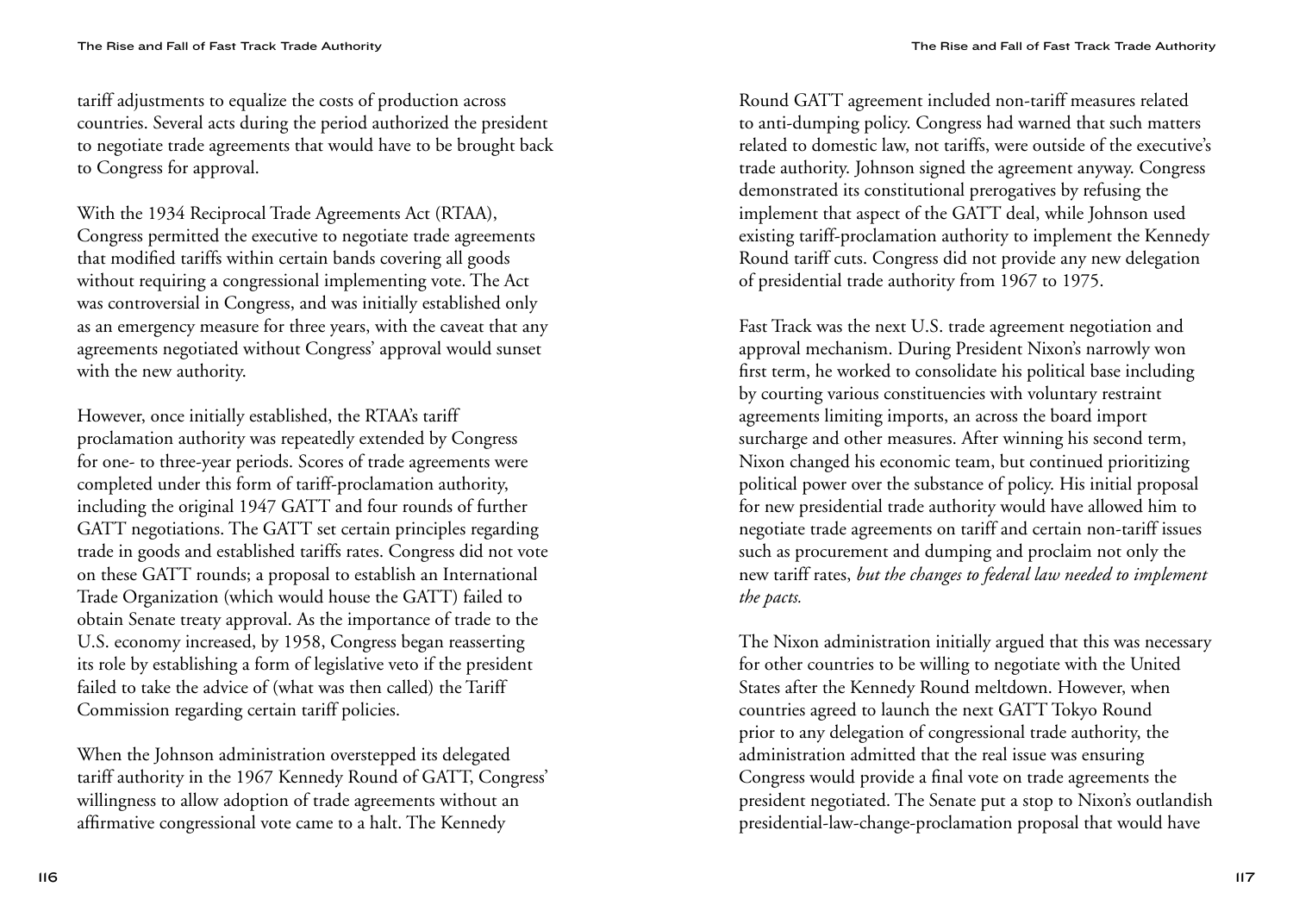tariff adjustments to equalize the costs of production across countries. Several acts during the period authorized the president to negotiate trade agreements that would have to be brought back to Congress for approval.

With the 1934 Reciprocal Trade Agreements Act (RTAA), Congress permitted the executive to negotiate trade agreements that modified tariffs within certain bands covering all goods without requiring a congressional implementing vote. The Act was controversial in Congress, and was initially established only as an emergency measure for three years, with the caveat that any agreements negotiated without Congress' approval would sunset with the new authority.

However, once initially established, the RTAA's tariff proclamation authority was repeatedly extended by Congress for one- to three-year periods. Scores of trade agreements were completed under this form of tariff-proclamation authority, including the original 1947 GATT and four rounds of further GATT negotiations. The GATT set certain principles regarding trade in goods and established tariffs rates. Congress did not vote on these GATT rounds; a proposal to establish an International Trade Organization (which would house the GATT) failed to obtain Senate treaty approval. As the importance of trade to the U.S. economy increased, by 1958, Congress began reasserting its role by establishing a form of legislative veto if the president failed to take the advice of (what was then called) the Tariff Commission regarding certain tariff policies.

When the Johnson administration overstepped its delegated tariff authority in the 1967 Kennedy Round of GATT, Congress' willingness to allow adoption of trade agreements without an affirmative congressional vote came to a halt. The Kennedy Round GATT agreement included non-tariff measures related to anti-dumping policy. Congress had warned that such matters related to domestic law, not tariffs, were outside of the executive's trade authority. Johnson signed the agreement anyway. Congress demonstrated its constitutional prerogatives by refusing the implement that aspect of the GATT deal, while Johnson used existing tariff-proclamation authority to implement the Kennedy Round tariff cuts. Congress did not provide any new delegation of presidential trade authority from 1967 to 1975.

Fast Track was the next U.S. trade agreement negotiation and approval mechanism. During President Nixon's narrowly won first term, he worked to consolidate his political base including by courting various constituencies with voluntary restraint agreements limiting imports, an across the board import surcharge and other measures. After winning his second term, Nixon changed his economic team, but continued prioritizing political power over the substance of policy. His initial proposal for new presidential trade authority would have allowed him to negotiate trade agreements on tariff and certain non-tariff issues such as procurement and dumping and proclaim not only the new tariff rates, *but the changes to federal law needed to implement the pacts.*

The Nixon administration initially argued that this was necessary for other countries to be willing to negotiate with the United States after the Kennedy Round meltdown. However, when countries agreed to launch the next GATT Tokyo Round prior to any delegation of congressional trade authority, the administration admitted that the real issue was ensuring Congress would provide a final vote on trade agreements the president negotiated. The Senate put a stop to Nixon's outlandish presidential-law-change-proclamation proposal that would have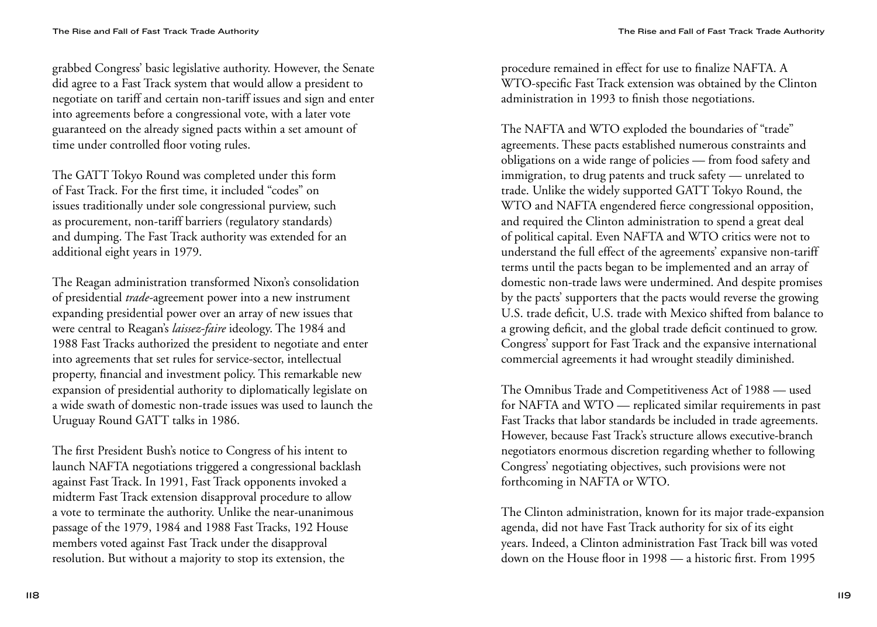grabbed Congress' basic legislative authority. However, the Senate did agree to a Fast Track system that would allow a president to negotiate on tariff and certain non-tariff issues and sign and enter into agreements before a congressional vote, with a later vote guaranteed on the already signed pacts within a set amount of time under controlled floor voting rules.

The GATT Tokyo Round was completed under this form of Fast Track. For the first time, it included "codes" on issues traditionally under sole congressional purview, such as procurement, non-tariff barriers (regulatory standards) and dumping. The Fast Track authority was extended for an additional eight years in 1979.

The Reagan administration transformed Nixon's consolidation of presidential *trade*-agreement power into a new instrument expanding presidential power over an array of new issues that were central to Reagan's *laissez-faire* ideology. The 1984 and 1988 Fast Tracks authorized the president to negotiate and enter into agreements that set rules for service-sector, intellectual property, financial and investment policy. This remarkable new expansion of presidential authority to diplomatically legislate on a wide swath of domestic non-trade issues was used to launch the Uruguay Round GATT talks in 1986.

The first President Bush's notice to Congress of his intent to launch NAFTA negotiations triggered a congressional backlash against Fast Track. In 1991, Fast Track opponents invoked a midterm Fast Track extension disapproval procedure to allow a vote to terminate the authority. Unlike the near-unanimous passage of the 1979, 1984 and 1988 Fast Tracks, 192 House members voted against Fast Track under the disapproval resolution. But without a majority to stop its extension, the procedure remained in effect for use to finalize NAFTA. A WTO-specific Fast Track extension was obtained by the Clinton administration in 1993 to finish those negotiations.

The NAFTA and WTO exploded the boundaries of "trade" agreements. These pacts established numerous constraints and obligations on a wide range of policies — from food safety and immigration, to drug patents and truck safety — unrelated to trade. Unlike the widely supported GATT Tokyo Round, the WTO and NAFTA engendered fierce congressional opposition, and required the Clinton administration to spend a great deal of political capital. Even NAFTA and WTO critics were not to understand the full effect of the agreements' expansive non-tariff terms until the pacts began to be implemented and an array of domestic non-trade laws were undermined. And despite promises by the pacts' supporters that the pacts would reverse the growing U.S. trade deficit, U.S. trade with Mexico shifted from balance to a growing deficit, and the global trade deficit continued to grow. Congress' support for Fast Track and the expansive international commercial agreements it had wrought steadily diminished.

The Omnibus Trade and Competitiveness Act of 1988 — used for NAFTA and WTO — replicated similar requirements in past Fast Tracks that labor standards be included in trade agreements. However, because Fast Track's structure allows executive-branch negotiators enormous discretion regarding whether to following Congress' negotiating objectives, such provisions were not forthcoming in NAFTA or WTO.

The Clinton administration, known for its major trade-expansion agenda, did not have Fast Track authority for six of its eight years. Indeed, a Clinton administration Fast Track bill was voted down on the House floor in 1998 — a historic first. From 1995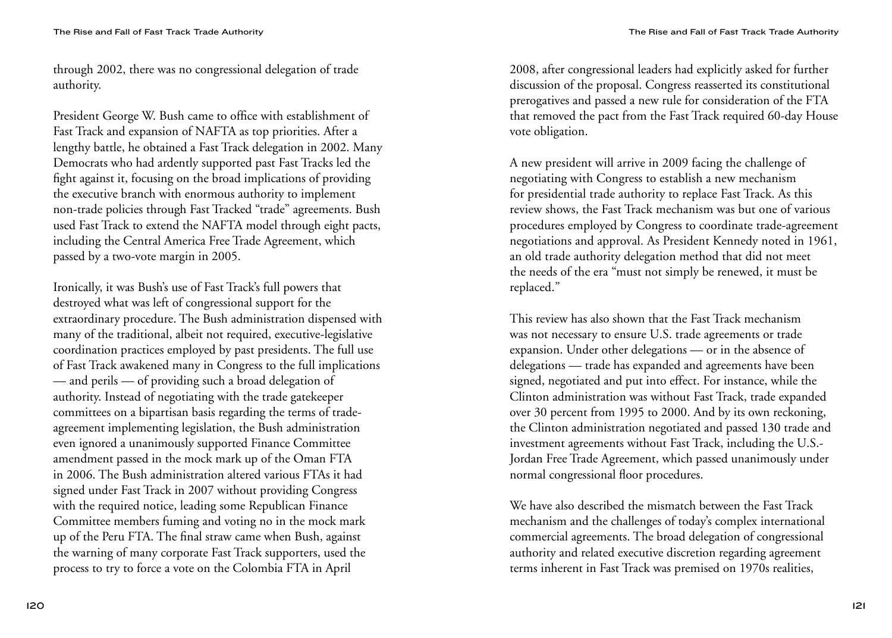through 2002, there was no congressional delegation of trade authority.

President George W. Bush came to office with establishment of Fast Track and expansion of NAFTA as top priorities. After a lengthy battle, he obtained a Fast Track delegation in 2002. Many Democrats who had ardently supported past Fast Tracks led the fight against it, focusing on the broad implications of providing the executive branch with enormous authority to implement non-trade policies through Fast Tracked "trade" agreements. Bush used Fast Track to extend the NAFTA model through eight pacts, including the Central America Free Trade Agreement, which passed by a two-vote margin in 2005.

Ironically, it was Bush's use of Fast Track's full powers that destroyed what was left of congressional support for the extraordinary procedure. The Bush administration dispensed with many of the traditional, albeit not required, executive-legislative coordination practices employed by past presidents. The full use of Fast Track awakened many in Congress to the full implications — and perils — of providing such a broad delegation of authority. Instead of negotiating with the trade gatekeeper committees on a bipartisan basis regarding the terms of trade-agreement implementing legislation, the Bush administration even ignored a unanimously supported Finance Committee amendment passed in the mock mark up of the Oman FTA in 2006. The Bush administration altered various FTAs it had signed under Fast Track in 2007 without providing Congress with the required notice, leading some Republican Finance Committee members fuming and voting no in the mock mark up of the Peru FTA. The final straw came when Bush, against the warning of many corporate Fast Track supporters, used the process to try to force a vote on the Colombia FTA in April 2008, after congressional leaders had explicitly asked for further discussion of the proposal. Congress reasserted its constitutional prerogatives and passed a new rule for consideration of the FTA that removed the pact from the Fast Track required 60-day House vote obligation.

A new president will arrive in 2009 facing the challenge of negotiating with Congress to establish a new mechanism for presidential trade authority to replace Fast Track. As this review shows, the Fast Track mechanism was but one of various procedures employed by Congress to coordinate trade-agreement negotiations and approval. As President Kennedy noted in 1961, an old trade authority delegation method that did not meet the needs of the era "must not simply be renewed, it must be replaced."

This review has also shown that the Fast Track mechanism was not necessary to ensure U.S. trade agreements or trade expansion. Under other delegations — or in the absence of delegations — trade has expanded and agreements have been signed, negotiated and put into effect. For instance, while the Clinton administration was without Fast Track, trade expanded over 30 percent from 1995 to 2000. And by its own reckoning, the Clinton administration negotiated and passed 130 trade and investment agreements without Fast Track, including the U.S.-Jordan Free Trade Agreement, which passed unanimously under normal congressional floor procedures.

We have also described the mismatch between the Fast Track mechanism and the challenges of today's complex international commercial agreements. The broad delegation of congressional authority and related executive discretion regarding agreement terms inherent in Fast Track was premised on 1970s realities,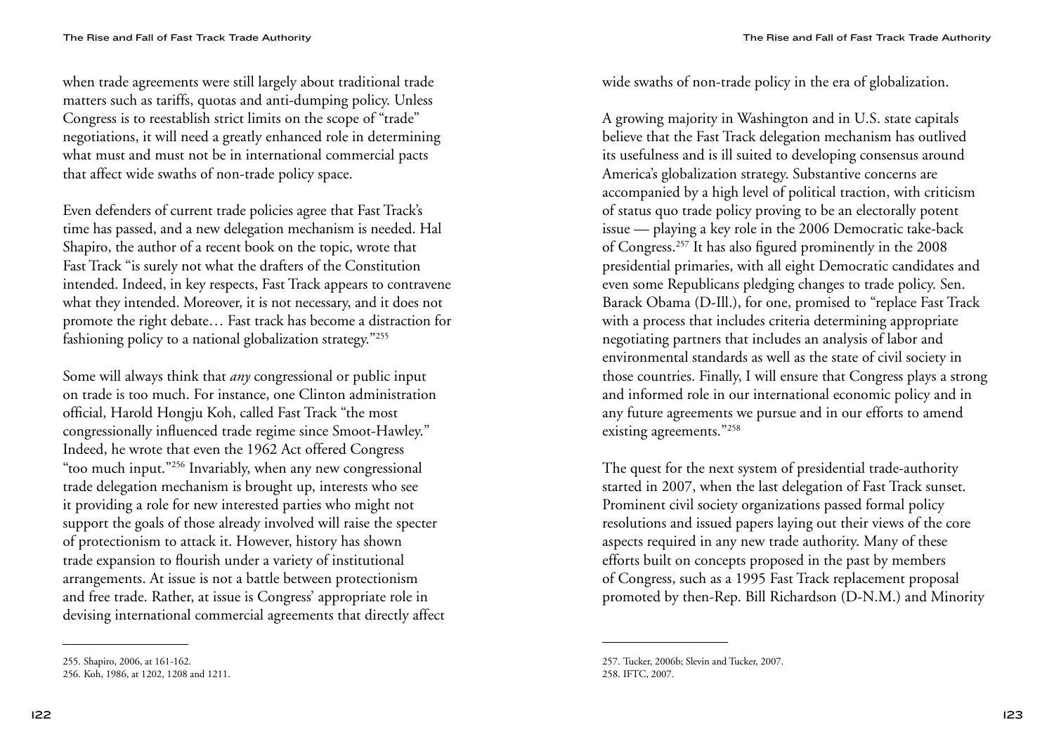when trade agreements were still largely about traditional trade matters such as tariffs, quotas and anti-dumping policy. Unless Congress is to reestablish strict limits on the scope of "trade" negotiations, it will need a greatly enhanced role in determining what must and must not be in international commercial pacts that affect wide swaths of non-trade policy space.

Even defenders of current trade policies agree that Fast Track's time has passed, and a new delegation mechanism is needed. Hal Shapiro, the author of a recent book on the topic, wrote that Fast Track "is surely not what the drafters of the Constitution intended. Indeed, in key respects, Fast Track appears to contravene what they intended. Moreover, it is not necessary, and it does not promote the right debate… Fast track has become a distraction for fashioning policy to a national globalization strategy."[255]

Some will always think that *any* congressional or public input on trade is too much. For instance, one Clinton administration official, Harold Hongju Koh, called Fast Track "the most congressionally influenced trade regime since Smoot-Hawley." Indeed, he wrote that even the 1962 Act offered Congress "too much input."[256] Invariably, when any new congressional trade delegation mechanism is brought up, interests who see it providing a role for new interested parties who might not support the goals of those already involved will raise the specter of protectionism to attack it. However, history has shown trade expansion to flourish under a variety of institutional arrangements. At issue is not a battle between protectionism and free trade. Rather, at issue is Congress' appropriate role in devising international commercial agreements that directly affect wide swaths of non-trade policy in the era of globalization.

A growing majority in Washington and in U.S. state capitals believe that the Fast Track delegation mechanism has outlived its usefulness and is ill suited to developing consensus around America's globalization strategy. Substantive concerns are accompanied by a high level of political traction, with criticism of status quo trade policy proving to be an electorally potent issue — playing a key role in the 2006 Democratic take-back of Congress.[257] It has also figured prominently in the 2008 presidential primaries, with all eight Democratic candidates and even some Republicans pledging changes to trade policy. Sen. Barack Obama (D-Ill.), for one, promised to "replace Fast Track with a process that includes criteria determining appropriate negotiating partners that includes an analysis of labor and environmental standards as well as the state of civil society in those countries. Finally, I will ensure that Congress plays a strong and informed role in our international economic policy and in any future agreements we pursue and in our efforts to amend existing agreements."[258]

The quest for the next system of presidential trade-authority started in 2007, when the last delegation of Fast Track sunset. Prominent civil society organizations passed formal policy resolutions and issued papers laying out their views of the core aspects required in any new trade authority. Many of these efforts built on concepts proposed in the past by members of Congress, such as a 1995 Fast Track replacement proposal promoted by then-Rep. Bill Richardson (D-N.M.) and Minority

---

255. Shapiro, 2006, at 161-162.

256. Koh, 1986, at 1202, 1208 and 1211.

257. Tucker, 2006b; Slevin and Tucker, 2007.

258. IFTC, 2007.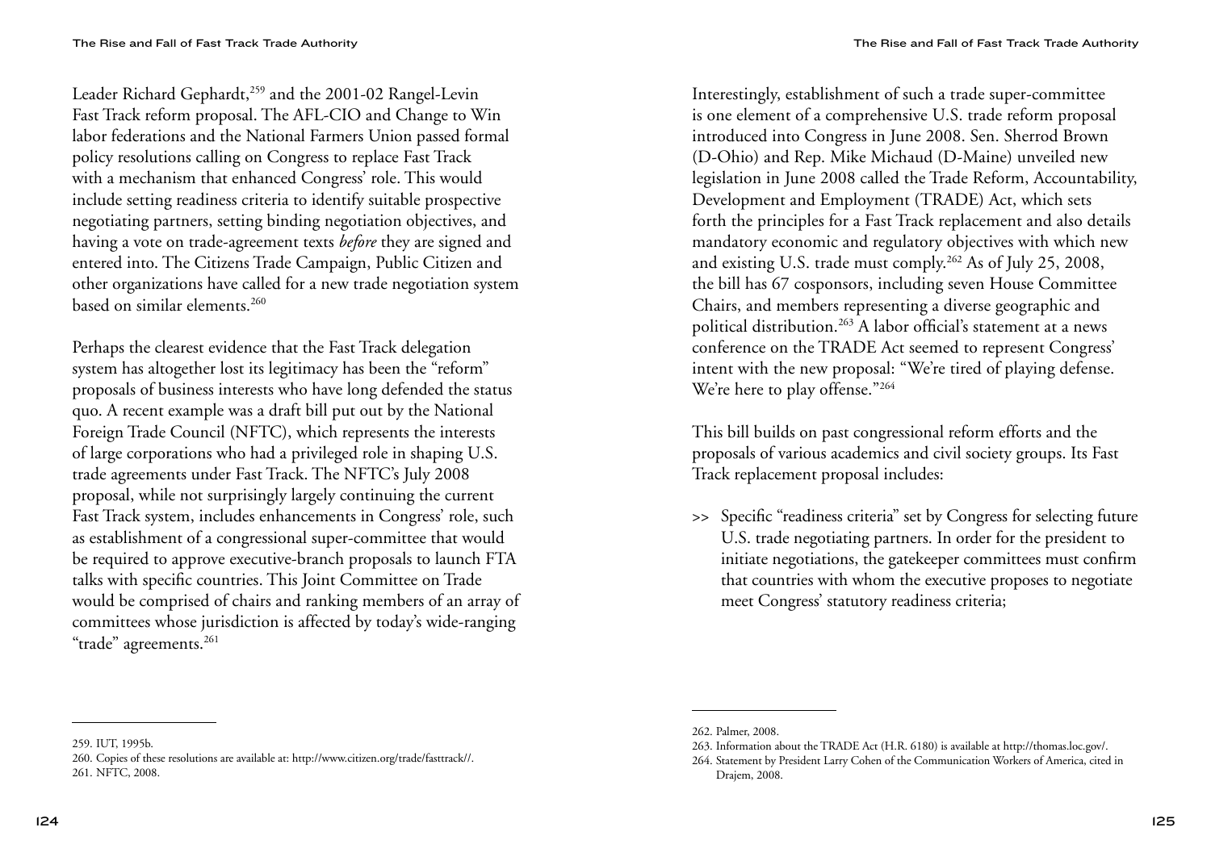Leader Richard Gephardt,[259] and the 2001-02 Rangel-Levin Fast Track reform proposal. The AFL-CIO and Change to Win labor federations and the National Farmers Union passed formal policy resolutions calling on Congress to replace Fast Track with a mechanism that enhanced Congress' role. This would include setting readiness criteria to identify suitable prospective negotiating partners, setting binding negotiation objectives, and having a vote on trade-agreement texts *before* they are signed and entered into. The Citizens Trade Campaign, Public Citizen and other organizations have called for a new trade negotiation system based on similar elements.[260]

Perhaps the clearest evidence that the Fast Track delegation system has altogether lost its legitimacy has been the "reform" proposals of business interests who have long defended the status quo. A recent example was a draft bill put out by the National Foreign Trade Council (NFTC), which represents the interests of large corporations who had a privileged role in shaping U.S. trade agreements under Fast Track. The NFTC's July 2008 proposal, while not surprisingly largely continuing the current Fast Track system, includes enhancements in Congress' role, such as establishment of a congressional super-committee that would be required to approve executive-branch proposals to launch FTA talks with specific countries. This Joint Committee on Trade would be comprised of chairs and ranking members of an array of committees whose jurisdiction is affected by today's wide-ranging "trade" agreements.[261]

259. IUT, 1995b.

260. Copies of these resolutions are available at: http://www.citizen.org/trade/fasttrack//.

261. NFTC, 2008.

Interestingly, establishment of such a trade super-committee is one element of a comprehensive U.S. trade reform proposal introduced into Congress in June 2008. Sen. Sherrod Brown (D-Ohio) and Rep. Mike Michaud (D-Maine) unveiled new legislation in June 2008 called the Trade Reform, Accountability, Development and Employment (TRADE) Act, which sets forth the principles for a Fast Track replacement and also details mandatory economic and regulatory objectives with which new and existing U.S. trade must comply.[262] As of July 25, 2008, the bill has 67 cosponsors, including seven House Committee Chairs, and members representing a diverse geographic and political distribution.[263] A labor official's statement at a news conference on the TRADE Act seemed to represent Congress' intent with the new proposal: "We're tired of playing defense. We're here to play offense."[264]

This bill builds on past congressional reform efforts and the proposals of various academics and civil society groups. Its Fast Track replacement proposal includes:

>> Specific "readiness criteria" set by Congress for selecting future U.S. trade negotiating partners. In order for the president to initiate negotiations, the gatekeeper committees must confirm that countries with whom the executive proposes to negotiate meet Congress' statutory readiness criteria;

262. Palmer, 2008.

263. Information about the TRADE Act (H.R. 6180) is available at http://thomas.loc.gov/.

264. Statement by President Larry Cohen of the Communication Workers of America, cited in Drajem, 2008.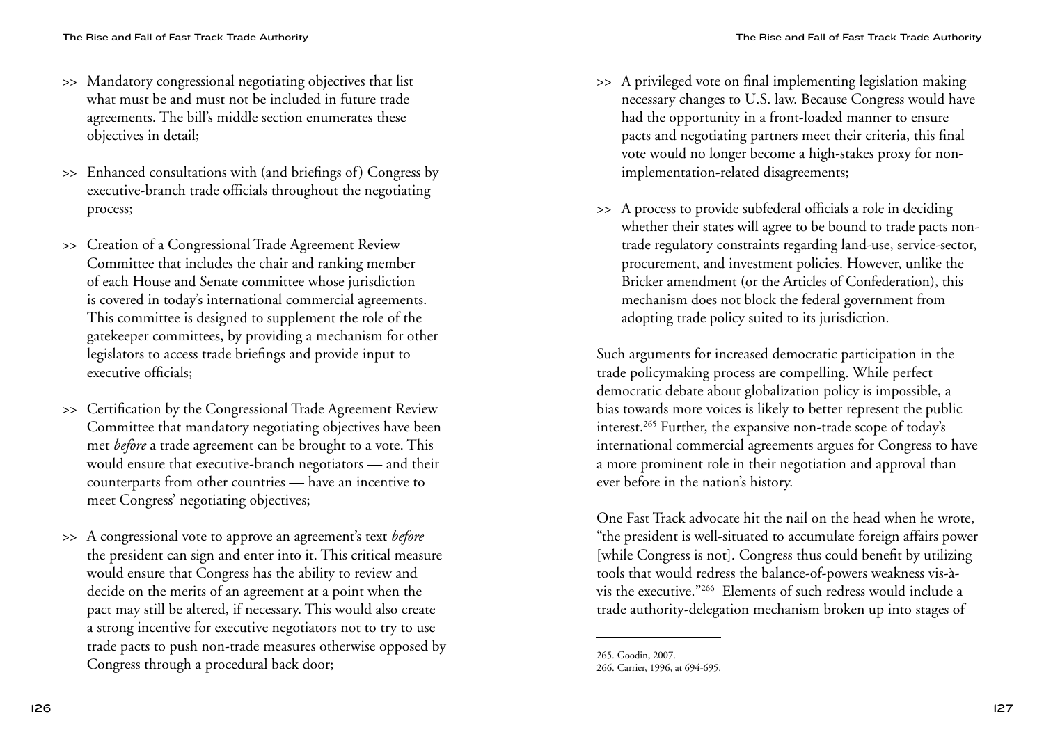- Mandatory congressional negotiating objectives that list what must be and must not be included in future trade agreements. The bill's middle section enumerates these objectives in detail;
- Enhanced consultations with (and briefings of) Congress by executive-branch trade officials throughout the negotiating process;
- Creation of a Congressional Trade Agreement Review Committee that includes the chair and ranking member of each House and Senate committee whose jurisdiction is covered in today's international commercial agreements. This committee is designed to supplement the role of the gatekeeper committees, by providing a mechanism for other legislators to access trade briefings and provide input to executive officials;
- Certification by the Congressional Trade Agreement Review Committee that mandatory negotiating objectives have been met *before* a trade agreement can be brought to a vote. This would ensure that executive-branch negotiators — and their counterparts from other countries — have an incentive to meet Congress' negotiating objectives;
- A congressional vote to approve an agreement's text *before* the president can sign and enter into it. This critical measure would ensure that Congress has the ability to review and decide on the merits of an agreement at a point when the pact may still be altered, if necessary. This would also create a strong incentive for executive negotiators not to try to use trade pacts to push non-trade measures otherwise opposed by Congress through a procedural back door;
- A privileged vote on final implementing legislation making necessary changes to U.S. law. Because Congress would have had the opportunity in a front-loaded manner to ensure pacts and negotiating partners meet their criteria, this final vote would no longer become a high-stakes proxy for non-implementation-related disagreements;
- A process to provide subfederal officials a role in deciding whether their states will agree to be bound to trade pacts non-trade regulatory constraints regarding land-use, service-sector, procurement, and investment policies. However, unlike the Bricker amendment (or the Articles of Confederation), this mechanism does not block the federal government from adopting trade policy suited to its jurisdiction.

Such arguments for increased democratic participation in the trade policymaking process are compelling. While perfect democratic debate about globalization policy is impossible, a bias towards more voices is likely to better represent the public interest.[265] Further, the expansive non-trade scope of today's international commercial agreements argues for Congress to have a more prominent role in their negotiation and approval than ever before in the nation's history.

One Fast Track advocate hit the nail on the head when he wrote, "the president is well-situated to accumulate foreign affairs power [while Congress is not]. Congress thus could benefit by utilizing tools that would redress the balance-of-powers weakness vis-à-vis the executive."[266] Elements of such redress would include a trade authority-delegation mechanism broken up into stages of

---

265. Goodin, 2007.
266. Carrier, 1996, at 694-695.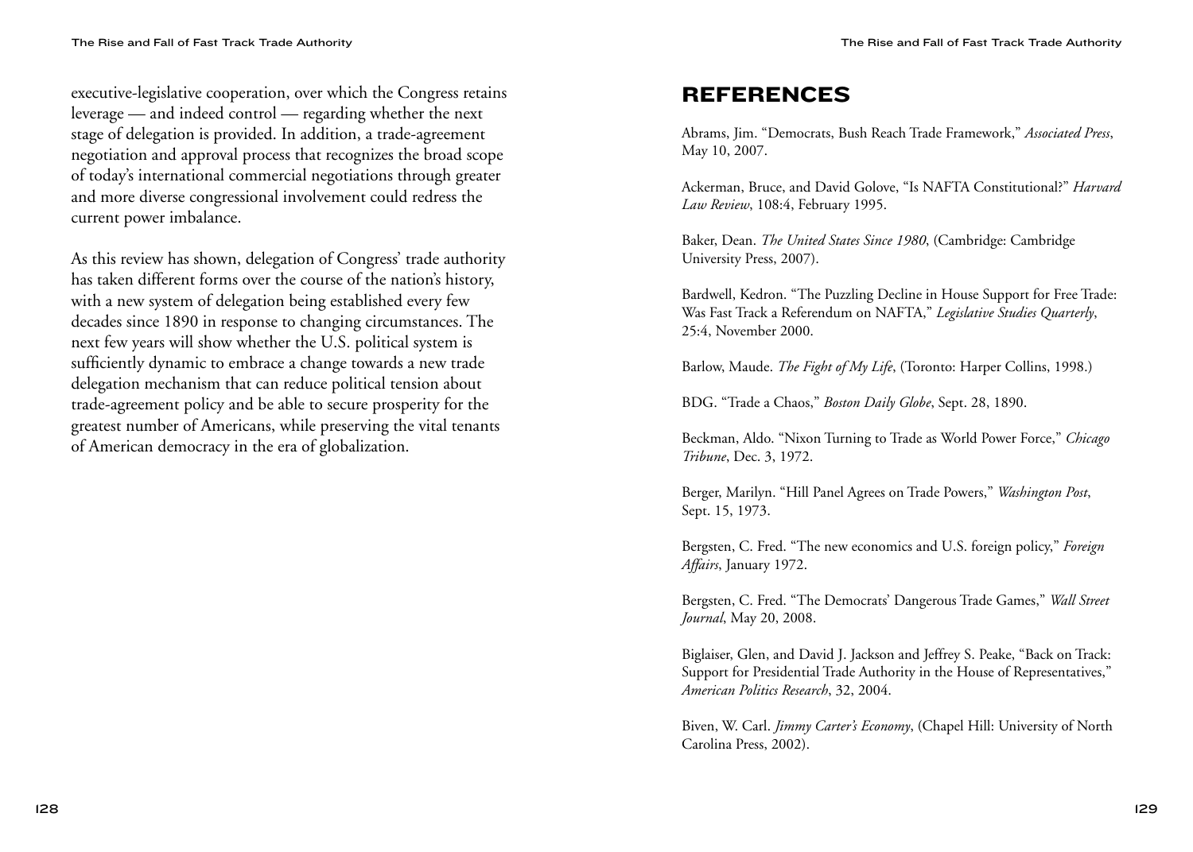executive-legislative cooperation, over which the Congress retains leverage — and indeed control — regarding whether the next stage of delegation is provided. In addition, a trade-agreement negotiation and approval process that recognizes the broad scope of today's international commercial negotiations through greater and more diverse congressional involvement could redress the current power imbalance.

As this review has shown, delegation of Congress' trade authority has taken different forms over the course of the nation's history, with a new system of delegation being established every few decades since 1890 in response to changing circumstances. The next few years will show whether the U.S. political system is sufficiently dynamic to embrace a change towards a new trade delegation mechanism that can reduce political tension about trade-agreement policy and be able to secure prosperity for the greatest number of Americans, while preserving the vital tenants of American democracy in the era of globalization.

## REFERENCES

Abrams, Jim. "Democrats, Bush Reach Trade Framework," *Associated Press*, May 10, 2007.

Ackerman, Bruce, and David Golove, "Is NAFTA Constitutional?" *Harvard Law Review*, 108:4, February 1995.

Baker, Dean. *The United States Since 1980*, (Cambridge: Cambridge University Press, 2007).

Bardwell, Kedron. "The Puzzling Decline in House Support for Free Trade: Was Fast Track a Referendum on NAFTA," *Legislative Studies Quarterly*, 25:4, November 2000.

Barlow, Maude. *The Fight of My Life*, (Toronto: Harper Collins, 1998.)

BDG. "Trade a Chaos," *Boston Daily Globe*, Sept. 28, 1890.

Beckman, Aldo. "Nixon Turning to Trade as World Power Force," *Chicago Tribune*, Dec. 3, 1972.

Berger, Marilyn. "Hill Panel Agrees on Trade Powers," *Washington Post*, Sept. 15, 1973.

Bergsten, C. Fred. "The new economics and U.S. foreign policy," *Foreign Affairs*, January 1972.

Bergsten, C. Fred. "The Democrats' Dangerous Trade Games," *Wall Street Journal*, May 20, 2008.

Biglaiser, Glen, and David J. Jackson and Jeffrey S. Peake, "Back on Track: Support for Presidential Trade Authority in the House of Representatives," *American Politics Research*, 32, 2004.

Biven, W. Carl. *Jimmy Carter's Economy*, (Chapel Hill: University of North Carolina Press, 2002).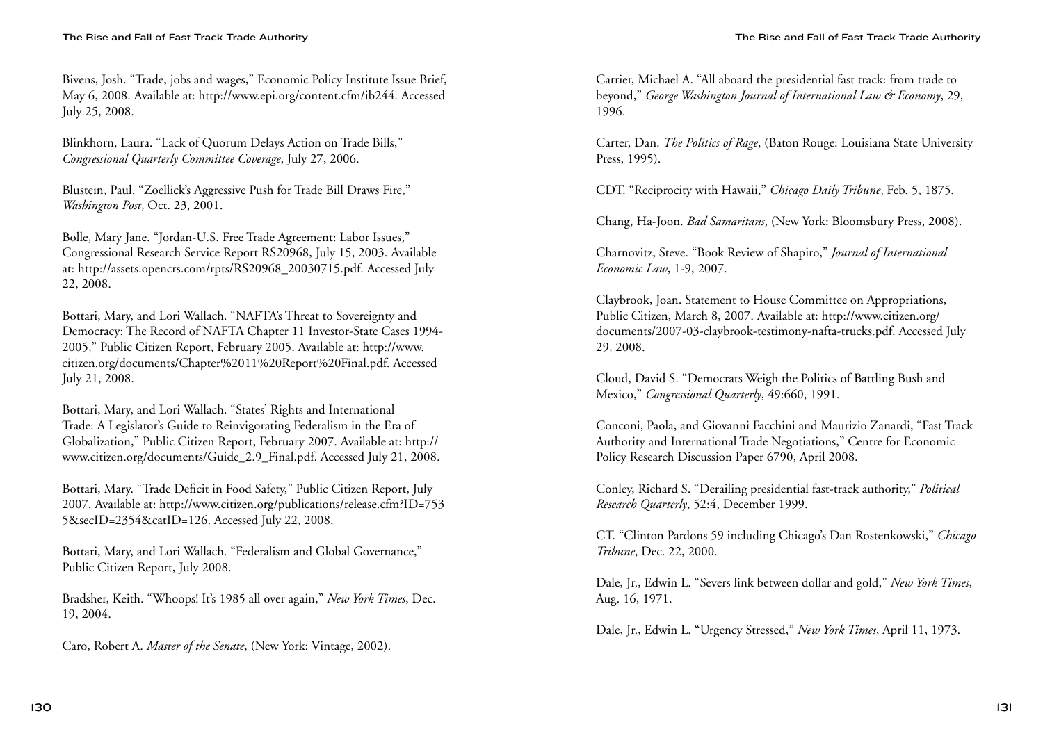Bivens, Josh. "Trade, jobs and wages," Economic Policy Institute Issue Brief, May 6, 2008. Available at: http://www.epi.org/content.cfm/ib244. Accessed July 25, 2008.

Blinkhorn, Laura. "Lack of Quorum Delays Action on Trade Bills," *Congressional Quarterly Committee Coverage*, July 27, 2006.

Blustein, Paul. "Zoellick's Aggressive Push for Trade Bill Draws Fire," *Washington Post*, Oct. 23, 2001.

Bolle, Mary Jane. "Jordan-U.S. Free Trade Agreement: Labor Issues," Congressional Research Service Report RS20968, July 15, 2003. Available at: http://assets.opencrs.com/rpts/RS20968_20030715.pdf. Accessed July 22, 2008.

Bottari, Mary, and Lori Wallach. "NAFTA's Threat to Sovereignty and Democracy: The Record of NAFTA Chapter 11 Investor-State Cases 1994-2005," Public Citizen Report, February 2005. Available at: http://www.citizen.org/documents/Chapter%2011%20Report%20Final.pdf. Accessed July 21, 2008.

Bottari, Mary, and Lori Wallach. "States' Rights and International Trade: A Legislator's Guide to Reinvigorating Federalism in the Era of Globalization," Public Citizen Report, February 2007. Available at: http://www.citizen.org/documents/Guide_2.9_Final.pdf. Accessed July 21, 2008.

Bottari, Mary. "Trade Deficit in Food Safety," Public Citizen Report, July 2007. Available at: http://www.citizen.org/publications/release.cfm?ID=7535&secID=2354&catID=126. Accessed July 22, 2008.

Bottari, Mary, and Lori Wallach. "Federalism and Global Governance," Public Citizen Report, July 2008.

Bradsher, Keith. "Whoops! It's 1985 all over again," *New York Times*, Dec. 19, 2004.

Caro, Robert A. *Master of the Senate*, (New York: Vintage, 2002).

Carrier, Michael A. "All aboard the presidential fast track: from trade to beyond," *George Washington Journal of International Law & Economy*, 29, 1996.

Carter, Dan. *The Politics of Rage*, (Baton Rouge: Louisiana State University Press, 1995).

CDT. "Reciprocity with Hawaii," *Chicago Daily Tribune*, Feb. 5, 1875.

Chang, Ha-Joon. *Bad Samaritans*, (New York: Bloomsbury Press, 2008).

Charnovitz, Steve. "Book Review of Shapiro," *Journal of International Economic Law*, 1-9, 2007.

Claybrook, Joan. Statement to House Committee on Appropriations, Public Citizen, March 8, 2007. Available at: http://www.citizen.org/documents/2007-03-claybrook-testimony-nafta-trucks.pdf. Accessed July 29, 2008.

Cloud, David S. "Democrats Weigh the Politics of Battling Bush and Mexico," *Congressional Quarterly*, 49:660, 1991.

Conconi, Paola, and Giovanni Facchini and Maurizio Zanardi, "Fast Track Authority and International Trade Negotiations," Centre for Economic Policy Research Discussion Paper 6790, April 2008.

Conley, Richard S. "Derailing presidential fast-track authority," *Political Research Quarterly*, 52:4, December 1999.

CT. "Clinton Pardons 59 including Chicago's Dan Rostenkowski," *Chicago Tribune*, Dec. 22, 2000.

Dale, Jr., Edwin L. "Severs link between dollar and gold," *New York Times*, Aug. 16, 1971.

Dale, Jr., Edwin L. "Urgency Stressed," *New York Times*, April 11, 1973.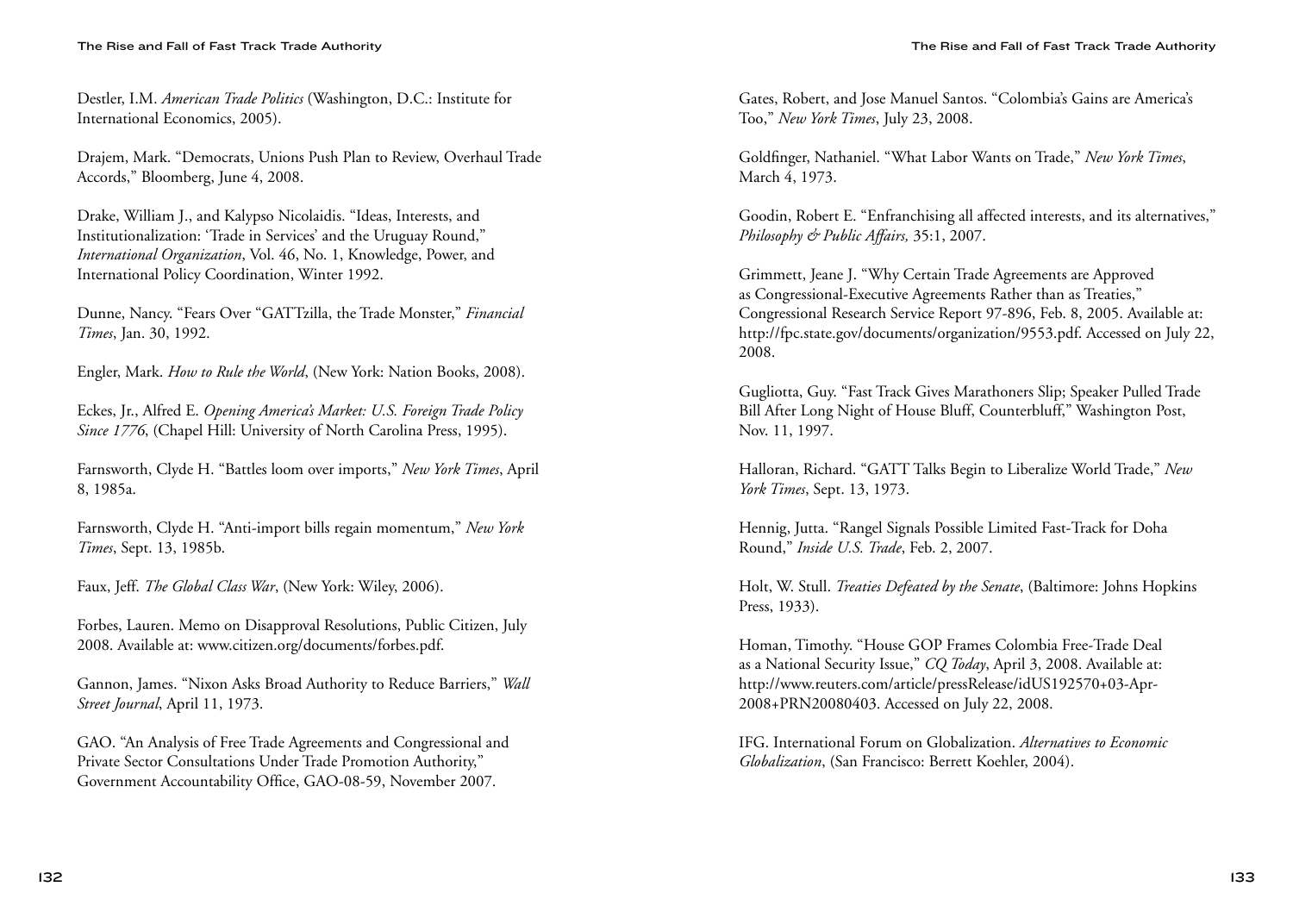Destler, I.M. *American Trade Politics* (Washington, D.C.: Institute for International Economics, 2005).

Drajem, Mark. "Democrats, Unions Push Plan to Review, Overhaul Trade Accords," Bloomberg, June 4, 2008.

Drake, William J., and Kalypso Nicolaidis. "Ideas, Interests, and Institutionalization: 'Trade in Services' and the Uruguay Round," *International Organization*, Vol. 46, No. 1, Knowledge, Power, and International Policy Coordination, Winter 1992.

Dunne, Nancy. "Fears Over "GATTzilla, the Trade Monster," *Financial Times*, Jan. 30, 1992.

Engler, Mark. *How to Rule the World*, (New York: Nation Books, 2008).

Eckes, Jr., Alfred E. *Opening America's Market: U.S. Foreign Trade Policy Since 1776*, (Chapel Hill: University of North Carolina Press, 1995).

Farnsworth, Clyde H. "Battles loom over imports," *New York Times*, April 8, 1985a.

Farnsworth, Clyde H. "Anti-import bills regain momentum," *New York Times*, Sept. 13, 1985b.

Faux, Jeff. *The Global Class War*, (New York: Wiley, 2006).

Forbes, Lauren. Memo on Disapproval Resolutions, Public Citizen, July 2008. Available at: www.citizen.org/documents/forbes.pdf.

Gannon, James. "Nixon Asks Broad Authority to Reduce Barriers," *Wall Street Journal*, April 11, 1973.

GAO. "An Analysis of Free Trade Agreements and Congressional and Private Sector Consultations Under Trade Promotion Authority," Government Accountability Office, GAO-08-59, November 2007.

Gates, Robert, and Jose Manuel Santos. "Colombia's Gains are America's Too," *New York Times*, July 23, 2008.

Goldfinger, Nathaniel. "What Labor Wants on Trade," *New York Times*, March 4, 1973.

Goodin, Robert E. "Enfranchising all affected interests, and its alternatives," *Philosophy & Public Affairs,* 35:1, 2007.

Grimmett, Jeane J. "Why Certain Trade Agreements are Approved as Congressional-Executive Agreements Rather than as Treaties," Congressional Research Service Report 97-896, Feb. 8, 2005. Available at: http://fpc.state.gov/documents/organization/9553.pdf. Accessed on July 22, 2008.

Gugliotta, Guy. "Fast Track Gives Marathoners Slip; Speaker Pulled Trade Bill After Long Night of House Bluff, Counterbluff," Washington Post, Nov. 11, 1997.

Halloran, Richard. "GATT Talks Begin to Liberalize World Trade," *New York Times*, Sept. 13, 1973.

Hennig, Jutta. "Rangel Signals Possible Limited Fast-Track for Doha Round," *Inside U.S. Trade*, Feb. 2, 2007.

Holt, W. Stull. *Treaties Defeated by the Senate*, (Baltimore: Johns Hopkins Press, 1933).

Homan, Timothy. "House GOP Frames Colombia Free-Trade Deal as a National Security Issue," *CQ Today*, April 3, 2008. Available at: http://www.reuters.com/article/pressRelease/idUS192570+03-Apr-2008+PRN20080403. Accessed on July 22, 2008.

IFG. International Forum on Globalization. *Alternatives to Economic Globalization*, (San Francisco: Berrett Koehler, 2004).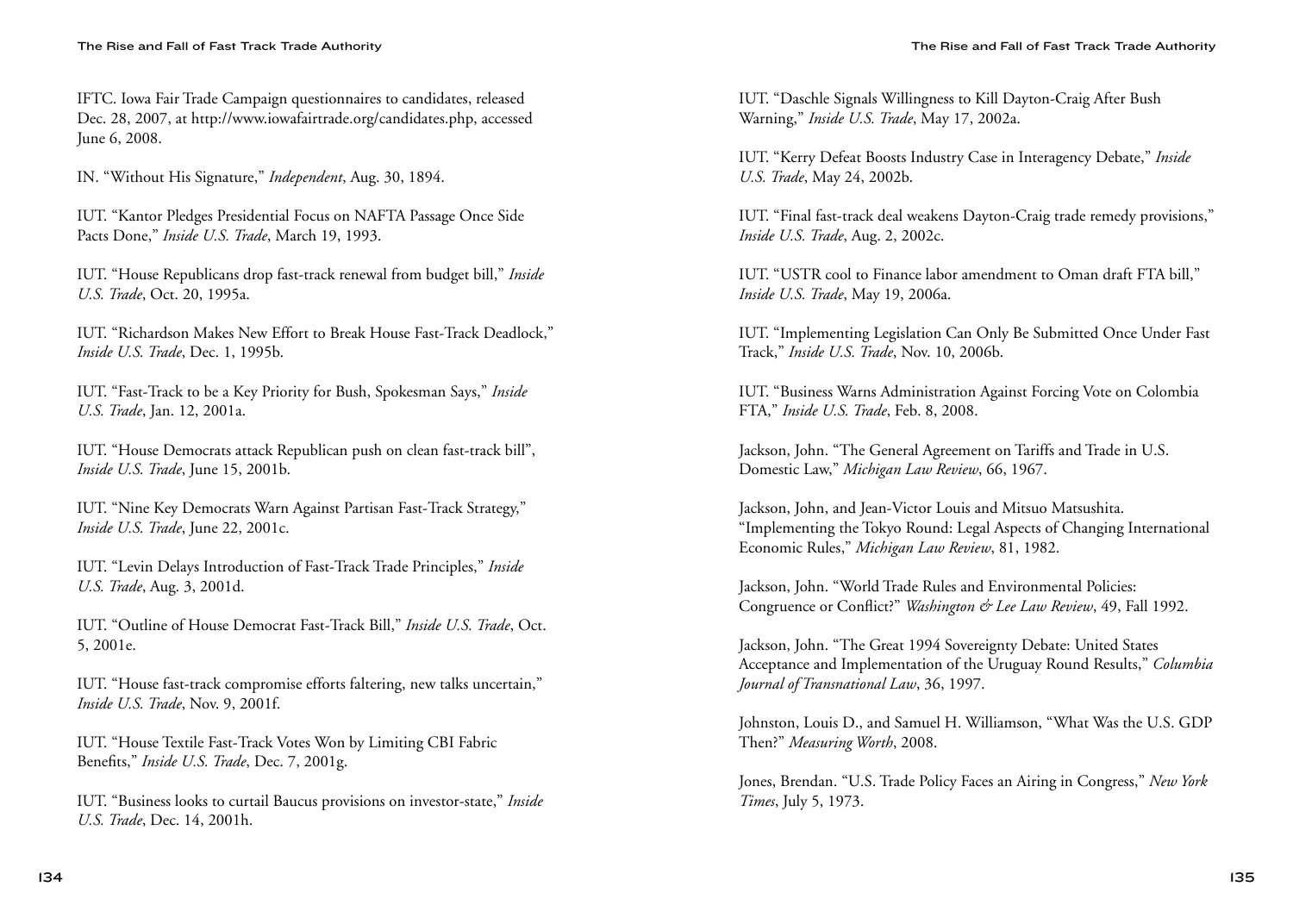IFTC. Iowa Fair Trade Campaign questionnaires to candidates, released Dec. 28, 2007, at http://www.iowafairtrade.org/candidates.php, accessed June 6, 2008.

IN. "Without His Signature," *Independent*, Aug. 30, 1894.

IUT. "Kantor Pledges Presidential Focus on NAFTA Passage Once Side Pacts Done," *Inside U.S. Trade*, March 19, 1993.

IUT. "House Republicans drop fast-track renewal from budget bill," *Inside U.S. Trade*, Oct. 20, 1995a.

IUT. "Richardson Makes New Effort to Break House Fast-Track Deadlock," *Inside U.S. Trade*, Dec. 1, 1995b.

IUT. "Fast-Track to be a Key Priority for Bush, Spokesman Says," *Inside U.S. Trade*, Jan. 12, 2001a.

IUT. "House Democrats attack Republican push on clean fast-track bill", *Inside U.S. Trade*, June 15, 2001b.

IUT. "Nine Key Democrats Warn Against Partisan Fast-Track Strategy," *Inside U.S. Trade*, June 22, 2001c.

IUT. "Levin Delays Introduction of Fast-Track Trade Principles," *Inside U.S. Trade*, Aug. 3, 2001d.

IUT. "Outline of House Democrat Fast-Track Bill," *Inside U.S. Trade*, Oct. 5, 2001e.

IUT. "House fast-track compromise efforts faltering, new talks uncertain," *Inside U.S. Trade*, Nov. 9, 2001f.

IUT. "House Textile Fast-Track Votes Won by Limiting CBI Fabric Benefits," *Inside U.S. Trade*, Dec. 7, 2001g.

IUT. "Business looks to curtail Baucus provisions on investor-state," *Inside U.S. Trade*, Dec. 14, 2001h.

IUT. "Daschle Signals Willingness to Kill Dayton-Craig After Bush Warning," *Inside U.S. Trade*, May 17, 2002a.

IUT. "Kerry Defeat Boosts Industry Case in Interagency Debate," *Inside U.S. Trade*, May 24, 2002b.

IUT. "Final fast-track deal weakens Dayton-Craig trade remedy provisions," *Inside U.S. Trade*, Aug. 2, 2002c.

IUT. "USTR cool to Finance labor amendment to Oman draft FTA bill," *Inside U.S. Trade*, May 19, 2006a.

IUT. "Implementing Legislation Can Only Be Submitted Once Under Fast Track," *Inside U.S. Trade*, Nov. 10, 2006b.

IUT. "Business Warns Administration Against Forcing Vote on Colombia FTA," *Inside U.S. Trade*, Feb. 8, 2008.

Jackson, John. "The General Agreement on Tariffs and Trade in U.S. Domestic Law," *Michigan Law Review*, 66, 1967.

Jackson, John, and Jean-Victor Louis and Mitsuo Matsushita. "Implementing the Tokyo Round: Legal Aspects of Changing International Economic Rules," *Michigan Law Review*, 81, 1982.

Jackson, John. "World Trade Rules and Environmental Policies: Congruence or Conflict?" *Washington & Lee Law Review*, 49, Fall 1992.

Jackson, John. "The Great 1994 Sovereignty Debate: United States Acceptance and Implementation of the Uruguay Round Results," *Columbia Journal of Transnational Law*, 36, 1997.

Johnston, Louis D., and Samuel H. Williamson, "What Was the U.S. GDP Then?" *Measuring Worth*, 2008.

Jones, Brendan. "U.S. Trade Policy Faces an Airing in Congress," *New York Times*, July 5, 1973.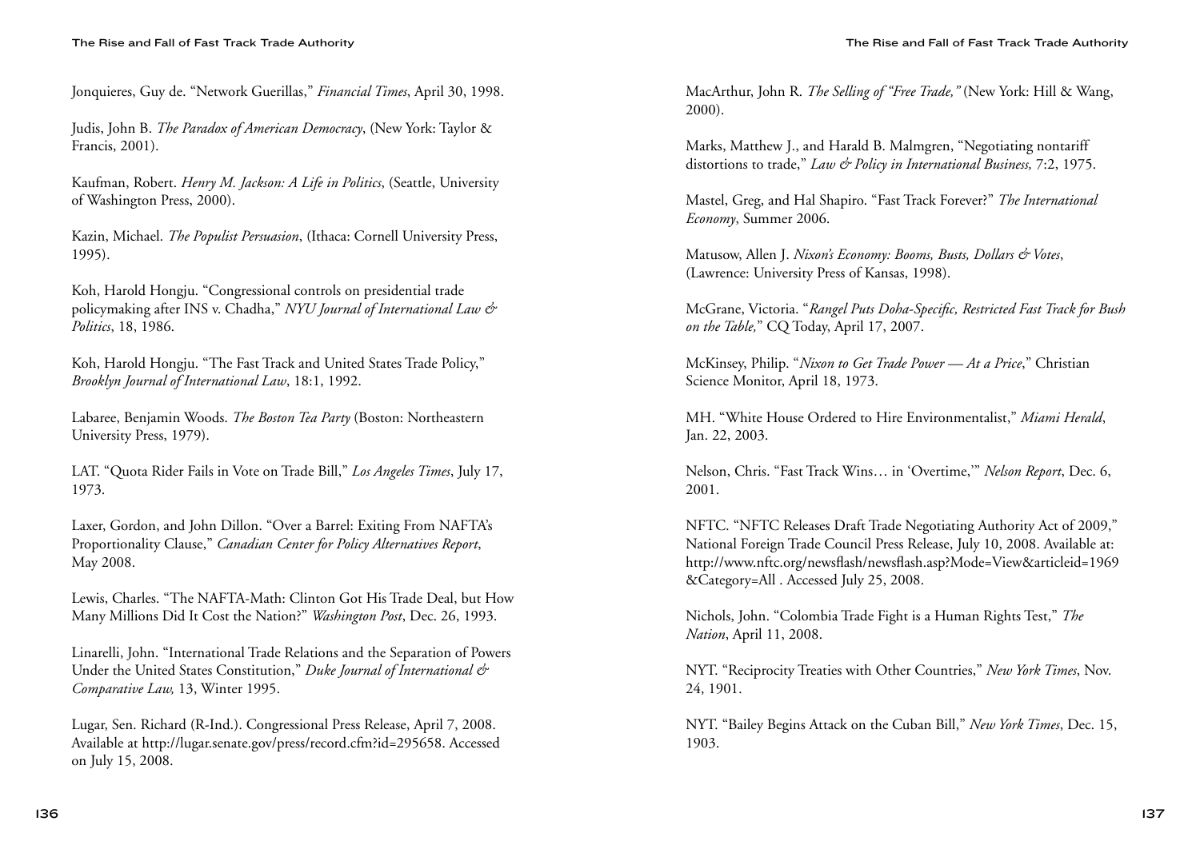Jonquieres, Guy de. “Network Guerillas,” *Financial Times*, April 30, 1998.

Judis, John B. *The Paradox of American Democracy*, (New York: Taylor & Francis, 2001).

Kaufman, Robert. *Henry M. Jackson: A Life in Politics*, (Seattle, University of Washington Press, 2000).

Kazin, Michael. *The Populist Persuasion*, (Ithaca: Cornell University Press, 1995).

Koh, Harold Hongju. “Congressional controls on presidential trade policymaking after INS v. Chadha,” *NYU Journal of International Law & Politics*, 18, 1986.

Koh, Harold Hongju. “The Fast Track and United States Trade Policy,” *Brooklyn Journal of International Law*, 18:1, 1992.

Labaree, Benjamin Woods. *The Boston Tea Party* (Boston: Northeastern University Press, 1979).

LAT. “Quota Rider Fails in Vote on Trade Bill,” *Los Angeles Times*, July 17, 1973.

Laxer, Gordon, and John Dillon. “Over a Barrel: Exiting From NAFTA’s Proportionality Clause,” *Canadian Center for Policy Alternatives Report*, May 2008.

Lewis, Charles. “The NAFTA-Math: Clinton Got His Trade Deal, but How Many Millions Did It Cost the Nation?” *Washington Post*, Dec. 26, 1993.

Linarelli, John. “International Trade Relations and the Separation of Powers Under the United States Constitution,” *Duke Journal of International & Comparative Law,* 13, Winter 1995.

Lugar, Sen. Richard (R-Ind.). Congressional Press Release, April 7, 2008. Available at http://lugar.senate.gov/press/record.cfm?id=295658. Accessed on July 15, 2008.

MacArthur, John R. *The Selling of “Free Trade,”* (New York: Hill & Wang, 2000).

Marks, Matthew J., and Harald B. Malmgren, “Negotiating nontariff distortions to trade,” *Law & Policy in International Business,* 7:2, 1975.

Mastel, Greg, and Hal Shapiro. “Fast Track Forever?” *The International Economy*, Summer 2006.

Matusow, Allen J. *Nixon’s Economy: Booms, Busts, Dollars & Votes*, (Lawrence: University Press of Kansas, 1998).

McGrane, Victoria. “*Rangel Puts Doha-Specific, Restricted Fast Track for Bush on the Table,*” CQ Today, April 17, 2007.

McKinsey, Philip. “*Nixon to Get Trade Power — At a Price*,” Christian Science Monitor, April 18, 1973.

MH. “White House Ordered to Hire Environmentalist,” *Miami Herald*, Jan. 22, 2003.

Nelson, Chris. “Fast Track Wins… in ‘Overtime,’” *Nelson Report*, Dec. 6, 2001.

NFTC. “NFTC Releases Draft Trade Negotiating Authority Act of 2009,” National Foreign Trade Council Press Release, July 10, 2008. Available at: http://www.nftc.org/newsflash/newsflash.asp?Mode=View&articleid=1969&Category=All . Accessed July 25, 2008.

Nichols, John. “Colombia Trade Fight is a Human Rights Test,” *The Nation*, April 11, 2008.

NYT. “Reciprocity Treaties with Other Countries,” *New York Times*, Nov. 24, 1901.

NYT. “Bailey Begins Attack on the Cuban Bill,” *New York Times*, Dec. 15, 1903.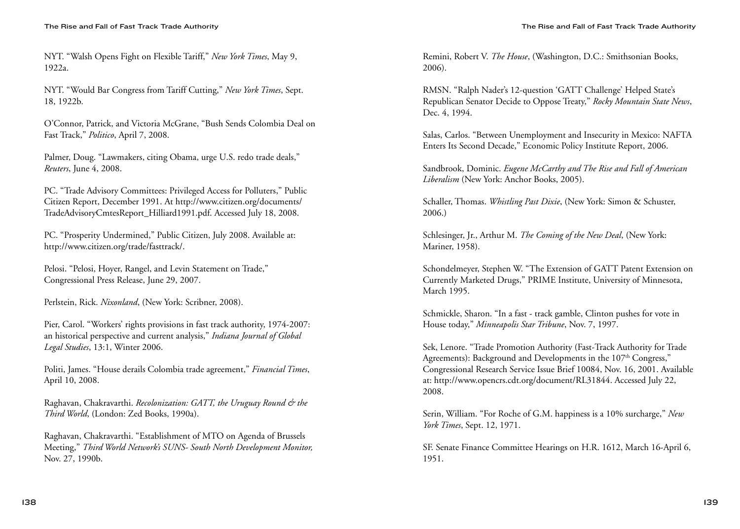NYT. "Walsh Opens Fight on Flexible Tariff," *New York Times*, May 9, 1922a.

NYT. "Would Bar Congress from Tariff Cutting," *New York Times*, Sept. 18, 1922b.

O'Connor, Patrick, and Victoria McGrane, "Bush Sends Colombia Deal on Fast Track," *Politico*, April 7, 2008.

Palmer, Doug. "Lawmakers, citing Obama, urge U.S. redo trade deals," *Reuters*, June 4, 2008.

PC. "Trade Advisory Committees: Privileged Access for Polluters," Public Citizen Report, December 1991. At http://www.citizen.org/documents/TradeAdvisoryCmtesReport_Hilliard1991.pdf. Accessed July 18, 2008.

PC. "Prosperity Undermined," Public Citizen, July 2008. Available at: http://www.citizen.org/trade/fasttrack/.

Pelosi. "Pelosi, Hoyer, Rangel, and Levin Statement on Trade," Congressional Press Release, June 29, 2007.

Perlstein, Rick. *Nixonland*, (New York: Scribner, 2008).

Pier, Carol. "Workers' rights provisions in fast track authority, 1974-2007: an historical perspective and current analysis," *Indiana Journal of Global Legal Studies*, 13:1, Winter 2006.

Politi, James. "House derails Colombia trade agreement," *Financial Times*, April 10, 2008.

Raghavan, Chakravarthi. *Recolonization: GATT, the Uruguay Round & the Third World*, (London: Zed Books, 1990a).

Raghavan, Chakravarthi. "Establishment of MTO on Agenda of Brussels Meeting," *Third World Network's SUNS- South North Development Monitor,* Nov. 27, 1990b.

Remini, Robert V. *The House*, (Washington, D.C.: Smithsonian Books, 2006).

RMSN. "Ralph Nader's 12-question 'GATT Challenge' Helped State's Republican Senator Decide to Oppose Treaty," *Rocky Mountain State News*, Dec. 4, 1994.

Salas, Carlos. "Between Unemployment and Insecurity in Mexico: NAFTA Enters Its Second Decade," Economic Policy Institute Report, 2006.

Sandbrook, Dominic. *Eugene McCarthy and The Rise and Fall of American Liberalism* (New York: Anchor Books, 2005).

Schaller, Thomas. *Whistling Past Dixie*, (New York: Simon & Schuster, 2006.)

Schlesinger, Jr., Arthur M. *The Coming of the New Deal*, (New York: Mariner, 1958).

Schondelmeyer, Stephen W. "The Extension of GATT Patent Extension on Currently Marketed Drugs," PRIME Institute, University of Minnesota, March 1995.

Schmickle, Sharon. "In a fast - track gamble, Clinton pushes for vote in House today," *Minneapolis Star Tribune*, Nov. 7, 1997.

Sek, Lenore. "Trade Promotion Authority (Fast-Track Authority for Trade Agreements): Background and Developments in the 107th Congress," Congressional Research Service Issue Brief 10084, Nov. 16, 2001. Available at: http://www.opencrs.cdt.org/document/RL31844. Accessed July 22, 2008.

Serin, William. "For Roche of G.M. happiness is a 10% surcharge," *New York Times*, Sept. 12, 1971.

SF. Senate Finance Committee Hearings on H.R. 1612, March 16-April 6, 1951.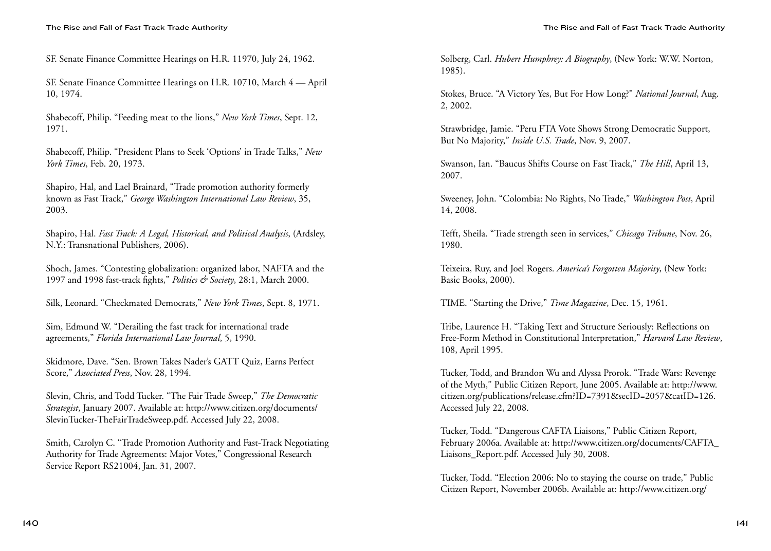SF. Senate Finance Committee Hearings on H.R. 11970, July 24, 1962.

SF. Senate Finance Committee Hearings on H.R. 10710, March 4 — April 10, 1974.

Shabecoff, Philip. "Feeding meat to the lions," *New York Times*, Sept. 12, 1971.

Shabecoff, Philip. "President Plans to Seek 'Options' in Trade Talks," *New York Times*, Feb. 20, 1973.

Shapiro, Hal, and Lael Brainard, "Trade promotion authority formerly known as Fast Track," *George Washington International Law Review*, 35, 2003.

Shapiro, Hal. *Fast Track: A Legal, Historical, and Political Analysis*, (Ardsley, N.Y.: Transnational Publishers, 2006).

Shoch, James. "Contesting globalization: organized labor, NAFTA and the 1997 and 1998 fast-track fights," *Politics & Society*, 28:1, March 2000.

Silk, Leonard. "Checkmated Democrats," *New York Times*, Sept. 8, 1971.

Sim, Edmund W. "Derailing the fast track for international trade agreements," *Florida International Law Journal*, 5, 1990.

Skidmore, Dave. "Sen. Brown Takes Nader's GATT Quiz, Earns Perfect Score," *Associated Press*, Nov. 28, 1994.

Slevin, Chris, and Todd Tucker. "The Fair Trade Sweep," *The Democratic Strategist*, January 2007. Available at: http://www.citizen.org/documents/SlevinTucker-TheFairTradeSweep.pdf. Accessed July 22, 2008.

Smith, Carolyn C. "Trade Promotion Authority and Fast-Track Negotiating Authority for Trade Agreements: Major Votes," Congressional Research Service Report RS21004, Jan. 31, 2007.

Solberg, Carl. *Hubert Humphrey: A Biography*, (New York: W.W. Norton, 1985).

Stokes, Bruce. "A Victory Yes, But For How Long?" *National Journal*, Aug. 2, 2002.

Strawbridge, Jamie. "Peru FTA Vote Shows Strong Democratic Support, But No Majority," *Inside U.S. Trade*, Nov. 9, 2007.

Swanson, Ian. "Baucus Shifts Course on Fast Track," *The Hill*, April 13, 2007.

Sweeney, John. "Colombia: No Rights, No Trade," *Washington Post*, April 14, 2008.

Tefft, Sheila. "Trade strength seen in services," *Chicago Tribune*, Nov. 26, 1980.

Teixeira, Ruy, and Joel Rogers. *America's Forgotten Majority*, (New York: Basic Books, 2000).

TIME. "Starting the Drive," *Time Magazine*, Dec. 15, 1961.

Tribe, Laurence H. "Taking Text and Structure Seriously: Reflections on Free-Form Method in Constitutional Interpretation," *Harvard Law Review*, 108, April 1995.

Tucker, Todd, and Brandon Wu and Alyssa Prorok. "Trade Wars: Revenge of the Myth," Public Citizen Report, June 2005. Available at: http://www.citizen.org/publications/release.cfm?ID=7391&secID=2057&catID=126. Accessed July 22, 2008.

Tucker, Todd. "Dangerous CAFTA Liaisons," Public Citizen Report, February 2006a. Available at: http://www.citizen.org/documents/CAFTA_Liaisons_Report.pdf. Accessed July 30, 2008.

Tucker, Todd. "Election 2006: No to staying the course on trade," Public Citizen Report, November 2006b. Available at: http://www.citizen.org/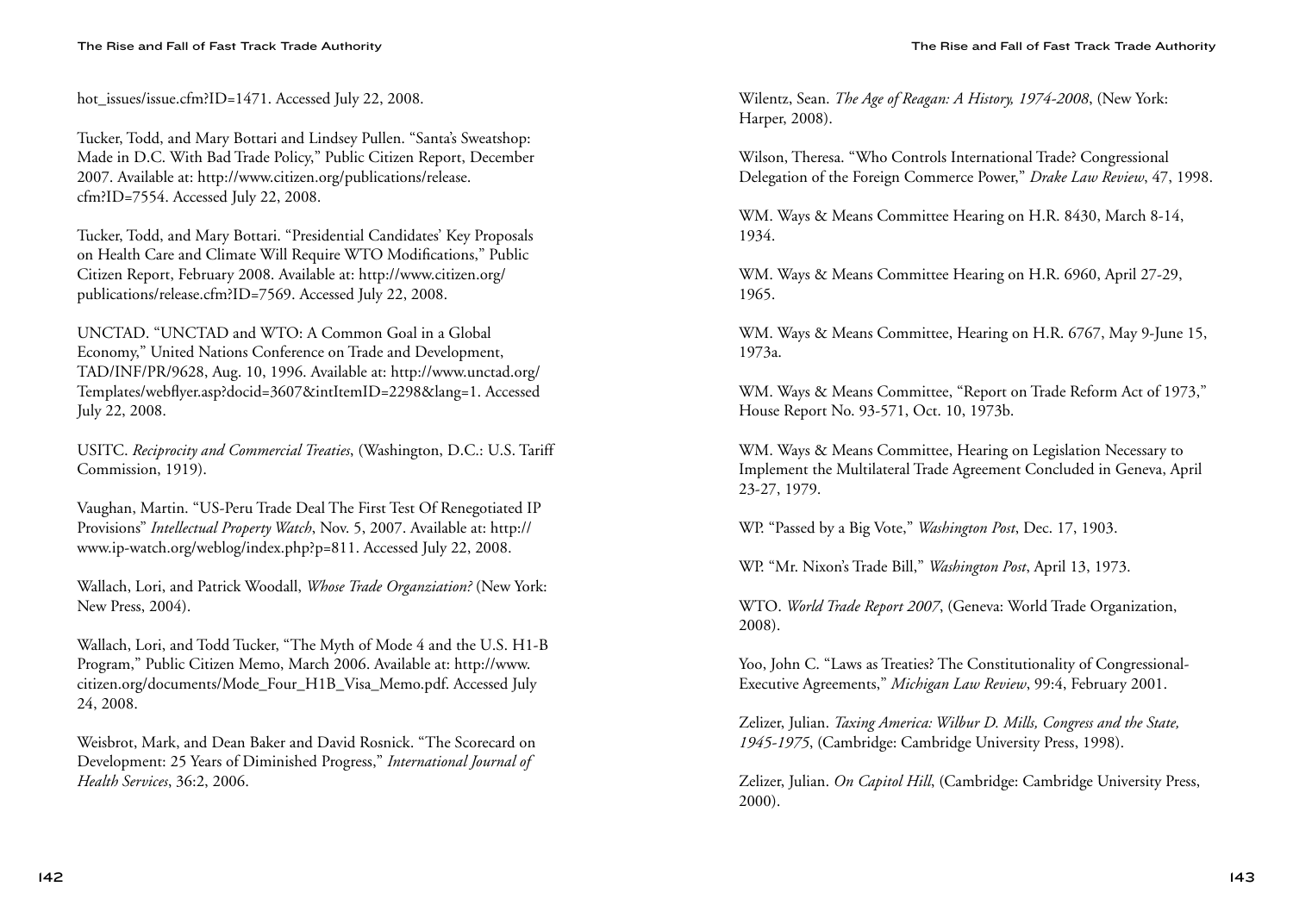hot_issues/issue.cfm?ID=1471. Accessed July 22, 2008.

Tucker, Todd, and Mary Bottari and Lindsey Pullen. "Santa's Sweatshop: Made in D.C. With Bad Trade Policy," Public Citizen Report, December 2007. Available at: http://www.citizen.org/publications/release.cfm?ID=7554. Accessed July 22, 2008.

Tucker, Todd, and Mary Bottari. "Presidential Candidates' Key Proposals on Health Care and Climate Will Require WTO Modifications," Public Citizen Report, February 2008. Available at: http://www.citizen.org/publications/release.cfm?ID=7569. Accessed July 22, 2008.

UNCTAD. "UNCTAD and WTO: A Common Goal in a Global Economy," United Nations Conference on Trade and Development, TAD/INF/PR/9628, Aug. 10, 1996. Available at: http://www.unctad.org/Templates/webflyer.asp?docid=3607&intItemID=2298&lang=1. Accessed July 22, 2008.

USITC. *Reciprocity and Commercial Treaties*, (Washington, D.C.: U.S. Tariff Commission, 1919).

Vaughan, Martin. "US-Peru Trade Deal The First Test Of Renegotiated IP Provisions" *Intellectual Property Watch*, Nov. 5, 2007. Available at: http://www.ip-watch.org/weblog/index.php?p=811. Accessed July 22, 2008.

Wallach, Lori, and Patrick Woodall, *Whose Trade Organziation?* (New York: New Press, 2004).

Wallach, Lori, and Todd Tucker, "The Myth of Mode 4 and the U.S. H1-B Program," Public Citizen Memo, March 2006. Available at: http://www.citizen.org/documents/Mode_Four_H1B_Visa_Memo.pdf. Accessed July 24, 2008.

Weisbrot, Mark, and Dean Baker and David Rosnick. "The Scorecard on Development: 25 Years of Diminished Progress," *International Journal of Health Services*, 36:2, 2006.

Wilentz, Sean. *The Age of Reagan: A History, 1974-2008*, (New York: Harper, 2008).

Wilson, Theresa. "Who Controls International Trade? Congressional Delegation of the Foreign Commerce Power," *Drake Law Review*, 47, 1998.

WM. Ways & Means Committee Hearing on H.R. 8430, March 8-14, 1934.

WM. Ways & Means Committee Hearing on H.R. 6960, April 27-29, 1965.

WM. Ways & Means Committee, Hearing on H.R. 6767, May 9-June 15, 1973a.

WM. Ways & Means Committee, "Report on Trade Reform Act of 1973," House Report No. 93-571, Oct. 10, 1973b.

WM. Ways & Means Committee, Hearing on Legislation Necessary to Implement the Multilateral Trade Agreement Concluded in Geneva, April 23-27, 1979.

WP. "Passed by a Big Vote," *Washington Post*, Dec. 17, 1903.

WP. "Mr. Nixon's Trade Bill," *Washington Post*, April 13, 1973.

WTO. *World Trade Report 2007*, (Geneva: World Trade Organization, 2008).

Yoo, John C. "Laws as Treaties? The Constitutionality of Congressional-Executive Agreements," *Michigan Law Review*, 99:4, February 2001.

Zelizer, Julian. *Taxing America: Wilbur D. Mills, Congress and the State, 1945-1975*, (Cambridge: Cambridge University Press, 1998).

Zelizer, Julian. *On Capitol Hill*, (Cambridge: Cambridge University Press, 2000).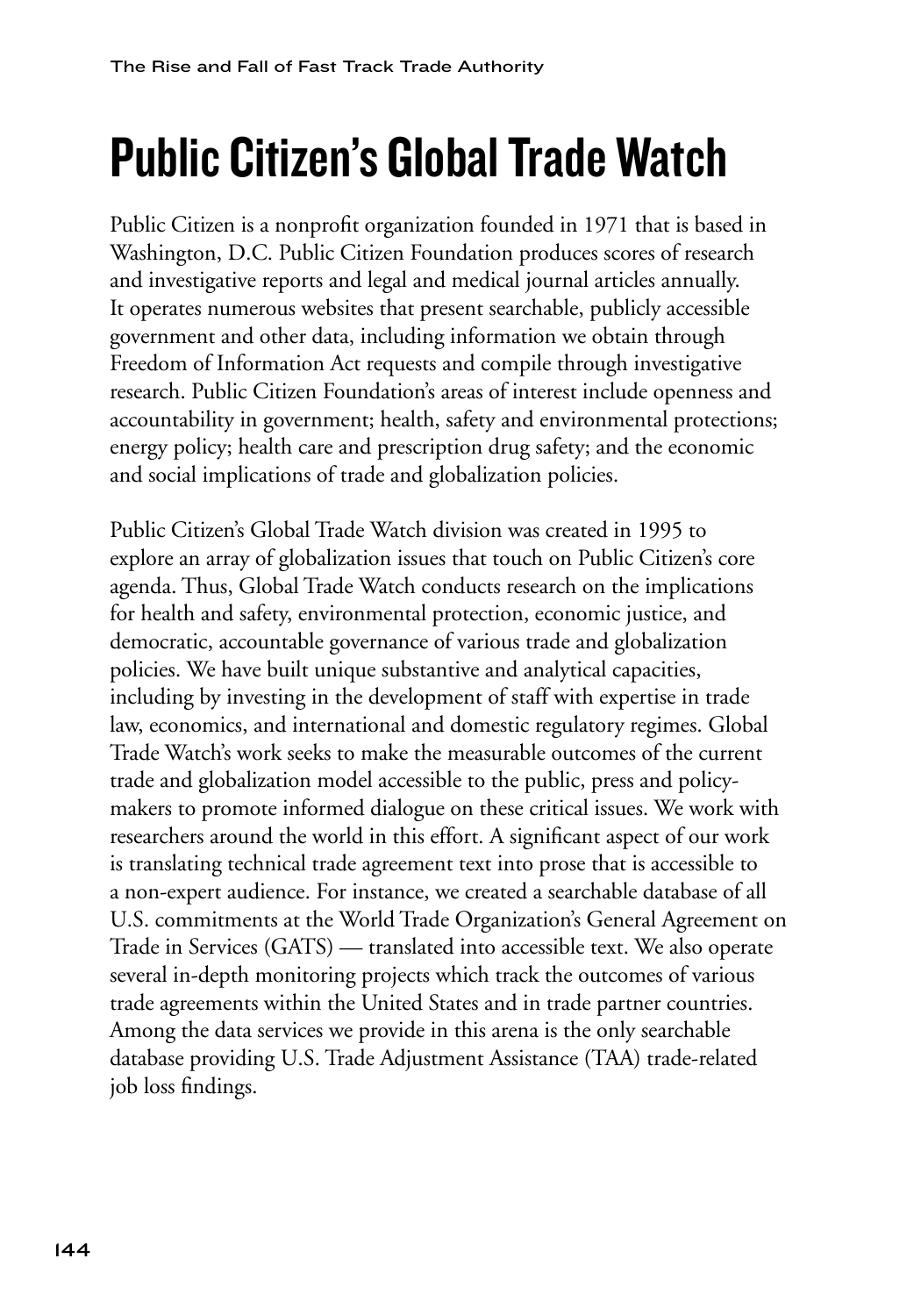# Public Citizen's Global Trade Watch

Public Citizen is a nonprofit organization founded in 1971 that is based in Washington, D.C. Public Citizen Foundation produces scores of research and investigative reports and legal and medical journal articles annually. It operates numerous websites that present searchable, publicly accessible government and other data, including information we obtain through Freedom of Information Act requests and compile through investigative research. Public Citizen Foundation's areas of interest include openness and accountability in government; health, safety and environmental protections; energy policy; health care and prescription drug safety; and the economic and social implications of trade and globalization policies.

Public Citizen's Global Trade Watch division was created in 1995 to explore an array of globalization issues that touch on Public Citizen's core agenda. Thus, Global Trade Watch conducts research on the implications for health and safety, environmental protection, economic justice, and democratic, accountable governance of various trade and globalization policies. We have built unique substantive and analytical capacities, including by investing in the development of staff with expertise in trade law, economics, and international and domestic regulatory regimes. Global Trade Watch's work seeks to make the measurable outcomes of the current trade and globalization model accessible to the public, press and policy-makers to promote informed dialogue on these critical issues. We work with researchers around the world in this effort. A significant aspect of our work is translating technical trade agreement text into prose that is accessible to a non-expert audience. For instance, we created a searchable database of all U.S. commitments at the World Trade Organization's General Agreement on Trade in Services (GATS) — translated into accessible text. We also operate several in-depth monitoring projects which track the outcomes of various trade agreements within the United States and in trade partner countries. Among the data services we provide in this arena is the only searchable database providing U.S. Trade Adjustment Assistance (TAA) trade-related job loss findings.